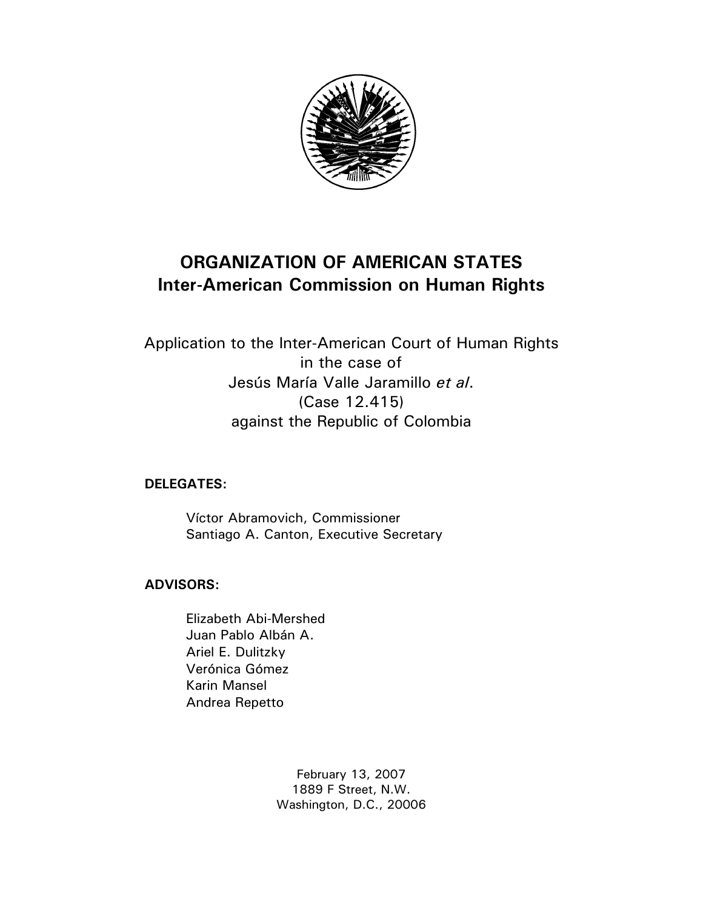# ORGANIZATION OF AMERICAN STATES
## Inter-American Commission on Human Rights

Application to the Inter-American Court of Human Rights
in the case of
Jesús María Valle Jaramillo *et al*.
(Case 12.415)
against the Republic of Colombia

**DELEGATES:**

Víctor Abramovich, Commissioner
Santiago A. Canton, Executive Secretary

**ADVISORS:**

Elizabeth Abi-Mershed
Juan Pablo Albán A.
Ariel E. Dulitzky
Verónica Gómez
Karin Mansel
Andrea Repetto

February 13, 2007
1889 F Street, N.W.
Washington, D.C., 20006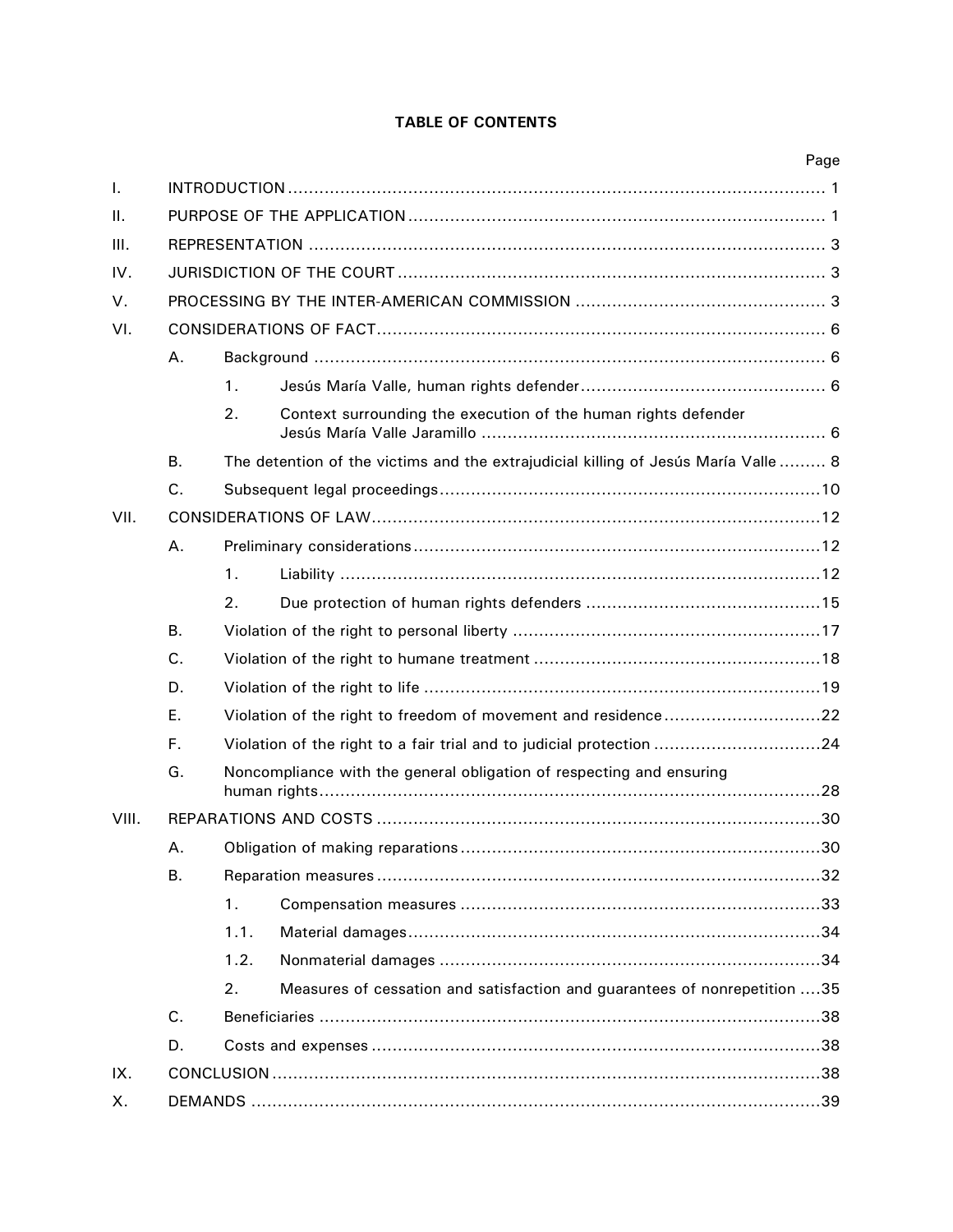**TABLE OF CONTENTS**

| | | | | Page |
|---|---|---|---|---|
| I. | INTRODUCTION | | | 1 |
| II. | PURPOSE OF THE APPLICATION | | | 1 |
| III. | REPRESENTATION | | | 3 |
| IV. | JURISDICTION OF THE COURT | | | 3 |
| V. | PROCESSING BY THE INTER-AMERICAN COMMISSION | | | 3 |
| VI. | CONSIDERATIONS OF FACT | | | 6 |
| | A. | Background | | 6 |
| | | 1. | Jesús María Valle, human rights defender | 6 |
| | | 2. | Context surrounding the execution of the human rights defender Jesús María Valle Jaramillo | 6 |
| | B. | The detention of the victims and the extrajudicial killing of Jesús María Valle | | 8 |
| | C. | Subsequent legal proceedings | | 10 |
| VII. | CONSIDERATIONS OF LAW | | | 12 |
| | A. | Preliminary considerations | | 12 |
| | | 1. | Liability | 12 |
| | | 2. | Due protection of human rights defenders | 15 |
| | B. | Violation of the right to personal liberty | | 17 |
| | C. | Violation of the right to humane treatment | | 18 |
| | D. | Violation of the right to life | | 19 |
| | E. | Violation of the right to freedom of movement and residence | | 22 |
| | F. | Violation of the right to a fair trial and to judicial protection | | 24 |
| | G. | Noncompliance with the general obligation of respecting and ensuring human rights | | 28 |
| VIII. | REPARATIONS AND COSTS | | | 30 |
| | A. | Obligation of making reparations | | 30 |
| | B. | Reparation measures | | 32 |
| | | 1. | Compensation measures | 33 |
| | | 1.1. | Material damages | 34 |
| | | 1.2. | Nonmaterial damages | 34 |
| | | 2. | Measures of cessation and satisfaction and guarantees of nonrepetition | 35 |
| | C. | Beneficiaries | | 38 |
| | D. | Costs and expenses | | 38 |
| IX. | CONCLUSION | | | 38 |
| X. | DEMANDS | | | 39 |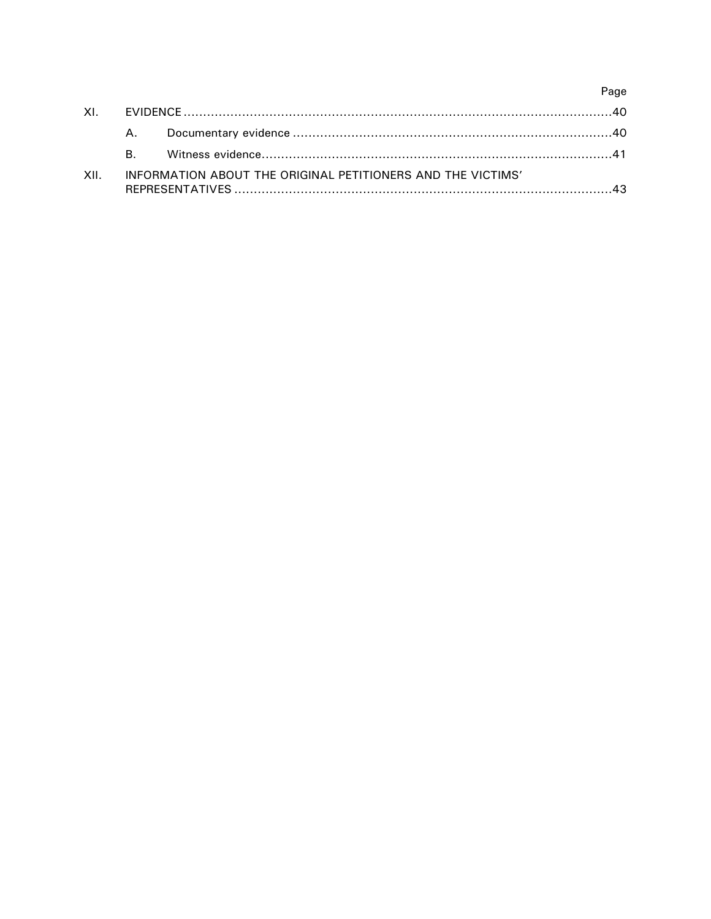| | | | Page |
|---|---|---|---|
| XI. | EVIDENCE | | 40 |
| | A. | Documentary evidence | 40 |
| | B. | Witness evidence | 41 |
| XII. | INFORMATION ABOUT THE ORIGINAL PETITIONERS AND THE VICTIMS' REPRESENTATIVES | | 43 |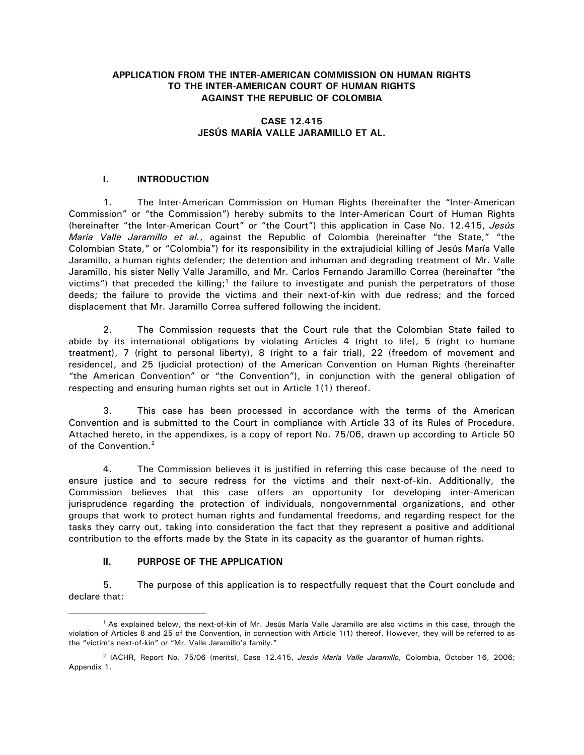**APPLICATION FROM THE INTER-AMERICAN COMMISSION ON HUMAN RIGHTS TO THE INTER-AMERICAN COURT OF HUMAN RIGHTS AGAINST THE REPUBLIC OF COLOMBIA**

**CASE 12.415**
**JESÚS MARÍA VALLE JARAMILLO ET AL.**

## I. INTRODUCTION

1. The Inter-American Commission on Human Rights (hereinafter the "Inter-American Commission" or "the Commission") hereby submits to the Inter-American Court of Human Rights (hereinafter "the Inter-American Court" or "the Court") this application in Case No. 12.415, *Jesús María Valle Jaramillo et al.*, against the Republic of Colombia (hereinafter "the State," "the Colombian State," or "Colombia") for its responsibility in the extrajudicial killing of Jesús María Valle Jaramillo, a human rights defender; the detention and inhuman and degrading treatment of Mr. Valle Jaramillo, his sister Nelly Valle Jaramillo, and Mr. Carlos Fernando Jaramillo Correa (hereinafter "the victims") that preceded the killing;[1] the failure to investigate and punish the perpetrators of those deeds; the failure to provide the victims and their next-of-kin with due redress; and the forced displacement that Mr. Jaramillo Correa suffered following the incident.

2. The Commission requests that the Court rule that the Colombian State failed to abide by its international obligations by violating Articles 4 (right to life), 5 (right to humane treatment), 7 (right to personal liberty), 8 (right to a fair trial), 22 (freedom of movement and residence), and 25 (judicial protection) of the American Convention on Human Rights (hereinafter "the American Convention" or "the Convention"), in conjunction with the general obligation of respecting and ensuring human rights set out in Article 1(1) thereof.

3. This case has been processed in accordance with the terms of the American Convention and is submitted to the Court in compliance with Article 33 of its Rules of Procedure. Attached hereto, in the appendixes, is a copy of report No. 75/06, drawn up according to Article 50 of the Convention.[2]

4. The Commission believes it is justified in referring this case because of the need to ensure justice and to secure redress for the victims and their next-of-kin. Additionally, the Commission believes that this case offers an opportunity for developing inter-American jurisprudence regarding the protection of individuals, nongovernmental organizations, and other groups that work to protect human rights and fundamental freedoms, and regarding respect for the tasks they carry out, taking into consideration the fact that they represent a positive and additional contribution to the efforts made by the State in its capacity as the guarantor of human rights.

## II. PURPOSE OF THE APPLICATION

5. The purpose of this application is to respectfully request that the Court conclude and declare that:

---

[1] As explained below, the next-of-kin of Mr. Jesús María Valle Jaramillo are also victims in this case, through the violation of Articles 8 and 25 of the Convention, in connection with Article 1(1) thereof. However, they will be referred to as the "victim's next-of-kin" or "Mr. Valle Jaramillo's family."

[2] IACHR, Report No. 75/06 (merits), Case 12.415, *Jesús María Valle Jaramillo,* Colombia, October 16, 2006; Appendix 1.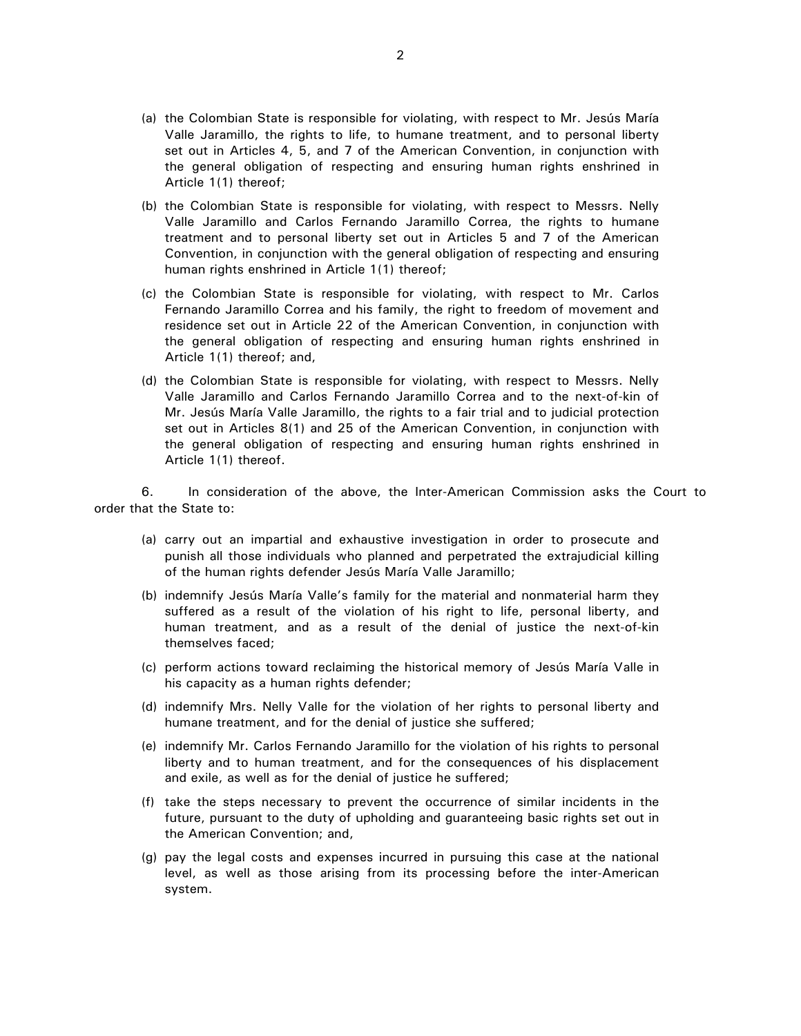(a) the Colombian State is responsible for violating, with respect to Mr. Jesús María Valle Jaramillo, the rights to life, to humane treatment, and to personal liberty set out in Articles 4, 5, and 7 of the American Convention, in conjunction with the general obligation of respecting and ensuring human rights enshrined in Article 1(1) thereof;

(b) the Colombian State is responsible for violating, with respect to Messrs. Nelly Valle Jaramillo and Carlos Fernando Jaramillo Correa, the rights to humane treatment and to personal liberty set out in Articles 5 and 7 of the American Convention, in conjunction with the general obligation of respecting and ensuring human rights enshrined in Article 1(1) thereof;

(c) the Colombian State is responsible for violating, with respect to Mr. Carlos Fernando Jaramillo Correa and his family, the right to freedom of movement and residence set out in Article 22 of the American Convention, in conjunction with the general obligation of respecting and ensuring human rights enshrined in Article 1(1) thereof; and,

(d) the Colombian State is responsible for violating, with respect to Messrs. Nelly Valle Jaramillo and Carlos Fernando Jaramillo Correa and to the next-of-kin of Mr. Jesús María Valle Jaramillo, the rights to a fair trial and to judicial protection set out in Articles 8(1) and 25 of the American Convention, in conjunction with the general obligation of respecting and ensuring human rights enshrined in Article 1(1) thereof.

6. In consideration of the above, the Inter-American Commission asks the Court to order that the State to:

(a) carry out an impartial and exhaustive investigation in order to prosecute and punish all those individuals who planned and perpetrated the extrajudicial killing of the human rights defender Jesús María Valle Jaramillo;

(b) indemnify Jesús María Valle's family for the material and nonmaterial harm they suffered as a result of the violation of his right to life, personal liberty, and human treatment, and as a result of the denial of justice the next-of-kin themselves faced;

(c) perform actions toward reclaiming the historical memory of Jesús María Valle in his capacity as a human rights defender;

(d) indemnify Mrs. Nelly Valle for the violation of her rights to personal liberty and humane treatment, and for the denial of justice she suffered;

(e) indemnify Mr. Carlos Fernando Jaramillo for the violation of his rights to personal liberty and to human treatment, and for the consequences of his displacement and exile, as well as for the denial of justice he suffered;

(f) take the steps necessary to prevent the occurrence of similar incidents in the future, pursuant to the duty of upholding and guaranteeing basic rights set out in the American Convention; and,

(g) pay the legal costs and expenses incurred in pursuing this case at the national level, as well as those arising from its processing before the inter-American system.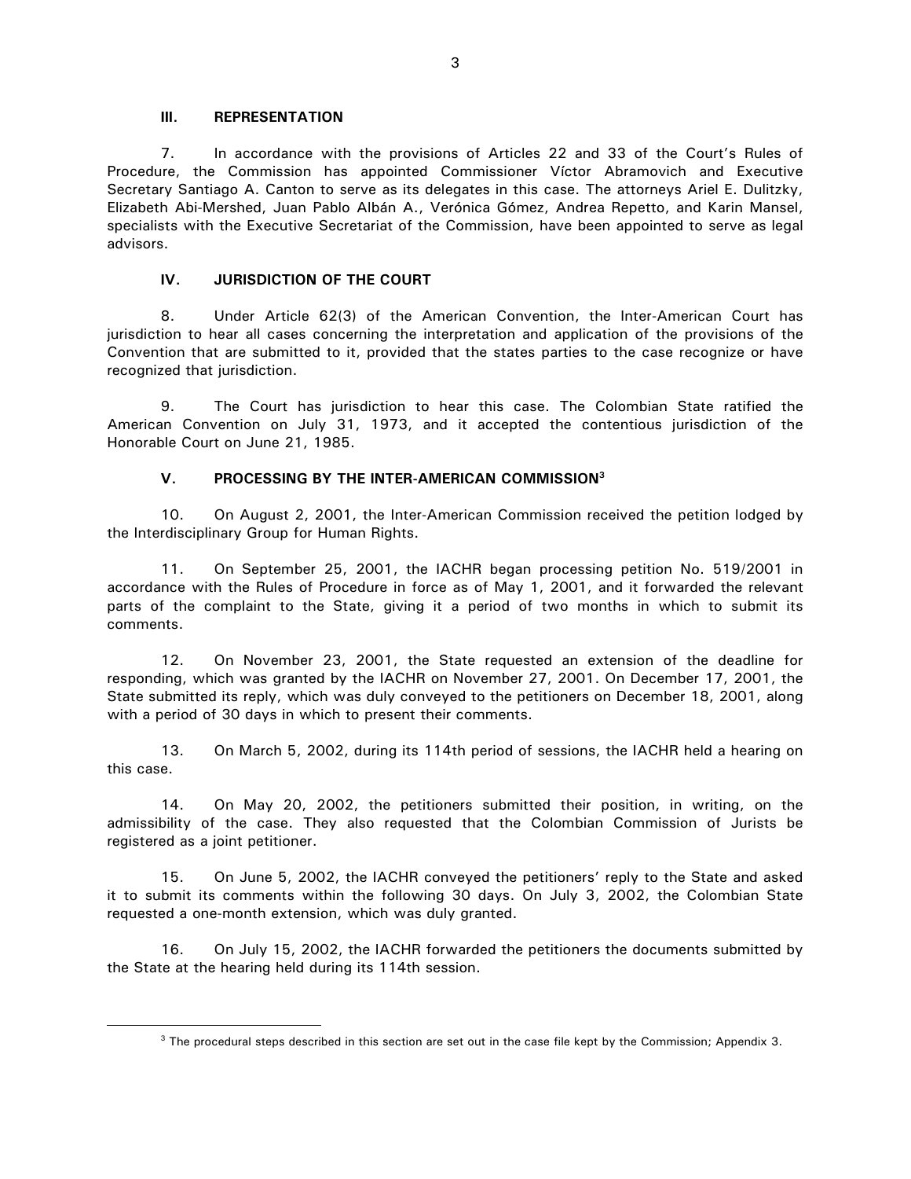## III. REPRESENTATION

7. In accordance with the provisions of Articles 22 and 33 of the Court's Rules of Procedure, the Commission has appointed Commissioner Víctor Abramovich and Executive Secretary Santiago A. Canton to serve as its delegates in this case. The attorneys Ariel E. Dulitzky, Elizabeth Abi-Mershed, Juan Pablo Albán A., Verónica Gómez, Andrea Repetto, and Karin Mansel, specialists with the Executive Secretariat of the Commission, have been appointed to serve as legal advisors.

## IV. JURISDICTION OF THE COURT

8. Under Article 62(3) of the American Convention, the Inter-American Court has jurisdiction to hear all cases concerning the interpretation and application of the provisions of the Convention that are submitted to it, provided that the states parties to the case recognize or have recognized that jurisdiction.

9. The Court has jurisdiction to hear this case. The Colombian State ratified the American Convention on July 31, 1973, and it accepted the contentious jurisdiction of the Honorable Court on June 21, 1985.

## V. PROCESSING BY THE INTER-AMERICAN COMMISSION[3]

10. On August 2, 2001, the Inter-American Commission received the petition lodged by the Interdisciplinary Group for Human Rights.

11. On September 25, 2001, the IACHR began processing petition No. 519/2001 in accordance with the Rules of Procedure in force as of May 1, 2001, and it forwarded the relevant parts of the complaint to the State, giving it a period of two months in which to submit its comments.

12. On November 23, 2001, the State requested an extension of the deadline for responding, which was granted by the IACHR on November 27, 2001. On December 17, 2001, the State submitted its reply, which was duly conveyed to the petitioners on December 18, 2001, along with a period of 30 days in which to present their comments.

13. On March 5, 2002, during its 114th period of sessions, the IACHR held a hearing on this case.

14. On May 20, 2002, the petitioners submitted their position, in writing, on the admissibility of the case. They also requested that the Colombian Commission of Jurists be registered as a joint petitioner.

15. On June 5, 2002, the IACHR conveyed the petitioners' reply to the State and asked it to submit its comments within the following 30 days. On July 3, 2002, the Colombian State requested a one-month extension, which was duly granted.

16. On July 15, 2002, the IACHR forwarded the petitioners the documents submitted by the State at the hearing held during its 114th session.

---

[3] The procedural steps described in this section are set out in the case file kept by the Commission; Appendix 3.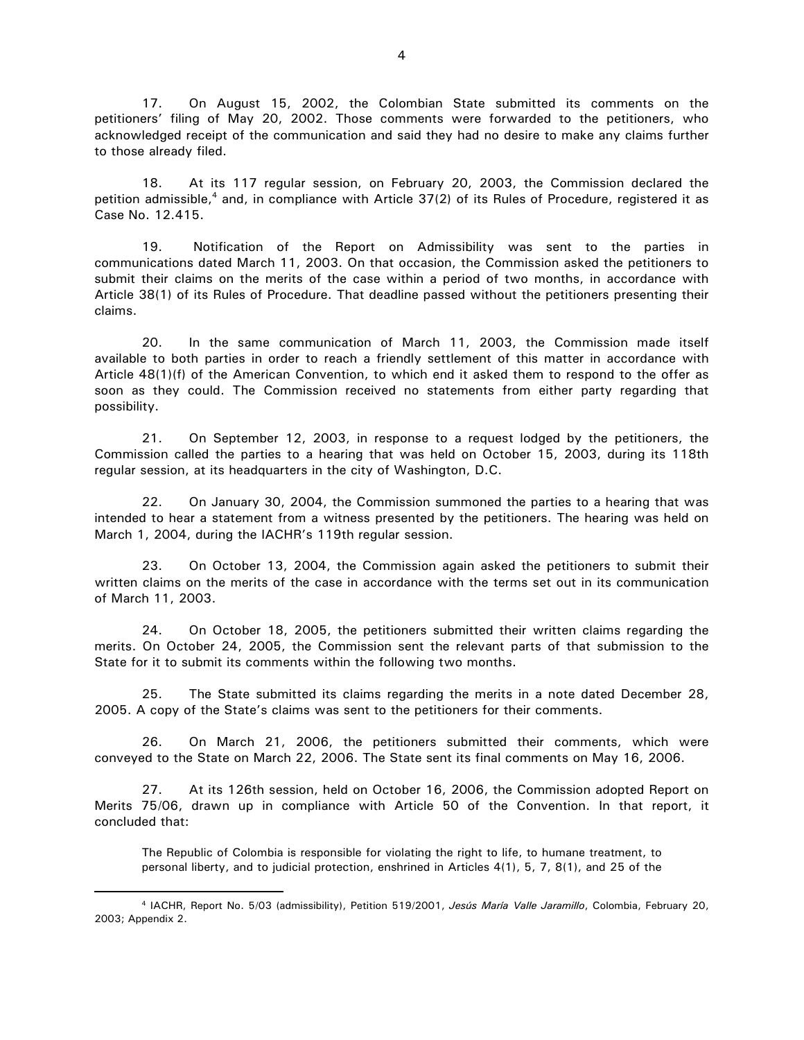17. On August 15, 2002, the Colombian State submitted its comments on the petitioners' filing of May 20, 2002. Those comments were forwarded to the petitioners, who acknowledged receipt of the communication and said they had no desire to make any claims further to those already filed.

18. At its 117 regular session, on February 20, 2003, the Commission declared the petition admissible,[4] and, in compliance with Article 37(2) of its Rules of Procedure, registered it as Case No. 12.415.

19. Notification of the Report on Admissibility was sent to the parties in communications dated March 11, 2003. On that occasion, the Commission asked the petitioners to submit their claims on the merits of the case within a period of two months, in accordance with Article 38(1) of its Rules of Procedure. That deadline passed without the petitioners presenting their claims.

20. In the same communication of March 11, 2003, the Commission made itself available to both parties in order to reach a friendly settlement of this matter in accordance with Article 48(1)(f) of the American Convention, to which end it asked them to respond to the offer as soon as they could. The Commission received no statements from either party regarding that possibility.

21. On September 12, 2003, in response to a request lodged by the petitioners, the Commission called the parties to a hearing that was held on October 15, 2003, during its 118th regular session, at its headquarters in the city of Washington, D.C.

22. On January 30, 2004, the Commission summoned the parties to a hearing that was intended to hear a statement from a witness presented by the petitioners. The hearing was held on March 1, 2004, during the IACHR's 119th regular session.

23. On October 13, 2004, the Commission again asked the petitioners to submit their written claims on the merits of the case in accordance with the terms set out in its communication of March 11, 2003.

24. On October 18, 2005, the petitioners submitted their written claims regarding the merits. On October 24, 2005, the Commission sent the relevant parts of that submission to the State for it to submit its comments within the following two months.

25. The State submitted its claims regarding the merits in a note dated December 28, 2005. A copy of the State's claims was sent to the petitioners for their comments.

26. On March 21, 2006, the petitioners submitted their comments, which were conveyed to the State on March 22, 2006. The State sent its final comments on May 16, 2006.

27. At its 126th session, held on October 16, 2006, the Commission adopted Report on Merits 75/06, drawn up in compliance with Article 50 of the Convention. In that report, it concluded that:

> The Republic of Colombia is responsible for violating the right to life, to humane treatment, to personal liberty, and to judicial protection, enshrined in Articles 4(1), 5, 7, 8(1), and 25 of the

---

[4] IACHR, Report No. 5/03 (admissibility), Petition 519/2001, *Jesús María Valle Jaramillo*, Colombia, February 20, 2003; Appendix 2.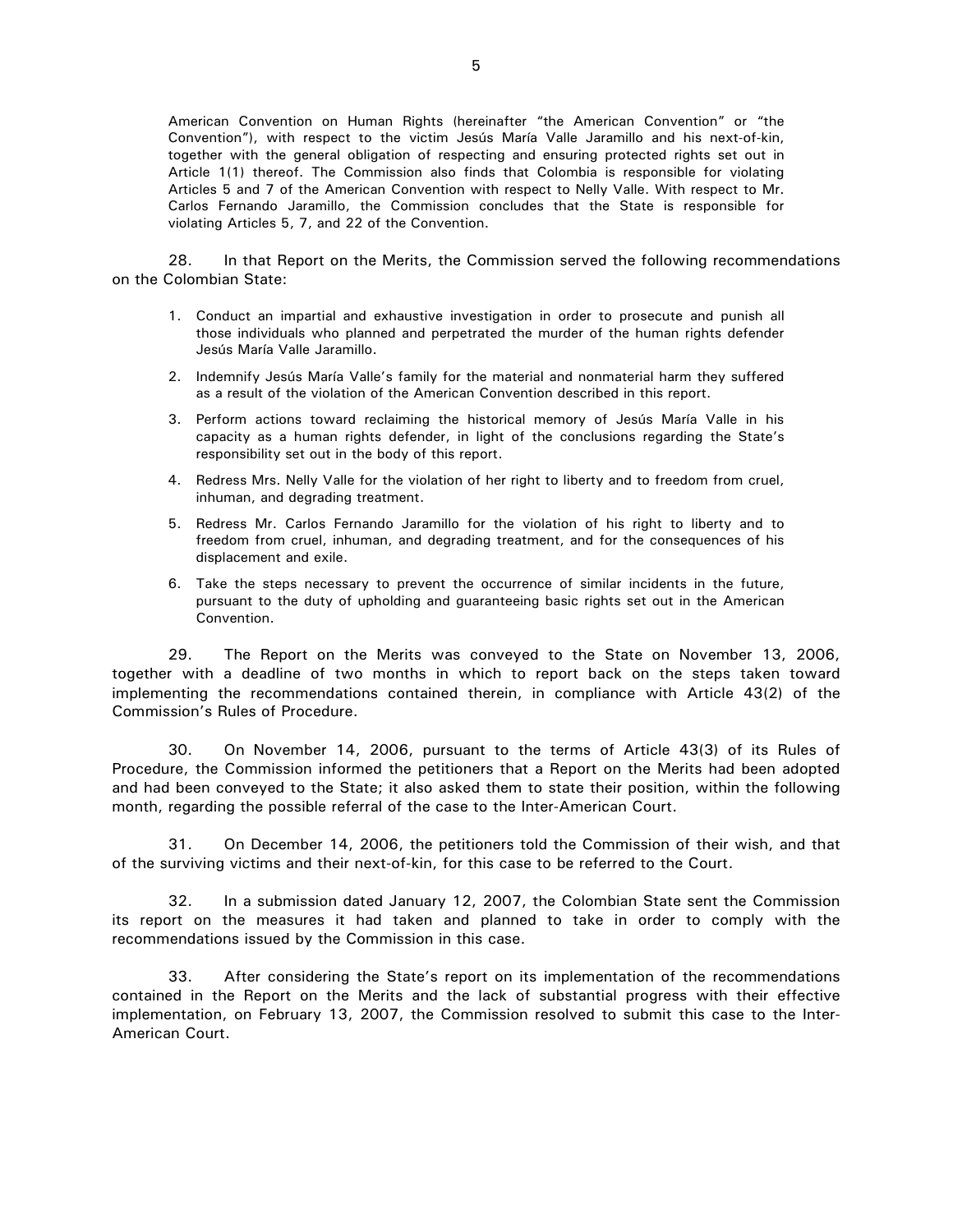American Convention on Human Rights (hereinafter "the American Convention" or "the Convention"), with respect to the victim Jesús María Valle Jaramillo and his next-of-kin, together with the general obligation of respecting and ensuring protected rights set out in Article 1(1) thereof. The Commission also finds that Colombia is responsible for violating Articles 5 and 7 of the American Convention with respect to Nelly Valle. With respect to Mr. Carlos Fernando Jaramillo, the Commission concludes that the State is responsible for violating Articles 5, 7, and 22 of the Convention.

28. In that Report on the Merits, the Commission served the following recommendations on the Colombian State:

1. Conduct an impartial and exhaustive investigation in order to prosecute and punish all those individuals who planned and perpetrated the murder of the human rights defender Jesús María Valle Jaramillo.
2. Indemnify Jesús María Valle's family for the material and nonmaterial harm they suffered as a result of the violation of the American Convention described in this report.
3. Perform actions toward reclaiming the historical memory of Jesús María Valle in his capacity as a human rights defender, in light of the conclusions regarding the State's responsibility set out in the body of this report.
4. Redress Mrs. Nelly Valle for the violation of her right to liberty and to freedom from cruel, inhuman, and degrading treatment.
5. Redress Mr. Carlos Fernando Jaramillo for the violation of his right to liberty and to freedom from cruel, inhuman, and degrading treatment, and for the consequences of his displacement and exile.
6. Take the steps necessary to prevent the occurrence of similar incidents in the future, pursuant to the duty of upholding and guaranteeing basic rights set out in the American Convention.

29. The Report on the Merits was conveyed to the State on November 13, 2006, together with a deadline of two months in which to report back on the steps taken toward implementing the recommendations contained therein, in compliance with Article 43(2) of the Commission's Rules of Procedure.

30. On November 14, 2006, pursuant to the terms of Article 43(3) of its Rules of Procedure, the Commission informed the petitioners that a Report on the Merits had been adopted and had been conveyed to the State; it also asked them to state their position, within the following month, regarding the possible referral of the case to the Inter-American Court.

31. On December 14, 2006, the petitioners told the Commission of their wish, and that of the surviving victims and their next-of-kin, for this case to be referred to the Court.

32. In a submission dated January 12, 2007, the Colombian State sent the Commission its report on the measures it had taken and planned to take in order to comply with the recommendations issued by the Commission in this case.

33. After considering the State's report on its implementation of the recommendations contained in the Report on the Merits and the lack of substantial progress with their effective implementation, on February 13, 2007, the Commission resolved to submit this case to the Inter-American Court.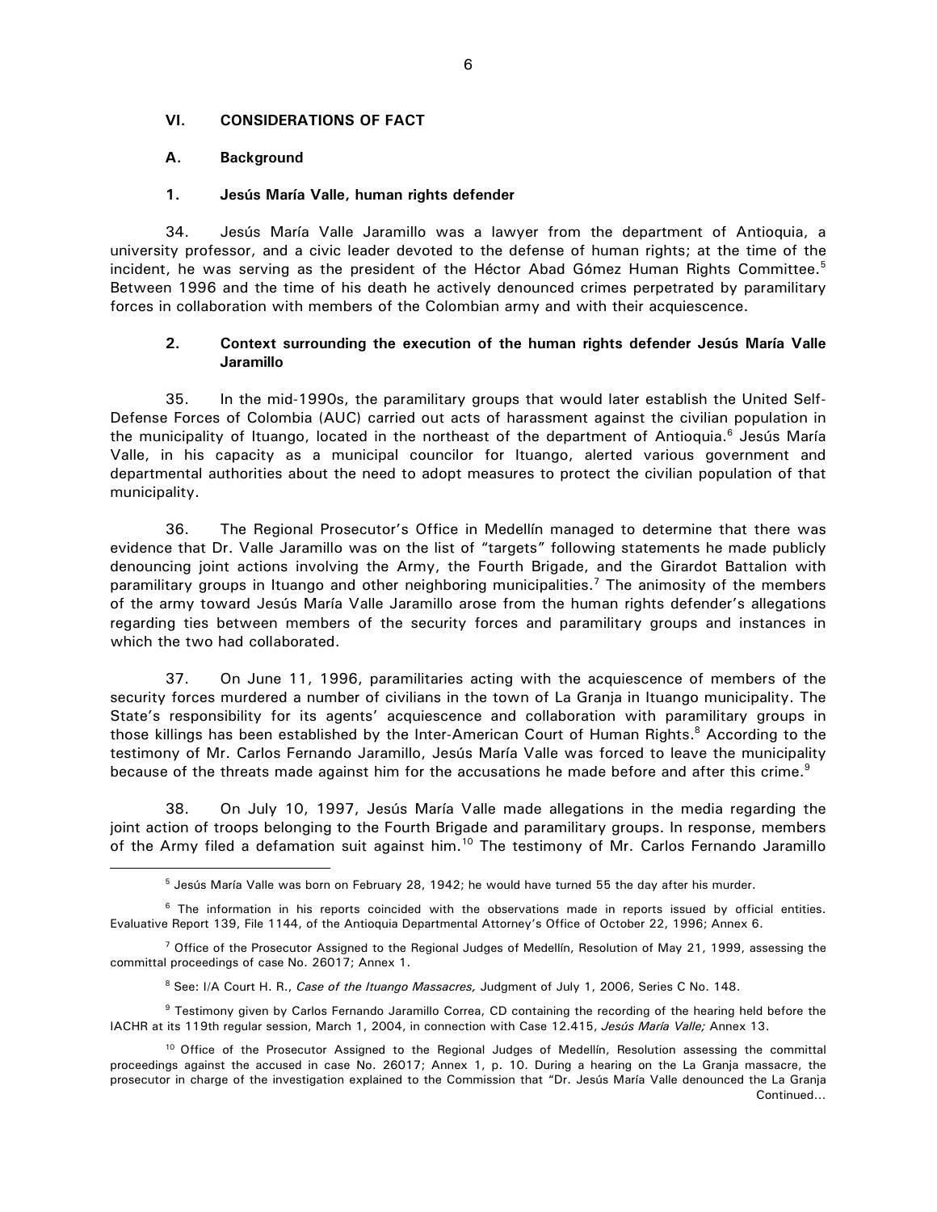## VI. CONSIDERATIONS OF FACT

### A. Background

#### 1. Jesús María Valle, human rights defender

34. Jesús María Valle Jaramillo was a lawyer from the department of Antioquia, a university professor, and a civic leader devoted to the defense of human rights; at the time of the incident, he was serving as the president of the Héctor Abad Gómez Human Rights Committee.[5] Between 1996 and the time of his death he actively denounced crimes perpetrated by paramilitary forces in collaboration with members of the Colombian army and with their acquiescence.

#### 2. Context surrounding the execution of the human rights defender Jesús María Valle Jaramillo

35. In the mid-1990s, the paramilitary groups that would later establish the United Self-Defense Forces of Colombia (AUC) carried out acts of harassment against the civilian population in the municipality of Ituango, located in the northeast of the department of Antioquia.[6] Jesús María Valle, in his capacity as a municipal councilor for Ituango, alerted various government and departmental authorities about the need to adopt measures to protect the civilian population of that municipality.

36. The Regional Prosecutor's Office in Medellín managed to determine that there was evidence that Dr. Valle Jaramillo was on the list of "targets" following statements he made publicly denouncing joint actions involving the Army, the Fourth Brigade, and the Girardot Battalion with paramilitary groups in Ituango and other neighboring municipalities.[7] The animosity of the members of the army toward Jesús María Valle Jaramillo arose from the human rights defender's allegations regarding ties between members of the security forces and paramilitary groups and instances in which the two had collaborated.

37. On June 11, 1996, paramilitaries acting with the acquiescence of members of the security forces murdered a number of civilians in the town of La Granja in Ituango municipality. The State's responsibility for its agents' acquiescence and collaboration with paramilitary groups in those killings has been established by the Inter-American Court of Human Rights.[8] According to the testimony of Mr. Carlos Fernando Jaramillo, Jesús María Valle was forced to leave the municipality because of the threats made against him for the accusations he made before and after this crime.[9]

38. On July 10, 1997, Jesús María Valle made allegations in the media regarding the joint action of troops belonging to the Fourth Brigade and paramilitary groups. In response, members of the Army filed a defamation suit against him.[10] The testimony of Mr. Carlos Fernando Jaramillo

---

[5] Jesús María Valle was born on February 28, 1942; he would have turned 55 the day after his murder.

[6] The information in his reports coincided with the observations made in reports issued by official entities. Evaluative Report 139, File 1144, of the Antioquia Departmental Attorney's Office of October 22, 1996; Annex 6.

[7] Office of the Prosecutor Assigned to the Regional Judges of Medellín, Resolution of May 21, 1999, assessing the committal proceedings of case No. 26017; Annex 1.

[8] See: I/A Court H. R., *Case of the Ituango Massacres,* Judgment of July 1, 2006, Series C No. 148.

[9] Testimony given by Carlos Fernando Jaramillo Correa, CD containing the recording of the hearing held before the IACHR at its 119th regular session, March 1, 2004, in connection with Case 12.415, *Jesús María Valle;* Annex 13.

[10] Office of the Prosecutor Assigned to the Regional Judges of Medellín, Resolution assessing the committal proceedings against the accused in case No. 26017; Annex 1, p. 10. During a hearing on the La Granja massacre, the prosecutor in charge of the investigation explained to the Commission that "Dr. Jesús María Valle denounced the La Granja

Continued…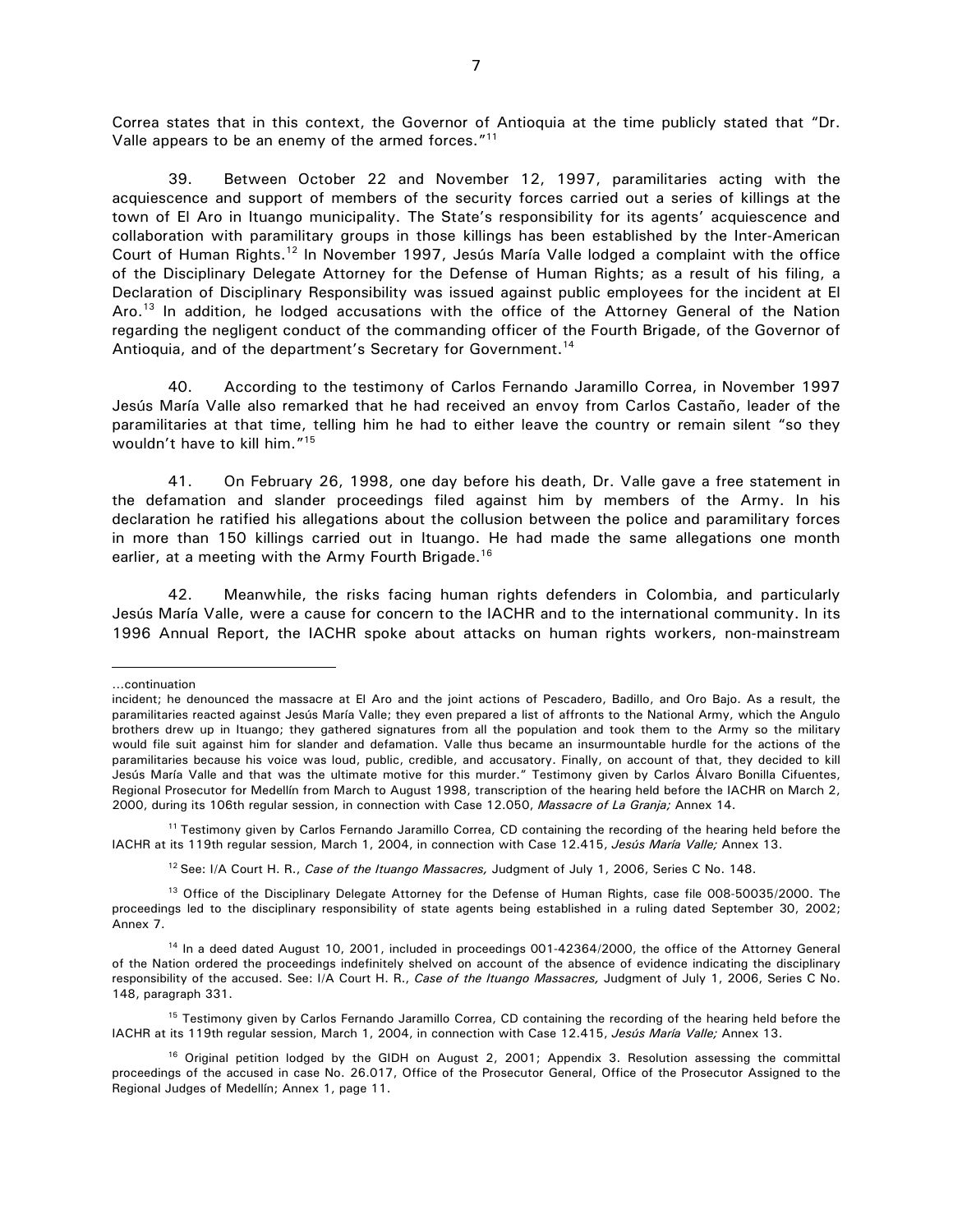Correa states that in this context, the Governor of Antioquia at the time publicly stated that "Dr. Valle appears to be an enemy of the armed forces."[11]

39. Between October 22 and November 12, 1997, paramilitaries acting with the acquiescence and support of members of the security forces carried out a series of killings at the town of El Aro in Ituango municipality. The State's responsibility for its agents' acquiescence and collaboration with paramilitary groups in those killings has been established by the Inter-American Court of Human Rights.[12] In November 1997, Jesús María Valle lodged a complaint with the office of the Disciplinary Delegate Attorney for the Defense of Human Rights; as a result of his filing, a Declaration of Disciplinary Responsibility was issued against public employees for the incident at El Aro.[13] In addition, he lodged accusations with the office of the Attorney General of the Nation regarding the negligent conduct of the commanding officer of the Fourth Brigade, of the Governor of Antioquia, and of the department's Secretary for Government.[14]

40. According to the testimony of Carlos Fernando Jaramillo Correa, in November 1997 Jesús María Valle also remarked that he had received an envoy from Carlos Castaño, leader of the paramilitaries at that time, telling him he had to either leave the country or remain silent "so they wouldn't have to kill him."[15]

41. On February 26, 1998, one day before his death, Dr. Valle gave a free statement in the defamation and slander proceedings filed against him by members of the Army. In his declaration he ratified his allegations about the collusion between the police and paramilitary forces in more than 150 killings carried out in Ituango. He had made the same allegations one month earlier, at a meeting with the Army Fourth Brigade.[16]

42. Meanwhile, the risks facing human rights defenders in Colombia, and particularly Jesús María Valle, were a cause for concern to the IACHR and to the international community. In its 1996 Annual Report, the IACHR spoke about attacks on human rights workers, non-mainstream

---

...continuation

incident; he denounced the massacre at El Aro and the joint actions of Pescadero, Badillo, and Oro Bajo. As a result, the paramilitaries reacted against Jesús María Valle; they even prepared a list of affronts to the National Army, which the Angulo brothers drew up in Ituango; they gathered signatures from all the population and took them to the Army so the military would file suit against him for slander and defamation. Valle thus became an insurmountable hurdle for the actions of the paramilitaries because his voice was loud, public, credible, and accusatory. Finally, on account of that, they decided to kill Jesús María Valle and that was the ultimate motive for this murder." Testimony given by Carlos Álvaro Bonilla Cifuentes, Regional Prosecutor for Medellín from March to August 1998, transcription of the hearing held before the IACHR on March 2, 2000, during its 106th regular session, in connection with Case 12.050, *Massacre of La Granja;* Annex 14.

[11] Testimony given by Carlos Fernando Jaramillo Correa, CD containing the recording of the hearing held before the IACHR at its 119th regular session, March 1, 2004, in connection with Case 12.415, *Jesús María Valle;* Annex 13.

[12] See: I/A Court H. R., *Case of the Ituango Massacres,* Judgment of July 1, 2006, Series C No. 148.

[13] Office of the Disciplinary Delegate Attorney for the Defense of Human Rights, case file 008-50035/2000. The proceedings led to the disciplinary responsibility of state agents being established in a ruling dated September 30, 2002; Annex 7.

[14] In a deed dated August 10, 2001, included in proceedings 001-42364/2000, the office of the Attorney General of the Nation ordered the proceedings indefinitely shelved on account of the absence of evidence indicating the disciplinary responsibility of the accused. See: I/A Court H. R., *Case of the Ituango Massacres,* Judgment of July 1, 2006, Series C No. 148, paragraph 331.

[15] Testimony given by Carlos Fernando Jaramillo Correa, CD containing the recording of the hearing held before the IACHR at its 119th regular session, March 1, 2004, in connection with Case 12.415, *Jesús María Valle;* Annex 13.

[16] Original petition lodged by the GIDH on August 2, 2001; Appendix 3. Resolution assessing the committal proceedings of the accused in case No. 26.017, Office of the Prosecutor General, Office of the Prosecutor Assigned to the Regional Judges of Medellín; Annex 1, page 11.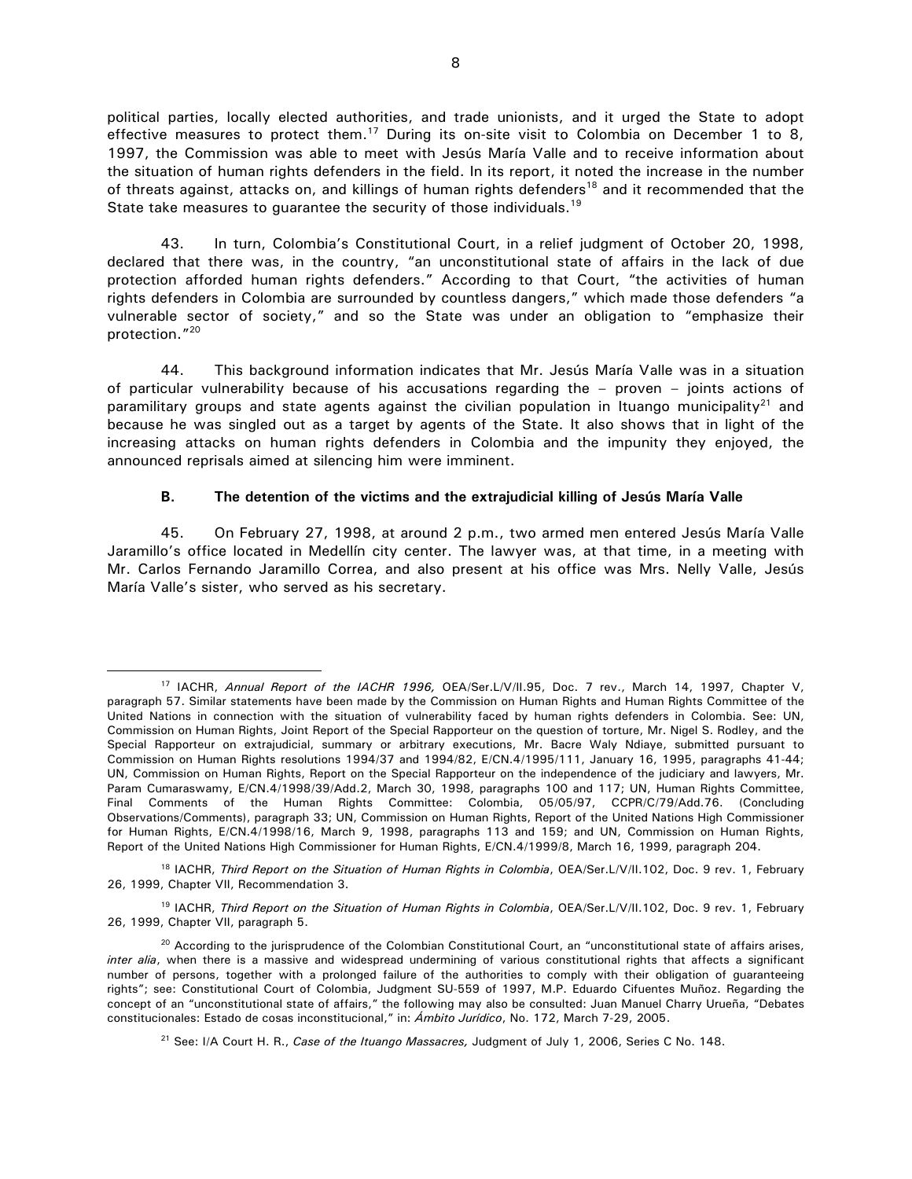political parties, locally elected authorities, and trade unionists, and it urged the State to adopt effective measures to protect them.[17] During its on-site visit to Colombia on December 1 to 8, 1997, the Commission was able to meet with Jesús María Valle and to receive information about the situation of human rights defenders in the field. In its report, it noted the increase in the number of threats against, attacks on, and killings of human rights defenders[18] and it recommended that the State take measures to guarantee the security of those individuals.[19]

43. In turn, Colombia's Constitutional Court, in a relief judgment of October 20, 1998, declared that there was, in the country, "an unconstitutional state of affairs in the lack of due protection afforded human rights defenders." According to that Court, "the activities of human rights defenders in Colombia are surrounded by countless dangers," which made those defenders "a vulnerable sector of society," and so the State was under an obligation to "emphasize their protection."[20]

44. This background information indicates that Mr. Jesús María Valle was in a situation of particular vulnerability because of his accusations regarding the – proven – joints actions of paramilitary groups and state agents against the civilian population in Ituango municipality[21] and because he was singled out as a target by agents of the State. It also shows that in light of the increasing attacks on human rights defenders in Colombia and the impunity they enjoyed, the announced reprisals aimed at silencing him were imminent.

### B. The detention of the victims and the extrajudicial killing of Jesús María Valle

45. On February 27, 1998, at around 2 p.m., two armed men entered Jesús María Valle Jaramillo's office located in Medellín city center. The lawyer was, at that time, in a meeting with Mr. Carlos Fernando Jaramillo Correa, and also present at his office was Mrs. Nelly Valle, Jesús María Valle's sister, who served as his secretary.

---

[17] IACHR, *Annual Report of the IACHR 1996,* OEA/Ser.L/V/II.95, Doc. 7 rev., March 14, 1997, Chapter V, paragraph 57. Similar statements have been made by the Commission on Human Rights and Human Rights Committee of the United Nations in connection with the situation of vulnerability faced by human rights defenders in Colombia. See: UN, Commission on Human Rights, Joint Report of the Special Rapporteur on the question of torture, Mr. Nigel S. Rodley, and the Special Rapporteur on extrajudicial, summary or arbitrary executions, Mr. Bacre Waly Ndiaye, submitted pursuant to Commission on Human Rights resolutions 1994/37 and 1994/82, E/CN.4/1995/111, January 16, 1995, paragraphs 41-44; UN, Commission on Human Rights, Report on the Special Rapporteur on the independence of the judiciary and lawyers, Mr. Param Cumaraswamy, E/CN.4/1998/39/Add.2, March 30, 1998, paragraphs 100 and 117; UN, Human Rights Committee, Final Comments of the Human Rights Committee: Colombia, 05/05/97, CCPR/C/79/Add.76. (Concluding Observations/Comments), paragraph 33; UN, Commission on Human Rights, Report of the United Nations High Commissioner for Human Rights, E/CN.4/1998/16, March 9, 1998, paragraphs 113 and 159; and UN, Commission on Human Rights, Report of the United Nations High Commissioner for Human Rights, E/CN.4/1999/8, March 16, 1999, paragraph 204.

[18] IACHR, *Third Report on the Situation of Human Rights in Colombia*, OEA/Ser.L/V/II.102, Doc. 9 rev. 1, February 26, 1999, Chapter VII, Recommendation 3.

[19] IACHR, *Third Report on the Situation of Human Rights in Colombia*, OEA/Ser.L/V/II.102, Doc. 9 rev. 1, February 26, 1999, Chapter VII, paragraph 5.

[20] According to the jurisprudence of the Colombian Constitutional Court, an "unconstitutional state of affairs arises, *inter alia*, when there is a massive and widespread undermining of various constitutional rights that affects a significant number of persons, together with a prolonged failure of the authorities to comply with their obligation of guaranteeing rights"; see: Constitutional Court of Colombia, Judgment SU-559 of 1997, M.P. Eduardo Cifuentes Muñoz. Regarding the concept of an "unconstitutional state of affairs," the following may also be consulted: Juan Manuel Charry Urueña, "Debates constitucionales: Estado de cosas inconstitucional," in: *Ámbito Jurídico*, No. 172, March 7-29, 2005.

[21] See: I/A Court H. R., *Case of the Ituango Massacres,* Judgment of July 1, 2006, Series C No. 148.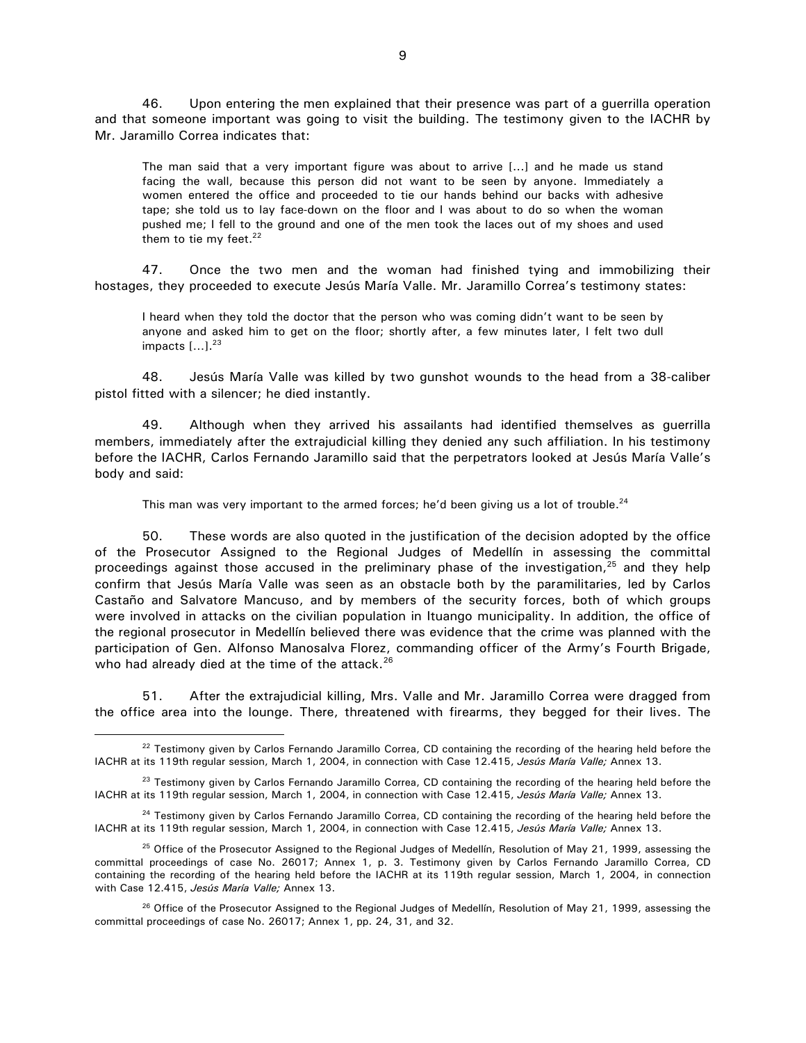46. Upon entering the men explained that their presence was part of a guerrilla operation and that someone important was going to visit the building. The testimony given to the IACHR by Mr. Jaramillo Correa indicates that:

> The man said that a very important figure was about to arrive [...] and he made us stand facing the wall, because this person did not want to be seen by anyone. Immediately a women entered the office and proceeded to tie our hands behind our backs with adhesive tape; she told us to lay face-down on the floor and I was about to do so when the woman pushed me; I fell to the ground and one of the men took the laces out of my shoes and used them to tie my feet.[22]

47. Once the two men and the woman had finished tying and immobilizing their hostages, they proceeded to execute Jesús María Valle. Mr. Jaramillo Correa's testimony states:

> I heard when they told the doctor that the person who was coming didn't want to be seen by anyone and asked him to get on the floor; shortly after, a few minutes later, I felt two dull impacts [...].[23]

48. Jesús María Valle was killed by two gunshot wounds to the head from a 38-caliber pistol fitted with a silencer; he died instantly.

49. Although when they arrived his assailants had identified themselves as guerrilla members, immediately after the extrajudicial killing they denied any such affiliation. In his testimony before the IACHR, Carlos Fernando Jaramillo said that the perpetrators looked at Jesús María Valle's body and said:

> This man was very important to the armed forces; he'd been giving us a lot of trouble.[24]

50. These words are also quoted in the justification of the decision adopted by the office of the Prosecutor Assigned to the Regional Judges of Medellín in assessing the committal proceedings against those accused in the preliminary phase of the investigation,[25] and they help confirm that Jesús María Valle was seen as an obstacle both by the paramilitaries, led by Carlos Castaño and Salvatore Mancuso, and by members of the security forces, both of which groups were involved in attacks on the civilian population in Ituango municipality. In addition, the office of the regional prosecutor in Medellín believed there was evidence that the crime was planned with the participation of Gen. Alfonso Manosalva Florez, commanding officer of the Army's Fourth Brigade, who had already died at the time of the attack.[26]

51. After the extrajudicial killing, Mrs. Valle and Mr. Jaramillo Correa were dragged from the office area into the lounge. There, threatened with firearms, they begged for their lives. The

---

[22] Testimony given by Carlos Fernando Jaramillo Correa, CD containing the recording of the hearing held before the IACHR at its 119th regular session, March 1, 2004, in connection with Case 12.415, *Jesús María Valle;* Annex 13.

[23] Testimony given by Carlos Fernando Jaramillo Correa, CD containing the recording of the hearing held before the IACHR at its 119th regular session, March 1, 2004, in connection with Case 12.415, *Jesús María Valle;* Annex 13.

[24] Testimony given by Carlos Fernando Jaramillo Correa, CD containing the recording of the hearing held before the IACHR at its 119th regular session, March 1, 2004, in connection with Case 12.415, *Jesús María Valle;* Annex 13.

[25] Office of the Prosecutor Assigned to the Regional Judges of Medellín, Resolution of May 21, 1999, assessing the committal proceedings of case No. 26017; Annex 1, p. 3. Testimony given by Carlos Fernando Jaramillo Correa, CD containing the recording of the hearing held before the IACHR at its 119th regular session, March 1, 2004, in connection with Case 12.415, *Jesús María Valle;* Annex 13.

[26] Office of the Prosecutor Assigned to the Regional Judges of Medellín, Resolution of May 21, 1999, assessing the committal proceedings of case No. 26017; Annex 1, pp. 24, 31, and 32.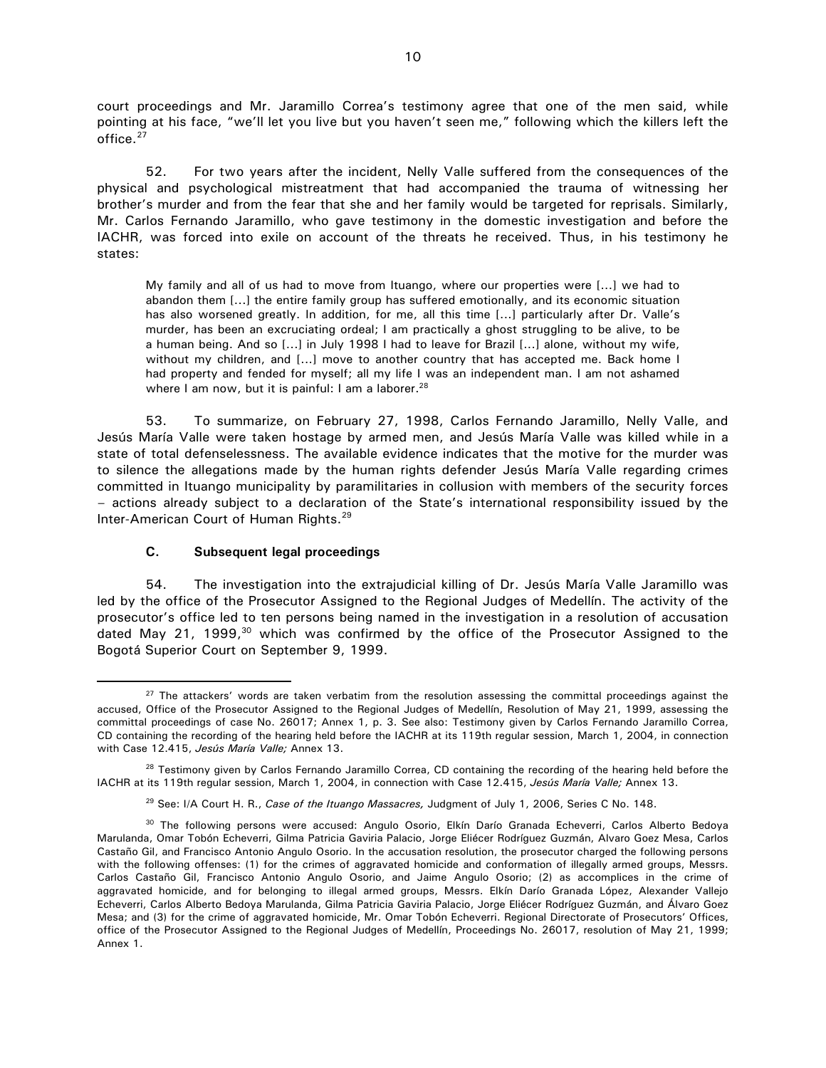court proceedings and Mr. Jaramillo Correa's testimony agree that one of the men said, while pointing at his face, "we'll let you live but you haven't seen me," following which the killers left the office.[27]

52. For two years after the incident, Nelly Valle suffered from the consequences of the physical and psychological mistreatment that had accompanied the trauma of witnessing her brother's murder and from the fear that she and her family would be targeted for reprisals. Similarly, Mr. Carlos Fernando Jaramillo, who gave testimony in the domestic investigation and before the IACHR, was forced into exile on account of the threats he received. Thus, in his testimony he states:

> My family and all of us had to move from Ituango, where our properties were [...] we had to abandon them [...] the entire family group has suffered emotionally, and its economic situation has also worsened greatly. In addition, for me, all this time [...] particularly after Dr. Valle's murder, has been an excruciating ordeal; I am practically a ghost struggling to be alive, to be a human being. And so [...] in July 1998 I had to leave for Brazil [...] alone, without my wife, without my children, and [...] move to another country that has accepted me. Back home I had property and fended for myself; all my life I was an independent man. I am not ashamed where I am now, but it is painful: I am a laborer.[28]

53. To summarize, on February 27, 1998, Carlos Fernando Jaramillo, Nelly Valle, and Jesús María Valle were taken hostage by armed men, and Jesús María Valle was killed while in a state of total defenselessness. The available evidence indicates that the motive for the murder was to silence the allegations made by the human rights defender Jesús María Valle regarding crimes committed in Ituango municipality by paramilitaries in collusion with members of the security forces – actions already subject to a declaration of the State's international responsibility issued by the Inter-American Court of Human Rights.[29]

### C. Subsequent legal proceedings

54. The investigation into the extrajudicial killing of Dr. Jesús María Valle Jaramillo was led by the office of the Prosecutor Assigned to the Regional Judges of Medellín. The activity of the prosecutor's office led to ten persons being named in the investigation in a resolution of accusation dated May 21, 1999,[30] which was confirmed by the office of the Prosecutor Assigned to the Bogotá Superior Court on September 9, 1999.

---

[27] The attackers' words are taken verbatim from the resolution assessing the committal proceedings against the accused, Office of the Prosecutor Assigned to the Regional Judges of Medellín, Resolution of May 21, 1999, assessing the committal proceedings of case No. 26017; Annex 1, p. 3. See also: Testimony given by Carlos Fernando Jaramillo Correa, CD containing the recording of the hearing held before the IACHR at its 119th regular session, March 1, 2004, in connection with Case 12.415, *Jesús María Valle;* Annex 13.

[28] Testimony given by Carlos Fernando Jaramillo Correa, CD containing the recording of the hearing held before the IACHR at its 119th regular session, March 1, 2004, in connection with Case 12.415, *Jesús María Valle;* Annex 13.

[29] See: I/A Court H. R., *Case of the Ituango Massacres,* Judgment of July 1, 2006, Series C No. 148.

[30] The following persons were accused: Angulo Osorio, Elkín Darío Granada Echeverri, Carlos Alberto Bedoya Marulanda, Omar Tobón Echeverri, Gilma Patricia Gaviria Palacio, Jorge Eliécer Rodríguez Guzmán, Alvaro Goez Mesa, Carlos Castaño Gil, and Francisco Antonio Angulo Osorio. In the accusation resolution, the prosecutor charged the following persons with the following offenses: (1) for the crimes of aggravated homicide and conformation of illegally armed groups, Messrs. Carlos Castaño Gil, Francisco Antonio Angulo Osorio, and Jaime Angulo Osorio; (2) as accomplices in the crime of aggravated homicide, and for belonging to illegal armed groups, Messrs. Elkín Darío Granada López, Alexander Vallejo Echeverri, Carlos Alberto Bedoya Marulanda, Gilma Patricia Gaviria Palacio, Jorge Eliécer Rodríguez Guzmán, and Álvaro Goez Mesa; and (3) for the crime of aggravated homicide, Mr. Omar Tobón Echeverri. Regional Directorate of Prosecutors' Offices, office of the Prosecutor Assigned to the Regional Judges of Medellín, Proceedings No. 26017, resolution of May 21, 1999; Annex 1.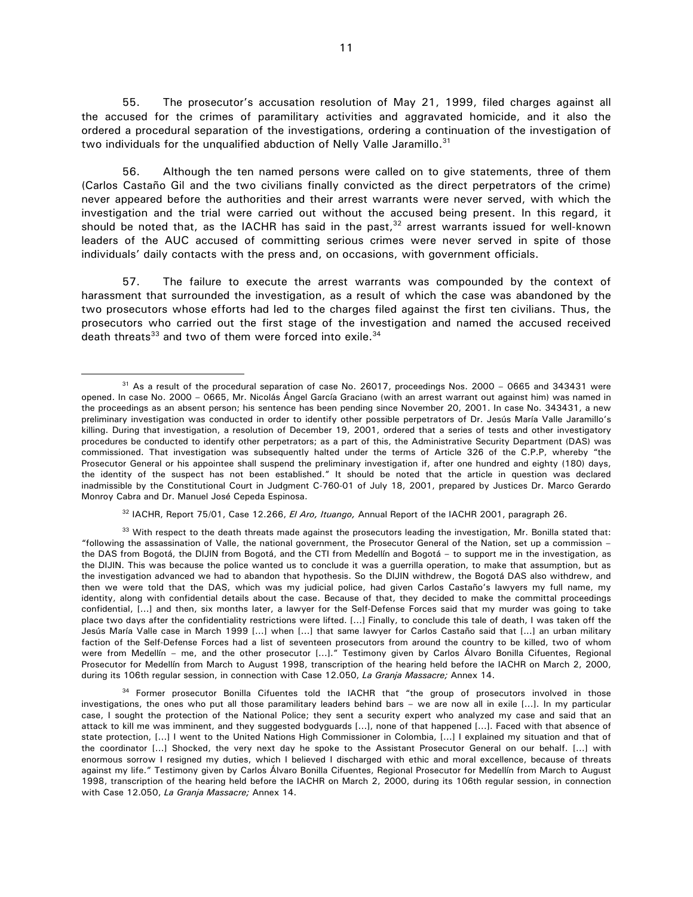55. The prosecutor's accusation resolution of May 21, 1999, filed charges against all the accused for the crimes of paramilitary activities and aggravated homicide, and it also the ordered a procedural separation of the investigations, ordering a continuation of the investigation of two individuals for the unqualified abduction of Nelly Valle Jaramillo.[31]

56. Although the ten named persons were called on to give statements, three of them (Carlos Castaño Gil and the two civilians finally convicted as the direct perpetrators of the crime) never appeared before the authorities and their arrest warrants were never served, with which the investigation and the trial were carried out without the accused being present. In this regard, it should be noted that, as the IACHR has said in the past,[32] arrest warrants issued for well-known leaders of the AUC accused of committing serious crimes were never served in spite of those individuals' daily contacts with the press and, on occasions, with government officials.

57. The failure to execute the arrest warrants was compounded by the context of harassment that surrounded the investigation, as a result of which the case was abandoned by the two prosecutors whose efforts had led to the charges filed against the first ten civilians. Thus, the prosecutors who carried out the first stage of the investigation and named the accused received death threats[33] and two of them were forced into exile.[34]

---

[31] As a result of the procedural separation of case No. 26017, proceedings Nos. 2000 – 0665 and 343431 were opened. In case No. 2000 – 0665, Mr. Nicolás Ángel García Graciano (with an arrest warrant out against him) was named in the proceedings as an absent person; his sentence has been pending since November 20, 2001. In case No. 343431, a new preliminary investigation was conducted in order to identify other possible perpetrators of Dr. Jesús María Valle Jaramillo's killing. During that investigation, a resolution of December 19, 2001, ordered that a series of tests and other investigatory procedures be conducted to identify other perpetrators; as a part of this, the Administrative Security Department (DAS) was commissioned. That investigation was subsequently halted under the terms of Article 326 of the C.P.P, whereby "the Prosecutor General or his appointee shall suspend the preliminary investigation if, after one hundred and eighty (180) days, the identity of the suspect has not been established." It should be noted that the article in question was declared inadmissible by the Constitutional Court in Judgment C-760-01 of July 18, 2001, prepared by Justices Dr. Marco Gerardo Monroy Cabra and Dr. Manuel José Cepeda Espinosa.

[32] IACHR, Report 75/01, Case 12.266, *El Aro, Ituango,* Annual Report of the IACHR 2001, paragraph 26.

[33] With respect to the death threats made against the prosecutors leading the investigation, Mr. Bonilla stated that: "following the assassination of Valle, the national government, the Prosecutor General of the Nation, set up a commission – the DAS from Bogotá, the DIJIN from Bogotá, and the CTI from Medellín and Bogotá – to support me in the investigation, as the DIJIN. This was because the police wanted us to conclude it was a guerrilla operation, to make that assumption, but as the investigation advanced we had to abandon that hypothesis. So the DIJIN withdrew, the Bogotá DAS also withdrew, and then we were told that the DAS, which was my judicial police, had given Carlos Castaño's lawyers my full name, my identity, along with confidential details about the case. Because of that, they decided to make the committal proceedings confidential, [...] and then, six months later, a lawyer for the Self-Defense Forces said that my murder was going to take place two days after the confidentiality restrictions were lifted. [...] Finally, to conclude this tale of death, I was taken off the Jesús María Valle case in March 1999 [...] when [...] that same lawyer for Carlos Castaño said that [...] an urban military faction of the Self-Defense Forces had a list of seventeen prosecutors from around the country to be killed, two of whom were from Medellín – me, and the other prosecutor [...]." Testimony given by Carlos Álvaro Bonilla Cifuentes, Regional Prosecutor for Medellín from March to August 1998, transcription of the hearing held before the IACHR on March 2, 2000, during its 106th regular session, in connection with Case 12.050, *La Granja Massacre;* Annex 14.

[34] Former prosecutor Bonilla Cifuentes told the IACHR that "the group of prosecutors involved in those investigations, the ones who put all those paramilitary leaders behind bars – we are now all in exile [...]. In my particular case, I sought the protection of the National Police; they sent a security expert who analyzed my case and said that an attack to kill me was imminent, and they suggested bodyguards [...], none of that happened [...]. Faced with that absence of state protection, [...] I went to the United Nations High Commissioner in Colombia, [...] I explained my situation and that of the coordinator [...] Shocked, the very next day he spoke to the Assistant Prosecutor General on our behalf. [...] with enormous sorrow I resigned my duties, which I believed I discharged with ethic and moral excellence, because of threats against my life." Testimony given by Carlos Álvaro Bonilla Cifuentes, Regional Prosecutor for Medellín from March to August 1998, transcription of the hearing held before the IACHR on March 2, 2000, during its 106th regular session, in connection with Case 12.050, *La Granja Massacre;* Annex 14.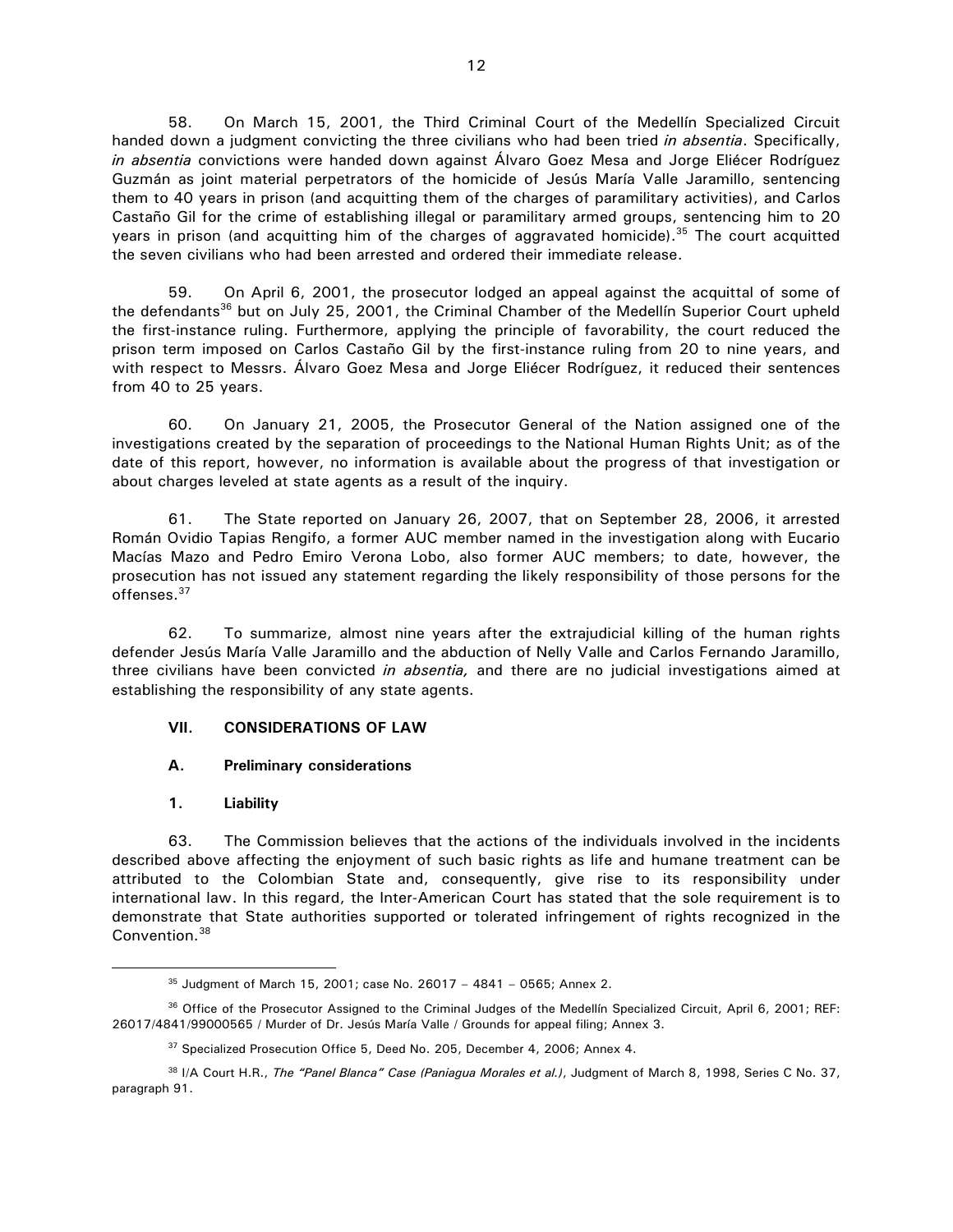58. On March 15, 2001, the Third Criminal Court of the Medellín Specialized Circuit handed down a judgment convicting the three civilians who had been tried *in absentia*. Specifically, *in absentia* convictions were handed down against Álvaro Goez Mesa and Jorge Eliécer Rodríguez Guzmán as joint material perpetrators of the homicide of Jesús María Valle Jaramillo, sentencing them to 40 years in prison (and acquitting them of the charges of paramilitary activities), and Carlos Castaño Gil for the crime of establishing illegal or paramilitary armed groups, sentencing him to 20 years in prison (and acquitting him of the charges of aggravated homicide).[35] The court acquitted the seven civilians who had been arrested and ordered their immediate release.

59. On April 6, 2001, the prosecutor lodged an appeal against the acquittal of some of the defendants[36] but on July 25, 2001, the Criminal Chamber of the Medellín Superior Court upheld the first-instance ruling. Furthermore, applying the principle of favorability, the court reduced the prison term imposed on Carlos Castaño Gil by the first-instance ruling from 20 to nine years, and with respect to Messrs. Álvaro Goez Mesa and Jorge Eliécer Rodríguez, it reduced their sentences from 40 to 25 years.

60. On January 21, 2005, the Prosecutor General of the Nation assigned one of the investigations created by the separation of proceedings to the National Human Rights Unit; as of the date of this report, however, no information is available about the progress of that investigation or about charges leveled at state agents as a result of the inquiry.

61. The State reported on January 26, 2007, that on September 28, 2006, it arrested Román Ovidio Tapias Rengifo, a former AUC member named in the investigation along with Eucario Macías Mazo and Pedro Emiro Verona Lobo, also former AUC members; to date, however, the prosecution has not issued any statement regarding the likely responsibility of those persons for the offenses.[37]

62. To summarize, almost nine years after the extrajudicial killing of the human rights defender Jesús María Valle Jaramillo and the abduction of Nelly Valle and Carlos Fernando Jaramillo, three civilians have been convicted *in absentia,* and there are no judicial investigations aimed at establishing the responsibility of any state agents.

## VII. CONSIDERATIONS OF LAW

### A. Preliminary considerations

#### 1. Liability

63. The Commission believes that the actions of the individuals involved in the incidents described above affecting the enjoyment of such basic rights as life and humane treatment can be attributed to the Colombian State and, consequently, give rise to its responsibility under international law. In this regard, the Inter-American Court has stated that the sole requirement is to demonstrate that State authorities supported or tolerated infringement of rights recognized in the Convention.[38]

---

[35] Judgment of March 15, 2001; case No. 26017 – 4841 – 0565; Annex 2.

[36] Office of the Prosecutor Assigned to the Criminal Judges of the Medellín Specialized Circuit, April 6, 2001; REF: 26017/4841/99000565 / Murder of Dr. Jesús María Valle / Grounds for appeal filing; Annex 3.

[37] Specialized Prosecution Office 5, Deed No. 205, December 4, 2006; Annex 4.

[38] I/A Court H.R., *The "Panel Blanca" Case (Paniagua Morales et al.)*, Judgment of March 8, 1998, Series C No. 37, paragraph 91.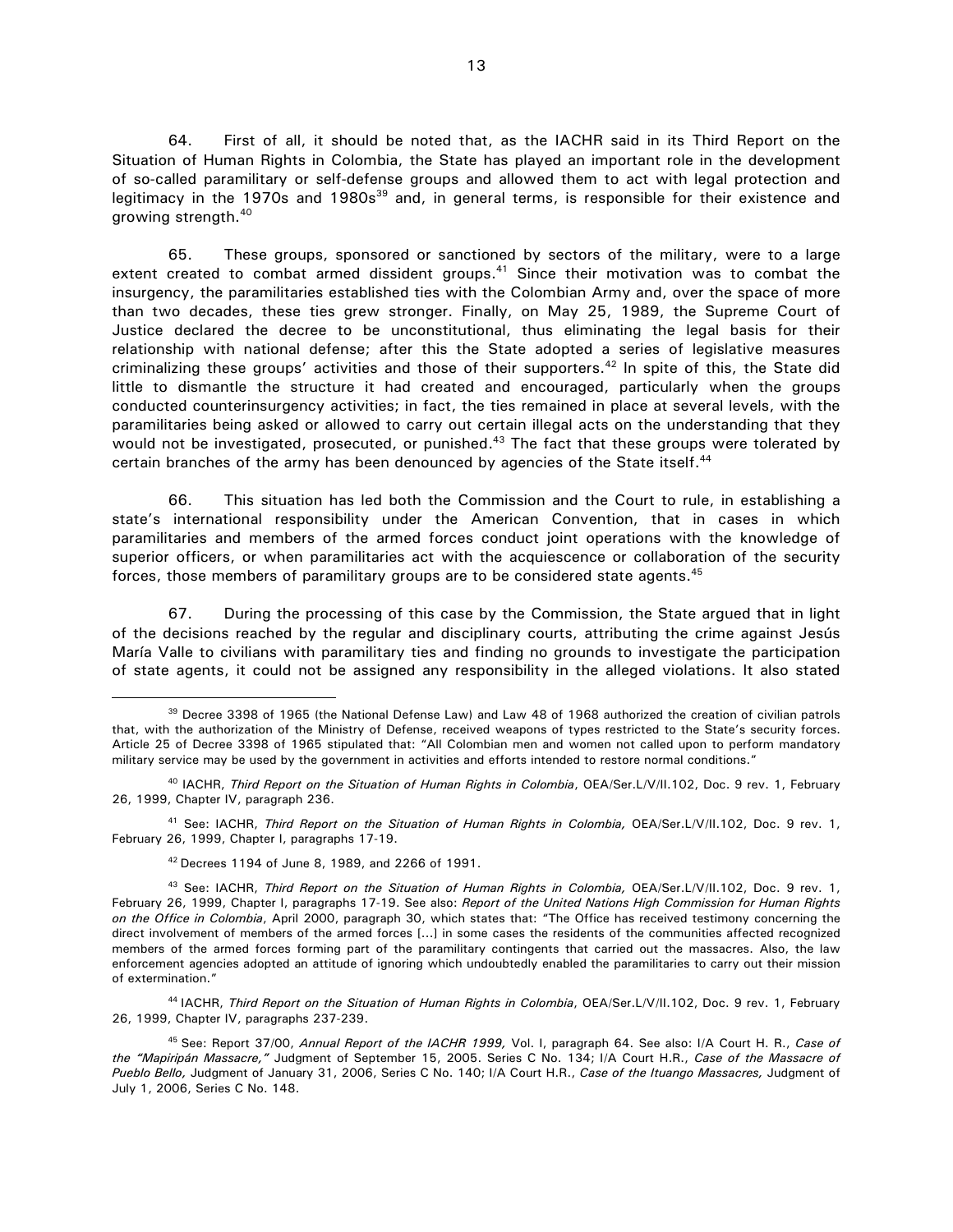64. First of all, it should be noted that, as the IACHR said in its Third Report on the Situation of Human Rights in Colombia, the State has played an important role in the development of so-called paramilitary or self-defense groups and allowed them to act with legal protection and legitimacy in the 1970s and 1980s[39] and, in general terms, is responsible for their existence and growing strength.[40]

65. These groups, sponsored or sanctioned by sectors of the military, were to a large extent created to combat armed dissident groups.[41] Since their motivation was to combat the insurgency, the paramilitaries established ties with the Colombian Army and, over the space of more than two decades, these ties grew stronger. Finally, on May 25, 1989, the Supreme Court of Justice declared the decree to be unconstitutional, thus eliminating the legal basis for their relationship with national defense; after this the State adopted a series of legislative measures criminalizing these groups' activities and those of their supporters.[42] In spite of this, the State did little to dismantle the structure it had created and encouraged, particularly when the groups conducted counterinsurgency activities; in fact, the ties remained in place at several levels, with the paramilitaries being asked or allowed to carry out certain illegal acts on the understanding that they would not be investigated, prosecuted, or punished.[43] The fact that these groups were tolerated by certain branches of the army has been denounced by agencies of the State itself.[44]

66. This situation has led both the Commission and the Court to rule, in establishing a state's international responsibility under the American Convention, that in cases in which paramilitaries and members of the armed forces conduct joint operations with the knowledge of superior officers, or when paramilitaries act with the acquiescence or collaboration of the security forces, those members of paramilitary groups are to be considered state agents.[45]

67. During the processing of this case by the Commission, the State argued that in light of the decisions reached by the regular and disciplinary courts, attributing the crime against Jesús María Valle to civilians with paramilitary ties and finding no grounds to investigate the participation of state agents, it could not be assigned any responsibility in the alleged violations. It also stated

---

[39] Decree 3398 of 1965 (the National Defense Law) and Law 48 of 1968 authorized the creation of civilian patrols that, with the authorization of the Ministry of Defense, received weapons of types restricted to the State's security forces. Article 25 of Decree 3398 of 1965 stipulated that: "All Colombian men and women not called upon to perform mandatory military service may be used by the government in activities and efforts intended to restore normal conditions."

[40] IACHR, *Third Report on the Situation of Human Rights in Colombia*, OEA/Ser.L/V/II.102, Doc. 9 rev. 1, February 26, 1999, Chapter IV, paragraph 236.

[41] See: IACHR, *Third Report on the Situation of Human Rights in Colombia,* OEA/Ser.L/V/II.102, Doc. 9 rev. 1, February 26, 1999, Chapter I, paragraphs 17-19.

[42] Decrees 1194 of June 8, 1989, and 2266 of 1991.

[43] See: IACHR, *Third Report on the Situation of Human Rights in Colombia,* OEA/Ser.L/V/II.102, Doc. 9 rev. 1, February 26, 1999, Chapter I, paragraphs 17-19. See also: *Report of the United Nations High Commission for Human Rights on the Office in Colombia*, April 2000, paragraph 30, which states that: "The Office has received testimony concerning the direct involvement of members of the armed forces [...] in some cases the residents of the communities affected recognized members of the armed forces forming part of the paramilitary contingents that carried out the massacres. Also, the law enforcement agencies adopted an attitude of ignoring which undoubtedly enabled the paramilitaries to carry out their mission of extermination."

[44] IACHR, *Third Report on the Situation of Human Rights in Colombia*, OEA/Ser.L/V/II.102, Doc. 9 rev. 1, February 26, 1999, Chapter IV, paragraphs 237-239.

[45] See: Report 37/00, *Annual Report of the IACHR 1999,* Vol. I, paragraph 64. See also: I/A Court H. R., *Case of the "Mapiripán Massacre,"* Judgment of September 15, 2005. Series C No. 134; I/A Court H.R., *Case of the Massacre of Pueblo Bello,* Judgment of January 31, 2006, Series C No. 140; I/A Court H.R., *Case of the Ituango Massacres,* Judgment of July 1, 2006, Series C No. 148.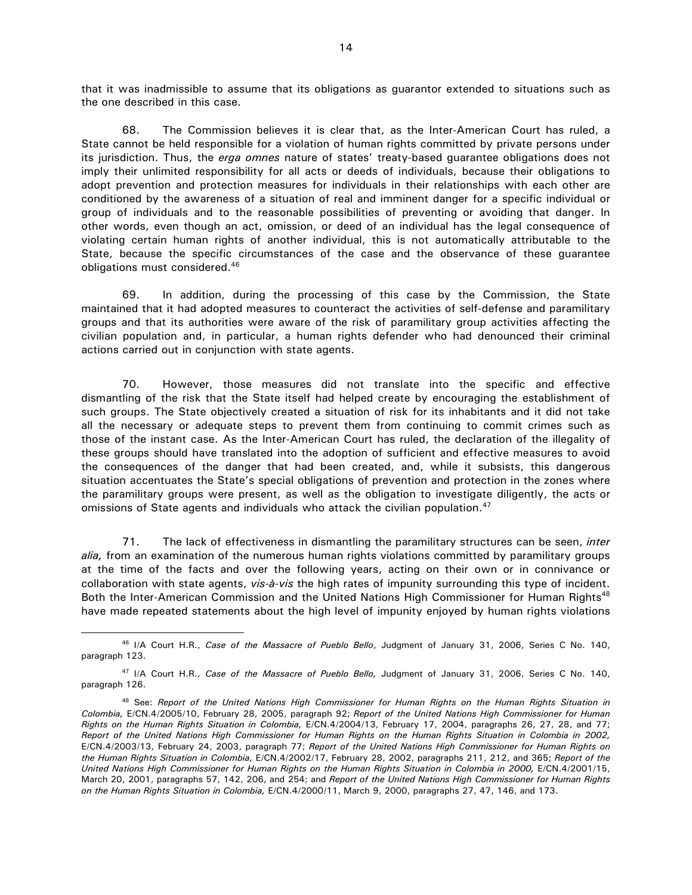that it was inadmissible to assume that its obligations as guarantor extended to situations such as the one described in this case.

68. The Commission believes it is clear that, as the Inter-American Court has ruled, a State cannot be held responsible for a violation of human rights committed by private persons under its jurisdiction. Thus, the *erga omnes* nature of states' treaty-based guarantee obligations does not imply their unlimited responsibility for all acts or deeds of individuals, because their obligations to adopt prevention and protection measures for individuals in their relationships with each other are conditioned by the awareness of a situation of real and imminent danger for a specific individual or group of individuals and to the reasonable possibilities of preventing or avoiding that danger. In other words, even though an act, omission, or deed of an individual has the legal consequence of violating certain human rights of another individual, this is not automatically attributable to the State, because the specific circumstances of the case and the observance of these guarantee obligations must considered.[46]

69. In addition, during the processing of this case by the Commission, the State maintained that it had adopted measures to counteract the activities of self-defense and paramilitary groups and that its authorities were aware of the risk of paramilitary group activities affecting the civilian population and, in particular, a human rights defender who had denounced their criminal actions carried out in conjunction with state agents.

70. However, those measures did not translate into the specific and effective dismantling of the risk that the State itself had helped create by encouraging the establishment of such groups. The State objectively created a situation of risk for its inhabitants and it did not take all the necessary or adequate steps to prevent them from continuing to commit crimes such as those of the instant case. As the Inter-American Court has ruled, the declaration of the illegality of these groups should have translated into the adoption of sufficient and effective measures to avoid the consequences of the danger that had been created, and, while it subsists, this dangerous situation accentuates the State's special obligations of prevention and protection in the zones where the paramilitary groups were present, as well as the obligation to investigate diligently, the acts or omissions of State agents and individuals who attack the civilian population.[47]

71. The lack of effectiveness in dismantling the paramilitary structures can be seen, *inter alia,* from an examination of the numerous human rights violations committed by paramilitary groups at the time of the facts and over the following years, acting on their own or in connivance or collaboration with state agents, *vis-à-vis* the high rates of impunity surrounding this type of incident. Both the Inter-American Commission and the United Nations High Commissioner for Human Rights[48] have made repeated statements about the high level of impunity enjoyed by human rights violations

---

[46] I/A Court H.R., *Case of the Massacre of Pueblo Bello*, Judgment of January 31, 2006, Series C No. 140, paragraph 123.

[47] I/A Court H.R., *Case of the Massacre of Pueblo Bello,* Judgment of January 31, 2006, Series C No. 140, paragraph 126.

[48] See: *Report of the United Nations High Commissioner for Human Rights on the Human Rights Situation in Colombia,* E/CN.4/2005/10, February 28, 2005, paragraph 92; *Report of the United Nations High Commissioner for Human Rights on the Human Rights Situation in Colombia,* E/CN.4/2004/13, February 17, 2004, paragraphs 26, 27, 28, and 77; *Report of the United Nations High Commissioner for Human Rights on the Human Rights Situation in Colombia in 2002,* E/CN.4/2003/13, February 24, 2003, paragraph 77; *Report of the United Nations High Commissioner for Human Rights on the Human Rights Situation in Colombia,* E/CN.4/2002/17, February 28, 2002, paragraphs 211, 212, and 365; *Report of the United Nations High Commissioner for Human Rights on the Human Rights Situation in Colombia in 2000,* E/CN.4/2001/15, March 20, 2001, paragraphs 57, 142, 206, and 254; and *Report of the United Nations High Commissioner for Human Rights on the Human Rights Situation in Colombia,* E/CN.4/2000/11, March 9, 2000, paragraphs 27, 47, 146, and 173.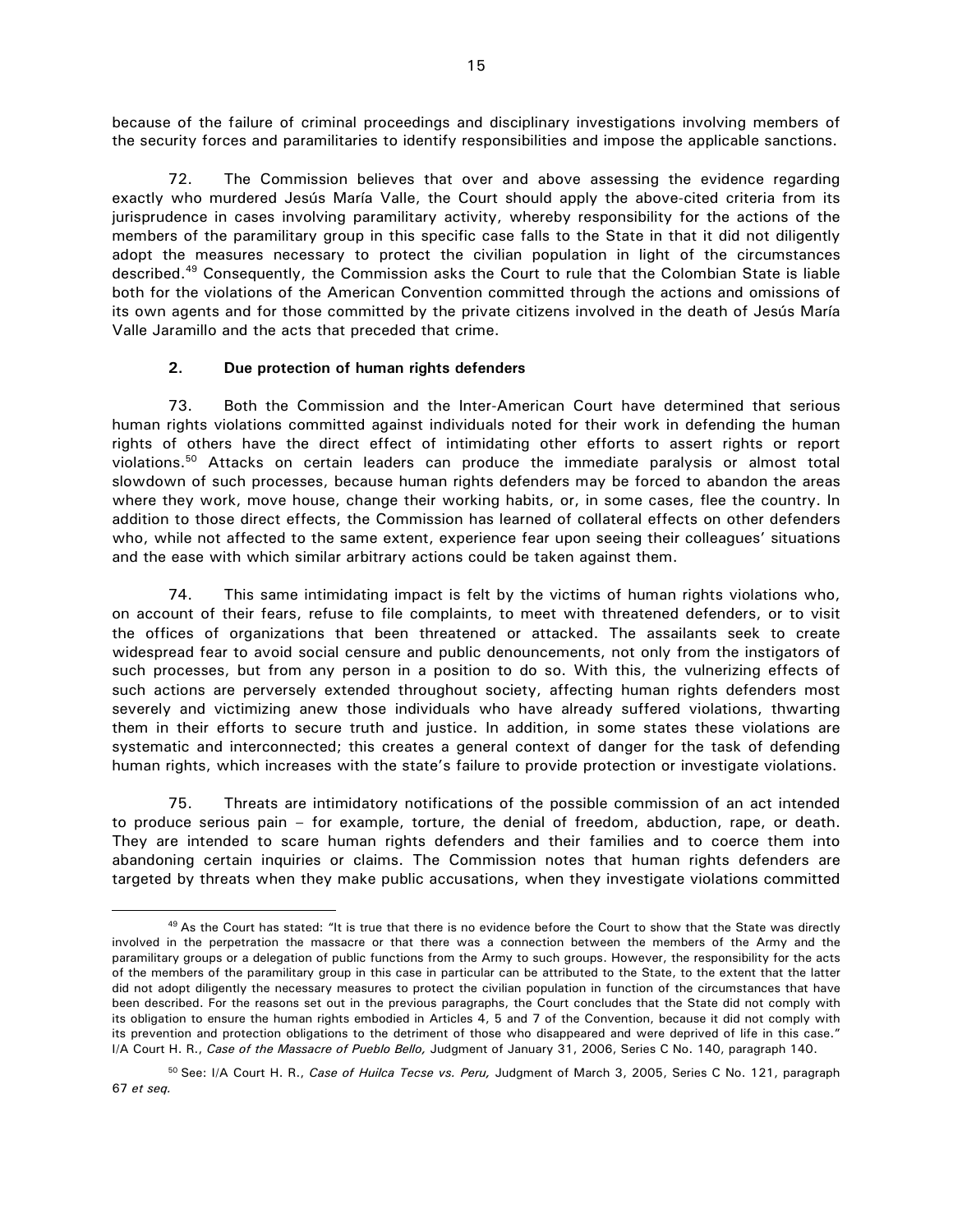because of the failure of criminal proceedings and disciplinary investigations involving members of the security forces and paramilitaries to identify responsibilities and impose the applicable sanctions.

72. The Commission believes that over and above assessing the evidence regarding exactly who murdered Jesús María Valle, the Court should apply the above-cited criteria from its jurisprudence in cases involving paramilitary activity, whereby responsibility for the actions of the members of the paramilitary group in this specific case falls to the State in that it did not diligently adopt the measures necessary to protect the civilian population in light of the circumstances described.[49] Consequently, the Commission asks the Court to rule that the Colombian State is liable both for the violations of the American Convention committed through the actions and omissions of its own agents and for those committed by the private citizens involved in the death of Jesús María Valle Jaramillo and the acts that preceded that crime.

### 2. Due protection of human rights defenders

73. Both the Commission and the Inter-American Court have determined that serious human rights violations committed against individuals noted for their work in defending the human rights of others have the direct effect of intimidating other efforts to assert rights or report violations.[50] Attacks on certain leaders can produce the immediate paralysis or almost total slowdown of such processes, because human rights defenders may be forced to abandon the areas where they work, move house, change their working habits, or, in some cases, flee the country. In addition to those direct effects, the Commission has learned of collateral effects on other defenders who, while not affected to the same extent, experience fear upon seeing their colleagues' situations and the ease with which similar arbitrary actions could be taken against them.

74. This same intimidating impact is felt by the victims of human rights violations who, on account of their fears, refuse to file complaints, to meet with threatened defenders, or to visit the offices of organizations that been threatened or attacked. The assailants seek to create widespread fear to avoid social censure and public denouncements, not only from the instigators of such processes, but from any person in a position to do so. With this, the vulnerizing effects of such actions are perversely extended throughout society, affecting human rights defenders most severely and victimizing anew those individuals who have already suffered violations, thwarting them in their efforts to secure truth and justice. In addition, in some states these violations are systematic and interconnected; this creates a general context of danger for the task of defending human rights, which increases with the state's failure to provide protection or investigate violations.

75. Threats are intimidatory notifications of the possible commission of an act intended to produce serious pain – for example, torture, the denial of freedom, abduction, rape, or death. They are intended to scare human rights defenders and their families and to coerce them into abandoning certain inquiries or claims. The Commission notes that human rights defenders are targeted by threats when they make public accusations, when they investigate violations committed

---

[49] As the Court has stated: "It is true that there is no evidence before the Court to show that the State was directly involved in the perpetration the massacre or that there was a connection between the members of the Army and the paramilitary groups or a delegation of public functions from the Army to such groups. However, the responsibility for the acts of the members of the paramilitary group in this case in particular can be attributed to the State, to the extent that the latter did not adopt diligently the necessary measures to protect the civilian population in function of the circumstances that have been described. For the reasons set out in the previous paragraphs, the Court concludes that the State did not comply with its obligation to ensure the human rights embodied in Articles 4, 5 and 7 of the Convention, because it did not comply with its prevention and protection obligations to the detriment of those who disappeared and were deprived of life in this case." I/A Court H. R., *Case of the Massacre of Pueblo Bello,* Judgment of January 31, 2006, Series C No. 140, paragraph 140.

[50] See: I/A Court H. R., *Case of Huilca Tecse vs. Peru,* Judgment of March 3, 2005, Series C No. 121, paragraph 67 *et seq.*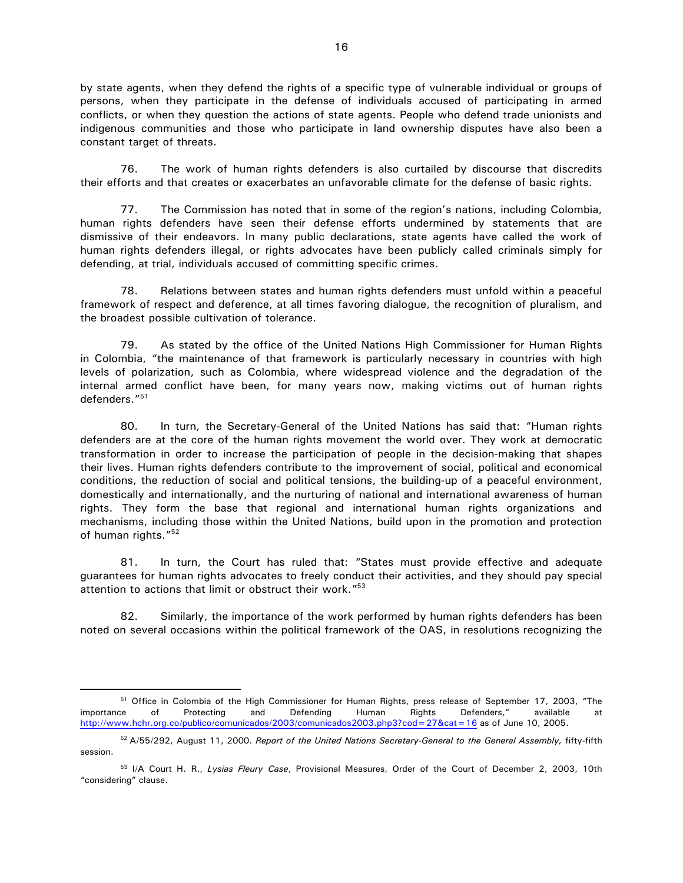by state agents, when they defend the rights of a specific type of vulnerable individual or groups of persons, when they participate in the defense of individuals accused of participating in armed conflicts, or when they question the actions of state agents. People who defend trade unionists and indigenous communities and those who participate in land ownership disputes have also been a constant target of threats.

76. The work of human rights defenders is also curtailed by discourse that discredits their efforts and that creates or exacerbates an unfavorable climate for the defense of basic rights.

77. The Commission has noted that in some of the region's nations, including Colombia, human rights defenders have seen their defense efforts undermined by statements that are dismissive of their endeavors. In many public declarations, state agents have called the work of human rights defenders illegal, or rights advocates have been publicly called criminals simply for defending, at trial, individuals accused of committing specific crimes.

78. Relations between states and human rights defenders must unfold within a peaceful framework of respect and deference, at all times favoring dialogue, the recognition of pluralism, and the broadest possible cultivation of tolerance.

79. As stated by the office of the United Nations High Commissioner for Human Rights in Colombia, "the maintenance of that framework is particularly necessary in countries with high levels of polarization, such as Colombia, where widespread violence and the degradation of the internal armed conflict have been, for many years now, making victims out of human rights defenders."[51]

80. In turn, the Secretary-General of the United Nations has said that: "Human rights defenders are at the core of the human rights movement the world over. They work at democratic transformation in order to increase the participation of people in the decision-making that shapes their lives. Human rights defenders contribute to the improvement of social, political and economical conditions, the reduction of social and political tensions, the building-up of a peaceful environment, domestically and internationally, and the nurturing of national and international awareness of human rights. They form the base that regional and international human rights organizations and mechanisms, including those within the United Nations, build upon in the promotion and protection of human rights."[52]

81. In turn, the Court has ruled that: "States must provide effective and adequate guarantees for human rights advocates to freely conduct their activities, and they should pay special attention to actions that limit or obstruct their work."[53]

82. Similarly, the importance of the work performed by human rights defenders has been noted on several occasions within the political framework of the OAS, in resolutions recognizing the

---

[51] Office in Colombia of the High Commissioner for Human Rights, press release of September 17, 2003, "The importance of Protecting and Defending Human Rights Defenders," available at http://www.hchr.org.co/publico/comunicados/2003/comunicados2003.php3?cod=27&cat=16 as of June 10, 2005.

[52] A/55/292, August 11, 2000. *Report of the United Nations Secretary-General to the General Assembly,* fifty-fifth session.

[53] I/A Court H. R., *Lysias Fleury Case*, Provisional Measures, Order of the Court of December 2, 2003, 10th "considering" clause.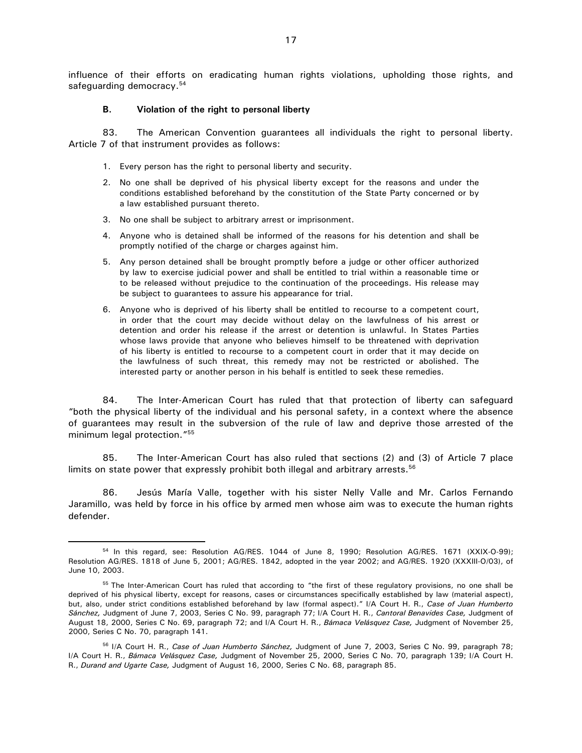influence of their efforts on eradicating human rights violations, upholding those rights, and safeguarding democracy.[54]

### B. Violation of the right to personal liberty

83. The American Convention guarantees all individuals the right to personal liberty. Article 7 of that instrument provides as follows:

1. Every person has the right to personal liberty and security.
2. No one shall be deprived of his physical liberty except for the reasons and under the conditions established beforehand by the constitution of the State Party concerned or by a law established pursuant thereto.
3. No one shall be subject to arbitrary arrest or imprisonment.
4. Anyone who is detained shall be informed of the reasons for his detention and shall be promptly notified of the charge or charges against him.
5. Any person detained shall be brought promptly before a judge or other officer authorized by law to exercise judicial power and shall be entitled to trial within a reasonable time or to be released without prejudice to the continuation of the proceedings. His release may be subject to guarantees to assure his appearance for trial.
6. Anyone who is deprived of his liberty shall be entitled to recourse to a competent court, in order that the court may decide without delay on the lawfulness of his arrest or detention and order his release if the arrest or detention is unlawful. In States Parties whose laws provide that anyone who believes himself to be threatened with deprivation of his liberty is entitled to recourse to a competent court in order that it may decide on the lawfulness of such threat, this remedy may not be restricted or abolished. The interested party or another person in his behalf is entitled to seek these remedies.

84. The Inter-American Court has ruled that that protection of liberty can safeguard "both the physical liberty of the individual and his personal safety, in a context where the absence of guarantees may result in the subversion of the rule of law and deprive those arrested of the minimum legal protection."[55]

85. The Inter-American Court has also ruled that sections (2) and (3) of Article 7 place limits on state power that expressly prohibit both illegal and arbitrary arrests.[56]

86. Jesús María Valle, together with his sister Nelly Valle and Mr. Carlos Fernando Jaramillo, was held by force in his office by armed men whose aim was to execute the human rights defender.

---

[54] In this regard, see: Resolution AG/RES. 1044 of June 8, 1990; Resolution AG/RES. 1671 (XXIX-O-99); Resolution AG/RES. 1818 of June 5, 2001; AG/RES. 1842, adopted in the year 2002; and AG/RES. 1920 (XXXIII-O/03), of June 10, 2003.

[55] The Inter-American Court has ruled that according to "the first of these regulatory provisions, no one shall be deprived of his physical liberty, except for reasons, cases or circumstances specifically established by law (material aspect), but, also, under strict conditions established beforehand by law (formal aspect)." I/A Court H. R., *Case of Juan Humberto Sánchez,* Judgment of June 7, 2003, Series C No. 99, paragraph 77; I/A Court H. R., *Cantoral Benavides Case,* Judgment of August 18, 2000, Series C No. 69, paragraph 72; and I/A Court H. R., *Bámaca Velásquez Case,* Judgment of November 25, 2000, Series C No. 70, paragraph 141.

[56] I/A Court H. R., *Case of Juan Humberto Sánchez,* Judgment of June 7, 2003, Series C No. 99, paragraph 78; I/A Court H. R., *Bámaca Velásquez Case,* Judgment of November 25, 2000, Series C No. 70, paragraph 139; I/A Court H. R., *Durand and Ugarte Case,* Judgment of August 16, 2000, Series C No. 68, paragraph 85.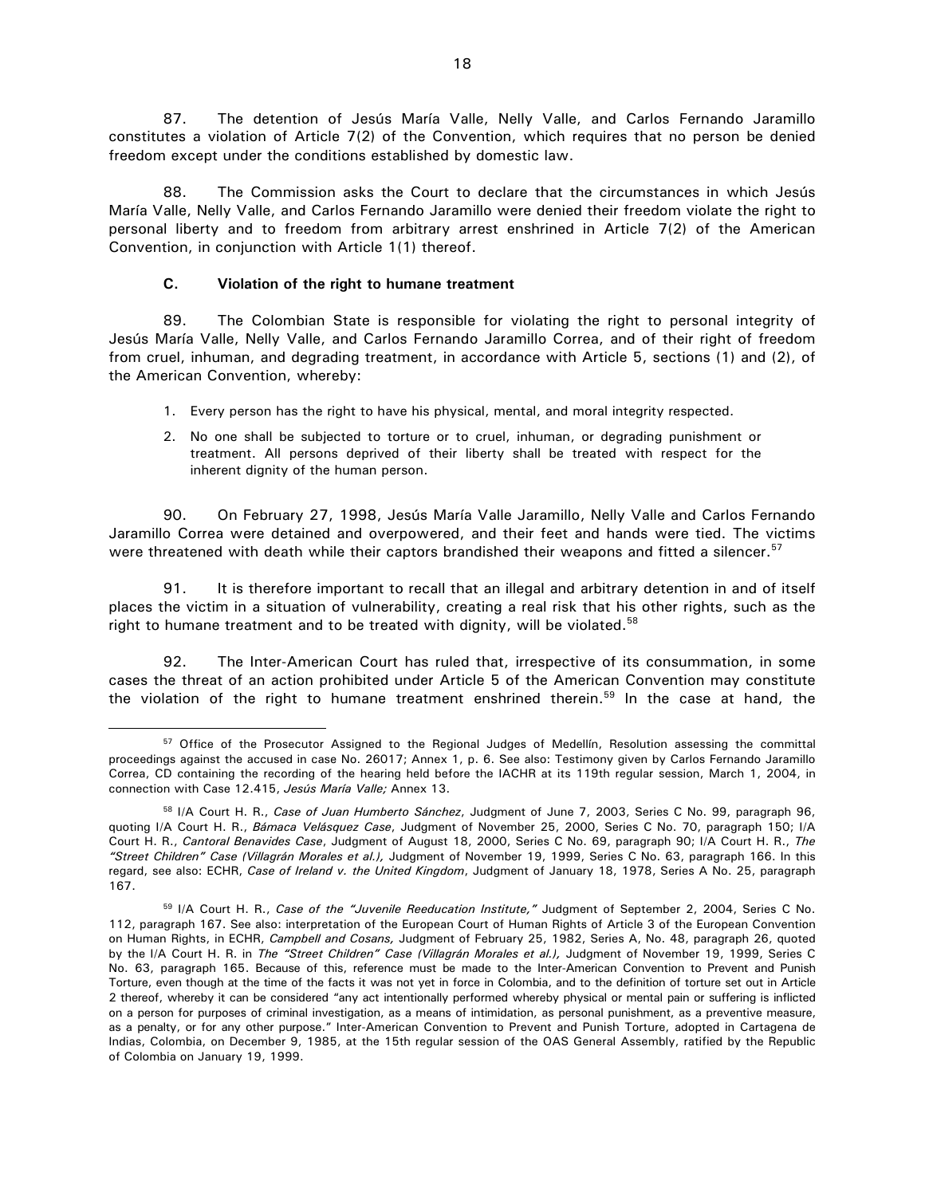87. The detention of Jesús María Valle, Nelly Valle, and Carlos Fernando Jaramillo constitutes a violation of Article 7(2) of the Convention, which requires that no person be denied freedom except under the conditions established by domestic law.

88. The Commission asks the Court to declare that the circumstances in which Jesús María Valle, Nelly Valle, and Carlos Fernando Jaramillo were denied their freedom violate the right to personal liberty and to freedom from arbitrary arrest enshrined in Article 7(2) of the American Convention, in conjunction with Article 1(1) thereof.

### C. Violation of the right to humane treatment

89. The Colombian State is responsible for violating the right to personal integrity of Jesús María Valle, Nelly Valle, and Carlos Fernando Jaramillo Correa, and of their right of freedom from cruel, inhuman, and degrading treatment, in accordance with Article 5, sections (1) and (2), of the American Convention, whereby:

> 1. Every person has the right to have his physical, mental, and moral integrity respected.
> 2. No one shall be subjected to torture or to cruel, inhuman, or degrading punishment or treatment. All persons deprived of their liberty shall be treated with respect for the inherent dignity of the human person.

90. On February 27, 1998, Jesús María Valle Jaramillo, Nelly Valle and Carlos Fernando Jaramillo Correa were detained and overpowered, and their feet and hands were tied. The victims were threatened with death while their captors brandished their weapons and fitted a silencer.[57]

91. It is therefore important to recall that an illegal and arbitrary detention in and of itself places the victim in a situation of vulnerability, creating a real risk that his other rights, such as the right to humane treatment and to be treated with dignity, will be violated.[58]

92. The Inter-American Court has ruled that, irrespective of its consummation, in some cases the threat of an action prohibited under Article 5 of the American Convention may constitute the violation of the right to humane treatment enshrined therein.[59] In the case at hand, the

---

[57] Office of the Prosecutor Assigned to the Regional Judges of Medellín, Resolution assessing the committal proceedings against the accused in case No. 26017; Annex 1, p. 6. See also: Testimony given by Carlos Fernando Jaramillo Correa, CD containing the recording of the hearing held before the IACHR at its 119th regular session, March 1, 2004, in connection with Case 12.415, *Jesús María Valle;* Annex 13.

[58] I/A Court H. R., *Case of Juan Humberto Sánchez*, Judgment of June 7, 2003, Series C No. 99, paragraph 96, quoting I/A Court H. R., *Bámaca Velásquez Case*, Judgment of November 25, 2000, Series C No. 70, paragraph 150; I/A Court H. R., *Cantoral Benavides Case*, Judgment of August 18, 2000, Series C No. 69, paragraph 90; I/A Court H. R., *The "Street Children" Case (Villagrán Morales et al.),* Judgment of November 19, 1999, Series C No. 63, paragraph 166. In this regard, see also: ECHR, *Case of Ireland v. the United Kingdom*, Judgment of January 18, 1978, Series A No. 25, paragraph 167.

[59] I/A Court H. R., *Case of the "Juvenile Reeducation Institute,"* Judgment of September 2, 2004, Series C No. 112, paragraph 167. See also: interpretation of the European Court of Human Rights of Article 3 of the European Convention on Human Rights, in ECHR, *Campbell and Cosans,* Judgment of February 25, 1982, Series A, No. 48, paragraph 26, quoted by the I/A Court H. R. in *The "Street Children" Case (Villagrán Morales et al.),* Judgment of November 19, 1999, Series C No. 63, paragraph 165. Because of this, reference must be made to the Inter-American Convention to Prevent and Punish Torture, even though at the time of the facts it was not yet in force in Colombia, and to the definition of torture set out in Article 2 thereof, whereby it can be considered "any act intentionally performed whereby physical or mental pain or suffering is inflicted on a person for purposes of criminal investigation, as a means of intimidation, as personal punishment, as a preventive measure, as a penalty, or for any other purpose." Inter-American Convention to Prevent and Punish Torture, adopted in Cartagena de Indias, Colombia, on December 9, 1985, at the 15th regular session of the OAS General Assembly, ratified by the Republic of Colombia on January 19, 1999.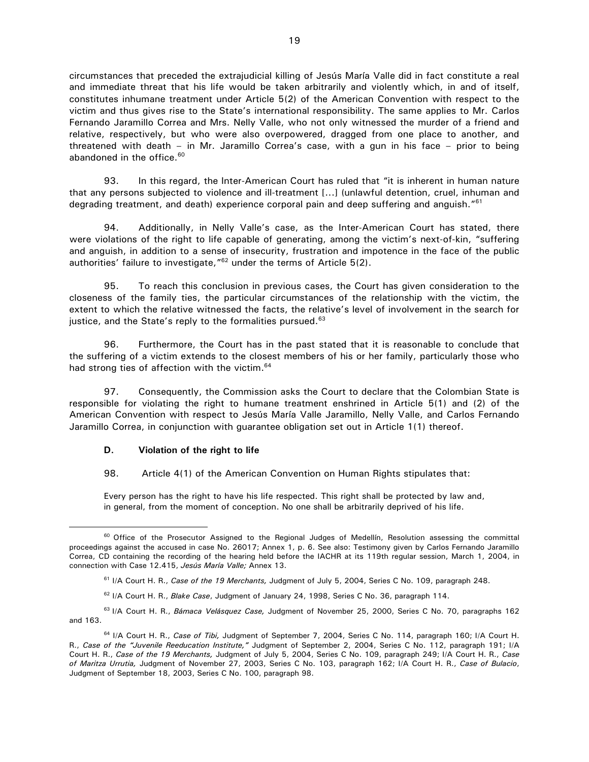circumstances that preceded the extrajudicial killing of Jesús María Valle did in fact constitute a real and immediate threat that his life would be taken arbitrarily and violently which, in and of itself, constitutes inhumane treatment under Article 5(2) of the American Convention with respect to the victim and thus gives rise to the State's international responsibility. The same applies to Mr. Carlos Fernando Jaramillo Correa and Mrs. Nelly Valle, who not only witnessed the murder of a friend and relative, respectively, but who were also overpowered, dragged from one place to another, and threatened with death – in Mr. Jaramillo Correa's case, with a gun in his face – prior to being abandoned in the office.[60]

93. In this regard, the Inter-American Court has ruled that "it is inherent in human nature that any persons subjected to violence and ill-treatment [...] (unlawful detention, cruel, inhuman and degrading treatment, and death) experience corporal pain and deep suffering and anguish."[61]

94. Additionally, in Nelly Valle's case, as the Inter-American Court has stated, there were violations of the right to life capable of generating, among the victim's next-of-kin, "suffering and anguish, in addition to a sense of insecurity, frustration and impotence in the face of the public authorities' failure to investigate,"[62] under the terms of Article 5(2).

95. To reach this conclusion in previous cases, the Court has given consideration to the closeness of the family ties, the particular circumstances of the relationship with the victim, the extent to which the relative witnessed the facts, the relative's level of involvement in the search for justice, and the State's reply to the formalities pursued.[63]

96. Furthermore, the Court has in the past stated that it is reasonable to conclude that the suffering of a victim extends to the closest members of his or her family, particularly those who had strong ties of affection with the victim.[64]

97. Consequently, the Commission asks the Court to declare that the Colombian State is responsible for violating the right to humane treatment enshrined in Article 5(1) and (2) of the American Convention with respect to Jesús María Valle Jaramillo, Nelly Valle, and Carlos Fernando Jaramillo Correa, in conjunction with guarantee obligation set out in Article 1(1) thereof.

### D. Violation of the right to life

98. Article 4(1) of the American Convention on Human Rights stipulates that:

> Every person has the right to have his life respected. This right shall be protected by law and, in general, from the moment of conception. No one shall be arbitrarily deprived of his life.

---

[60] Office of the Prosecutor Assigned to the Regional Judges of Medellín, Resolution assessing the committal proceedings against the accused in case No. 26017; Annex 1, p. 6. See also: Testimony given by Carlos Fernando Jaramillo Correa, CD containing the recording of the hearing held before the IACHR at its 119th regular session, March 1, 2004, in connection with Case 12.415, *Jesús María Valle;* Annex 13.

[61] I/A Court H. R., *Case of the 19 Merchants,* Judgment of July 5, 2004, Series C No. 109, paragraph 248.

[62] I/A Court H. R., *Blake Case*, Judgment of January 24, 1998, Series C No. 36, paragraph 114.

[63] I/A Court H. R., *Bámaca Velásquez Case,* Judgment of November 25, 2000, Series C No. 70, paragraphs 162 and 163.

[64] I/A Court H. R., *Case of Tibi,* Judgment of September 7, 2004, Series C No. 114, paragraph 160; I/A Court H. R., *Case of the "Juvenile Reeducation Institute,"* Judgment of September 2, 2004, Series C No. 112, paragraph 191; I/A Court H. R., *Case of the 19 Merchants,* Judgment of July 5, 2004, Series C No. 109, paragraph 249; I/A Court H. R., *Case of Maritza Urrutia,* Judgment of November 27, 2003, Series C No. 103, paragraph 162; I/A Court H. R., *Case of Bulacio*, Judgment of September 18, 2003, Series C No. 100, paragraph 98.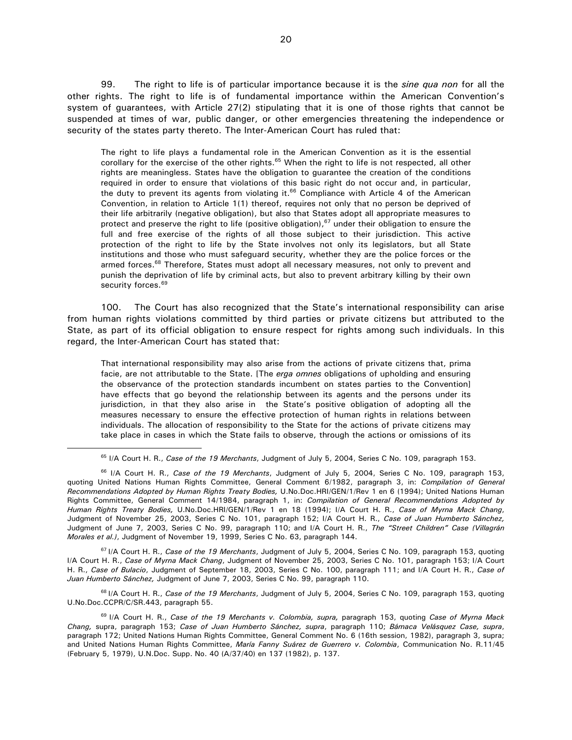99. The right to life is of particular importance because it is the *sine qua non* for all the other rights. The right to life is of fundamental importance within the American Convention's system of guarantees, with Article 27(2) stipulating that it is one of those rights that cannot be suspended at times of war, public danger, or other emergencies threatening the independence or security of the states party thereto. The Inter-American Court has ruled that:

> The right to life plays a fundamental role in the American Convention as it is the essential corollary for the exercise of the other rights.[65] When the right to life is not respected, all other rights are meaningless. States have the obligation to guarantee the creation of the conditions required in order to ensure that violations of this basic right do not occur and, in particular, the duty to prevent its agents from violating it.[66] Compliance with Article 4 of the American Convention, in relation to Article 1(1) thereof, requires not only that no person be deprived of their life arbitrarily (negative obligation), but also that States adopt all appropriate measures to protect and preserve the right to life (positive obligation),[67] under their obligation to ensure the full and free exercise of the rights of all those subject to their jurisdiction. This active protection of the right to life by the State involves not only its legislators, but all State institutions and those who must safeguard security, whether they are the police forces or the armed forces.[68] Therefore, States must adopt all necessary measures, not only to prevent and punish the deprivation of life by criminal acts, but also to prevent arbitrary killing by their own security forces.[69]

100. The Court has also recognized that the State's international responsibility can arise from human rights violations committed by third parties or private citizens but attributed to the State, as part of its official obligation to ensure respect for rights among such individuals. In this regard, the Inter-American Court has stated that:

> That international responsibility may also arise from the actions of private citizens that, prima facie, are not attributable to the State. [The *erga omnes* obligations of upholding and ensuring the observance of the protection standards incumbent on states parties to the Convention] have effects that go beyond the relationship between its agents and the persons under its jurisdiction, in that they also arise in the State's positive obligation of adopting all the measures necessary to ensure the effective protection of human rights in relations between individuals. The allocation of responsibility to the State for the actions of private citizens may take place in cases in which the State fails to observe, through the actions or omissions of its

---

[65] I/A Court H. R., *Case of the 19 Merchants*, Judgment of July 5, 2004, Series C No. 109, paragraph 153.

[66] I/A Court H. R., *Case of the 19 Merchants*, Judgment of July 5, 2004, Series C No. 109, paragraph 153, quoting United Nations Human Rights Committee, General Comment 6/1982, paragraph 3, in: *Compilation of General Recommendations Adopted by Human Rights Treaty Bodies,* U.No.Doc.HRI/GEN/1/Rev 1 en 6 (1994); United Nations Human Rights Committee, General Comment 14/1984, paragraph 1, in: *Compilation of General Recommendations Adopted by Human Rights Treaty Bodies,* U.No.Doc.HRI/GEN/1/Rev 1 en 18 (1994); I/A Court H. R., *Case of Myrna Mack Chang*, Judgment of November 25, 2003, Series C No. 101, paragraph 152; I/A Court H. R., *Case of Juan Humberto Sánchez,* Judgment of June 7, 2003, Series C No. 99, paragraph 110; and I/A Court H. R., *The "Street Children" Case (Villagrán Morales et al.)*, Judgment of November 19, 1999, Series C No. 63, paragraph 144.

[67] I/A Court H. R., *Case of the 19 Merchants*, Judgment of July 5, 2004, Series C No. 109, paragraph 153, quoting I/A Court H. R., *Case of Myrna Mack Chang*, Judgment of November 25, 2003, Series C No. 101, paragraph 153; I/A Court H. R., *Case of Bulacio*, Judgment of September 18, 2003, Series C No. 100, paragraph 111; and I/A Court H. R., *Case of Juan Humberto Sánchez,* Judgment of June 7, 2003, Series C No. 99, paragraph 110.

[68] I/A Court H. R., *Case of the 19 Merchants*, Judgment of July 5, 2004, Series C No. 109, paragraph 153, quoting U.No.Doc.CCPR/C/SR.443, paragraph 55.

[69] I/A Court H. R., *Case of the 19 Merchants v. Colombia, supra,* paragraph 153, quoting *Case of Myrna Mack Chang,* supra, paragraph 153; *Case of Juan Humberto Sánchez, supra*, paragraph 110; *Bámaca Velásquez Case, supra*, paragraph 172; United Nations Human Rights Committee, General Comment No. 6 (16th session, 1982), paragraph 3, supra; and United Nations Human Rights Committee, *María Fanny Suárez de Guerrero v. Colombia*, Communication No. R.11/45 (February 5, 1979), U.N.Doc. Supp. No. 40 (A/37/40) en 137 (1982), p. 137.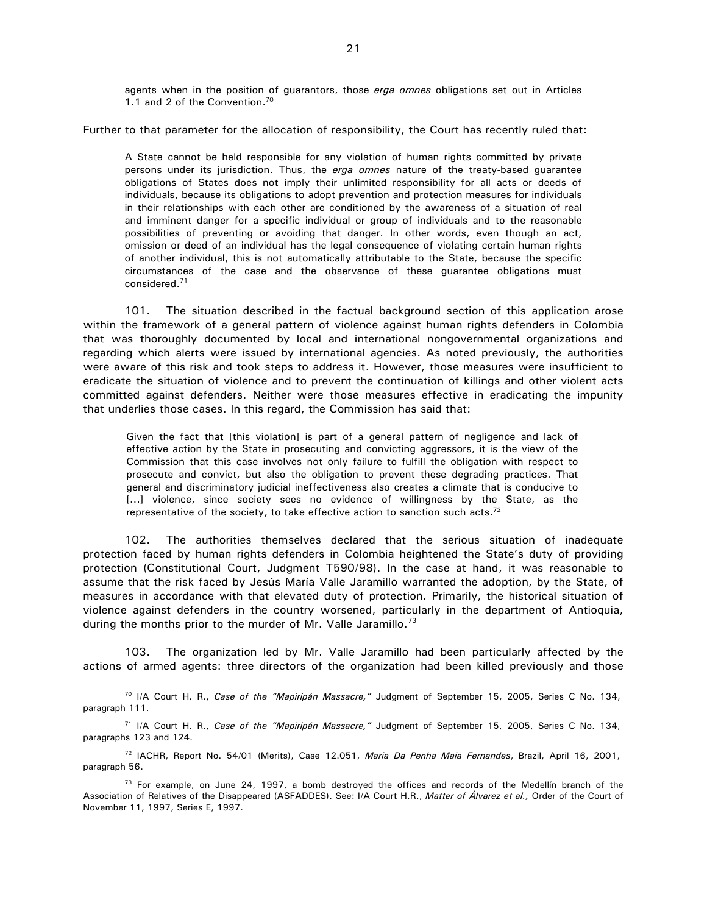> agents when in the position of guarantors, those *erga omnes* obligations set out in Articles 1.1 and 2 of the Convention.[70]

Further to that parameter for the allocation of responsibility, the Court has recently ruled that:

> A State cannot be held responsible for any violation of human rights committed by private persons under its jurisdiction. Thus, the *erga omnes* nature of the treaty-based guarantee obligations of States does not imply their unlimited responsibility for all acts or deeds of individuals, because its obligations to adopt prevention and protection measures for individuals in their relationships with each other are conditioned by the awareness of a situation of real and imminent danger for a specific individual or group of individuals and to the reasonable possibilities of preventing or avoiding that danger. In other words, even though an act, omission or deed of an individual has the legal consequence of violating certain human rights of another individual, this is not automatically attributable to the State, because the specific circumstances of the case and the observance of these guarantee obligations must considered.[71]

101. The situation described in the factual background section of this application arose within the framework of a general pattern of violence against human rights defenders in Colombia that was thoroughly documented by local and international nongovernmental organizations and regarding which alerts were issued by international agencies. As noted previously, the authorities were aware of this risk and took steps to address it. However, those measures were insufficient to eradicate the situation of violence and to prevent the continuation of killings and other violent acts committed against defenders. Neither were those measures effective in eradicating the impunity that underlies those cases. In this regard, the Commission has said that:

> Given the fact that [this violation] is part of a general pattern of negligence and lack of effective action by the State in prosecuting and convicting aggressors, it is the view of the Commission that this case involves not only failure to fulfill the obligation with respect to prosecute and convict, but also the obligation to prevent these degrading practices. That general and discriminatory judicial ineffectiveness also creates a climate that is conducive to [...] violence, since society sees no evidence of willingness by the State, as the representative of the society, to take effective action to sanction such acts.[72]

102. The authorities themselves declared that the serious situation of inadequate protection faced by human rights defenders in Colombia heightened the State's duty of providing protection (Constitutional Court, Judgment T590/98). In the case at hand, it was reasonable to assume that the risk faced by Jesús María Valle Jaramillo warranted the adoption, by the State, of measures in accordance with that elevated duty of protection. Primarily, the historical situation of violence against defenders in the country worsened, particularly in the department of Antioquia, during the months prior to the murder of Mr. Valle Jaramillo.[73]

103. The organization led by Mr. Valle Jaramillo had been particularly affected by the actions of armed agents: three directors of the organization had been killed previously and those

---

[70] I/A Court H. R., *Case of the "Mapiripán Massacre,"* Judgment of September 15, 2005, Series C No. 134, paragraph 111.

[71] I/A Court H. R., *Case of the "Mapiripán Massacre,"* Judgment of September 15, 2005, Series C No. 134, paragraphs 123 and 124.

[72] IACHR, Report No. 54/01 (Merits), Case 12.051, *Maria Da Penha Maia Fernandes*, Brazil, April 16, 2001, paragraph 56.

[73] For example, on June 24, 1997, a bomb destroyed the offices and records of the Medellín branch of the Association of Relatives of the Disappeared (ASFADDES). See: I/A Court H.R., *Matter of Álvarez et al.,* Order of the Court of November 11, 1997, Series E, 1997.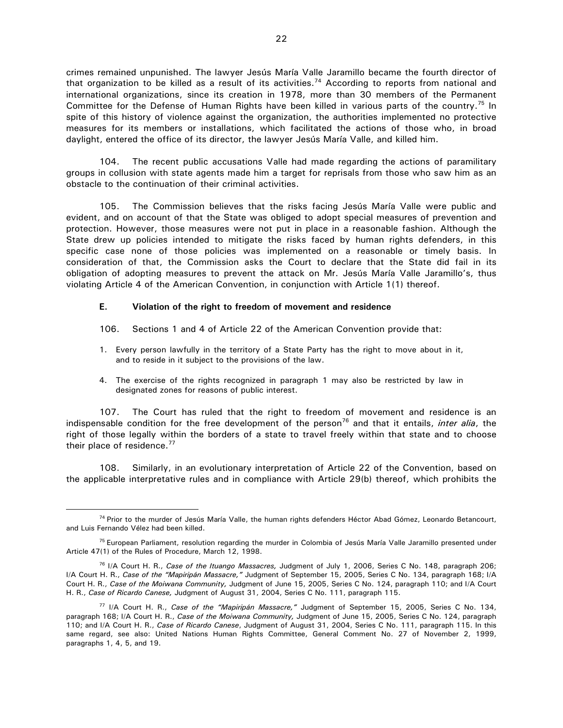crimes remained unpunished. The lawyer Jesús María Valle Jaramillo became the fourth director of that organization to be killed as a result of its activities.[74] According to reports from national and international organizations, since its creation in 1978, more than 30 members of the Permanent Committee for the Defense of Human Rights have been killed in various parts of the country.[75] In spite of this history of violence against the organization, the authorities implemented no protective measures for its members or installations, which facilitated the actions of those who, in broad daylight, entered the office of its director, the lawyer Jesús María Valle, and killed him.

104. The recent public accusations Valle had made regarding the actions of paramilitary groups in collusion with state agents made him a target for reprisals from those who saw him as an obstacle to the continuation of their criminal activities.

105. The Commission believes that the risks facing Jesús María Valle were public and evident, and on account of that the State was obliged to adopt special measures of prevention and protection. However, those measures were not put in place in a reasonable fashion. Although the State drew up policies intended to mitigate the risks faced by human rights defenders, in this specific case none of those policies was implemented on a reasonable or timely basis. In consideration of that, the Commission asks the Court to declare that the State did fail in its obligation of adopting measures to prevent the attack on Mr. Jesús María Valle Jaramillo's, thus violating Article 4 of the American Convention, in conjunction with Article 1(1) thereof.

### E. Violation of the right to freedom of movement and residence

106. Sections 1 and 4 of Article 22 of the American Convention provide that:

1. Every person lawfully in the territory of a State Party has the right to move about in it, and to reside in it subject to the provisions of the law.

4. The exercise of the rights recognized in paragraph 1 may also be restricted by law in designated zones for reasons of public interest.

107. The Court has ruled that the right to freedom of movement and residence is an indispensable condition for the free development of the person[76] and that it entails, *inter alia*, the right of those legally within the borders of a state to travel freely within that state and to choose their place of residence.[77]

108. Similarly, in an evolutionary interpretation of Article 22 of the Convention, based on the applicable interpretative rules and in compliance with Article 29(b) thereof, which prohibits the

---

[74] Prior to the murder of Jesús María Valle, the human rights defenders Héctor Abad Gómez, Leonardo Betancourt, and Luis Fernando Vélez had been killed.

[75] European Parliament, resolution regarding the murder in Colombia of Jesús María Valle Jaramillo presented under Article 47(1) of the Rules of Procedure, March 12, 1998.

[76] I/A Court H. R., *Case of the Ituango Massacres,* Judgment of July 1, 2006, Series C No. 148, paragraph 206; I/A Court H. R., *Case of the "Mapiripán Massacre,"* Judgment of September 15, 2005, Series C No. 134, paragraph 168; I/A Court H. R., *Case of the Moiwana Community,* Judgment of June 15, 2005, Series C No. 124, paragraph 110; and I/A Court H. R., *Case of Ricardo Canese,* Judgment of August 31, 2004, Series C No. 111, paragraph 115.

[77] I/A Court H. R., *Case of the "Mapiripán Massacre,"* Judgment of September 15, 2005, Series C No. 134, paragraph 168; I/A Court H. R., *Case of the Moiwana Community,* Judgment of June 15, 2005, Series C No. 124, paragraph 110; and I/A Court H. R., *Case of Ricardo Canese*, Judgment of August 31, 2004, Series C No. 111, paragraph 115. In this same regard, see also: United Nations Human Rights Committee, General Comment No. 27 of November 2, 1999, paragraphs 1, 4, 5, and 19.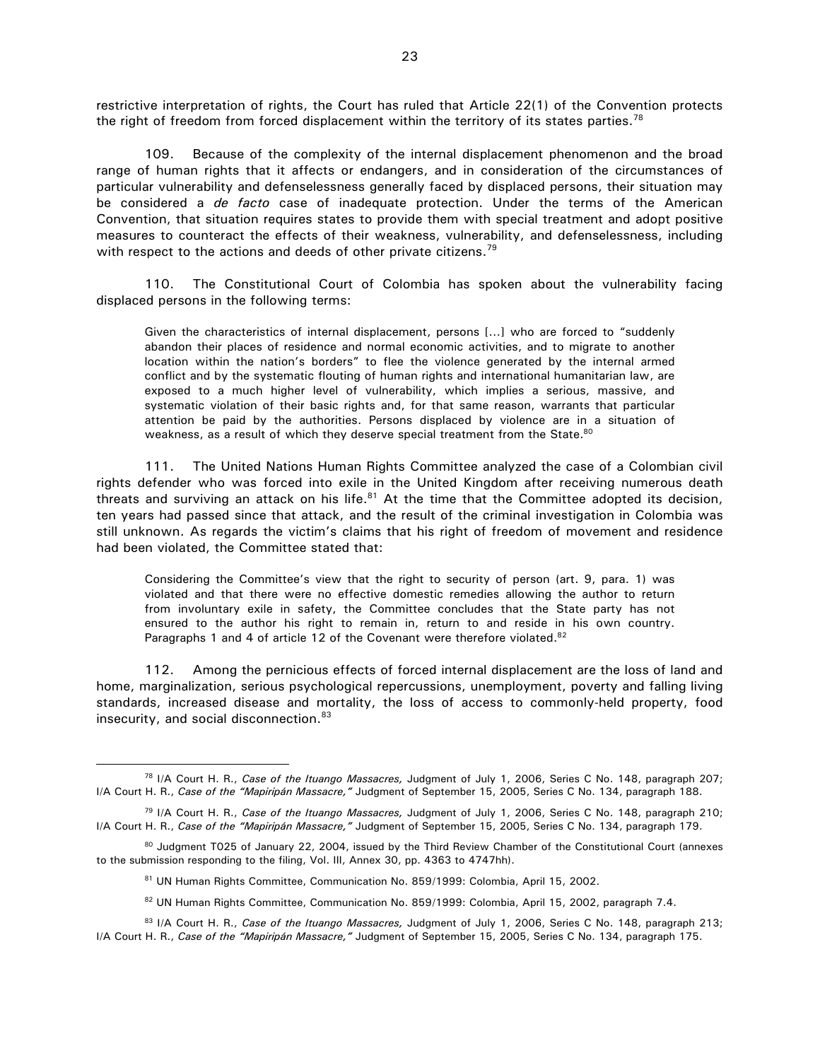restrictive interpretation of rights, the Court has ruled that Article 22(1) of the Convention protects the right of freedom from forced displacement within the territory of its states parties.[78]

109. Because of the complexity of the internal displacement phenomenon and the broad range of human rights that it affects or endangers, and in consideration of the circumstances of particular vulnerability and defenselessness generally faced by displaced persons, their situation may be considered a *de facto* case of inadequate protection. Under the terms of the American Convention, that situation requires states to provide them with special treatment and adopt positive measures to counteract the effects of their weakness, vulnerability, and defenselessness, including with respect to the actions and deeds of other private citizens.[79]

110. The Constitutional Court of Colombia has spoken about the vulnerability facing displaced persons in the following terms:

> Given the characteristics of internal displacement, persons [...] who are forced to "suddenly abandon their places of residence and normal economic activities, and to migrate to another location within the nation's borders" to flee the violence generated by the internal armed conflict and by the systematic flouting of human rights and international humanitarian law, are exposed to a much higher level of vulnerability, which implies a serious, massive, and systematic violation of their basic rights and, for that same reason, warrants that particular attention be paid by the authorities. Persons displaced by violence are in a situation of weakness, as a result of which they deserve special treatment from the State.[80]

111. The United Nations Human Rights Committee analyzed the case of a Colombian civil rights defender who was forced into exile in the United Kingdom after receiving numerous death threats and surviving an attack on his life.[81] At the time that the Committee adopted its decision, ten years had passed since that attack, and the result of the criminal investigation in Colombia was still unknown. As regards the victim's claims that his right of freedom of movement and residence had been violated, the Committee stated that:

> Considering the Committee's view that the right to security of person (art. 9, para. 1) was violated and that there were no effective domestic remedies allowing the author to return from involuntary exile in safety, the Committee concludes that the State party has not ensured to the author his right to remain in, return to and reside in his own country. Paragraphs 1 and 4 of article 12 of the Covenant were therefore violated.[82]

112. Among the pernicious effects of forced internal displacement are the loss of land and home, marginalization, serious psychological repercussions, unemployment, poverty and falling living standards, increased disease and mortality, the loss of access to commonly-held property, food insecurity, and social disconnection.[83]

---

[78] I/A Court H. R., *Case of the Ituango Massacres,* Judgment of July 1, 2006, Series C No. 148, paragraph 207; I/A Court H. R., *Case of the "Mapiripán Massacre,"* Judgment of September 15, 2005, Series C No. 134, paragraph 188.

[79] I/A Court H. R., *Case of the Ituango Massacres,* Judgment of July 1, 2006, Series C No. 148, paragraph 210; I/A Court H. R., *Case of the "Mapiripán Massacre,"* Judgment of September 15, 2005, Series C No. 134, paragraph 179.

[80] Judgment T025 of January 22, 2004, issued by the Third Review Chamber of the Constitutional Court (annexes to the submission responding to the filing, Vol. III, Annex 30, pp. 4363 to 4747hh).

[81] UN Human Rights Committee, Communication No. 859/1999: Colombia, April 15, 2002.

[82] UN Human Rights Committee, Communication No. 859/1999: Colombia, April 15, 2002, paragraph 7.4.

[83] I/A Court H. R., *Case of the Ituango Massacres,* Judgment of July 1, 2006, Series C No. 148, paragraph 213; I/A Court H. R., *Case of the "Mapiripán Massacre,"* Judgment of September 15, 2005, Series C No. 134, paragraph 175.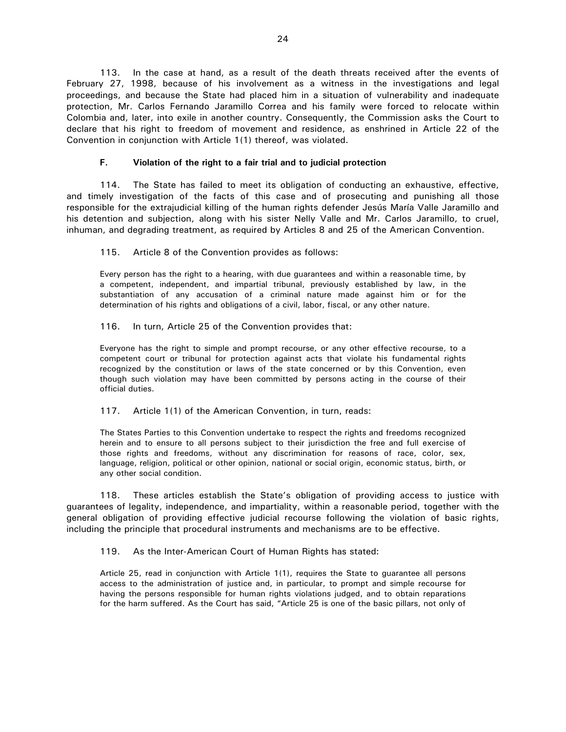113. In the case at hand, as a result of the death threats received after the events of February 27, 1998, because of his involvement as a witness in the investigations and legal proceedings, and because the State had placed him in a situation of vulnerability and inadequate protection, Mr. Carlos Fernando Jaramillo Correa and his family were forced to relocate within Colombia and, later, into exile in another country. Consequently, the Commission asks the Court to declare that his right to freedom of movement and residence, as enshrined in Article 22 of the Convention in conjunction with Article 1(1) thereof, was violated.

### F. Violation of the right to a fair trial and to judicial protection

114. The State has failed to meet its obligation of conducting an exhaustive, effective, and timely investigation of the facts of this case and of prosecuting and punishing all those responsible for the extrajudicial killing of the human rights defender Jesús María Valle Jaramillo and his detention and subjection, along with his sister Nelly Valle and Mr. Carlos Jaramillo, to cruel, inhuman, and degrading treatment, as required by Articles 8 and 25 of the American Convention.

115. Article 8 of the Convention provides as follows:

> Every person has the right to a hearing, with due guarantees and within a reasonable time, by a competent, independent, and impartial tribunal, previously established by law, in the substantiation of any accusation of a criminal nature made against him or for the determination of his rights and obligations of a civil, labor, fiscal, or any other nature.

116. In turn, Article 25 of the Convention provides that:

> Everyone has the right to simple and prompt recourse, or any other effective recourse, to a competent court or tribunal for protection against acts that violate his fundamental rights recognized by the constitution or laws of the state concerned or by this Convention, even though such violation may have been committed by persons acting in the course of their official duties.

117. Article 1(1) of the American Convention, in turn, reads:

> The States Parties to this Convention undertake to respect the rights and freedoms recognized herein and to ensure to all persons subject to their jurisdiction the free and full exercise of those rights and freedoms, without any discrimination for reasons of race, color, sex, language, religion, political or other opinion, national or social origin, economic status, birth, or any other social condition.

118. These articles establish the State's obligation of providing access to justice with guarantees of legality, independence, and impartiality, within a reasonable period, together with the general obligation of providing effective judicial recourse following the violation of basic rights, including the principle that procedural instruments and mechanisms are to be effective.

119. As the Inter-American Court of Human Rights has stated:

> Article 25, read in conjunction with Article 1(1), requires the State to guarantee all persons access to the administration of justice and, in particular, to prompt and simple recourse for having the persons responsible for human rights violations judged, and to obtain reparations for the harm suffered. As the Court has said, "Article 25 is one of the basic pillars, not only of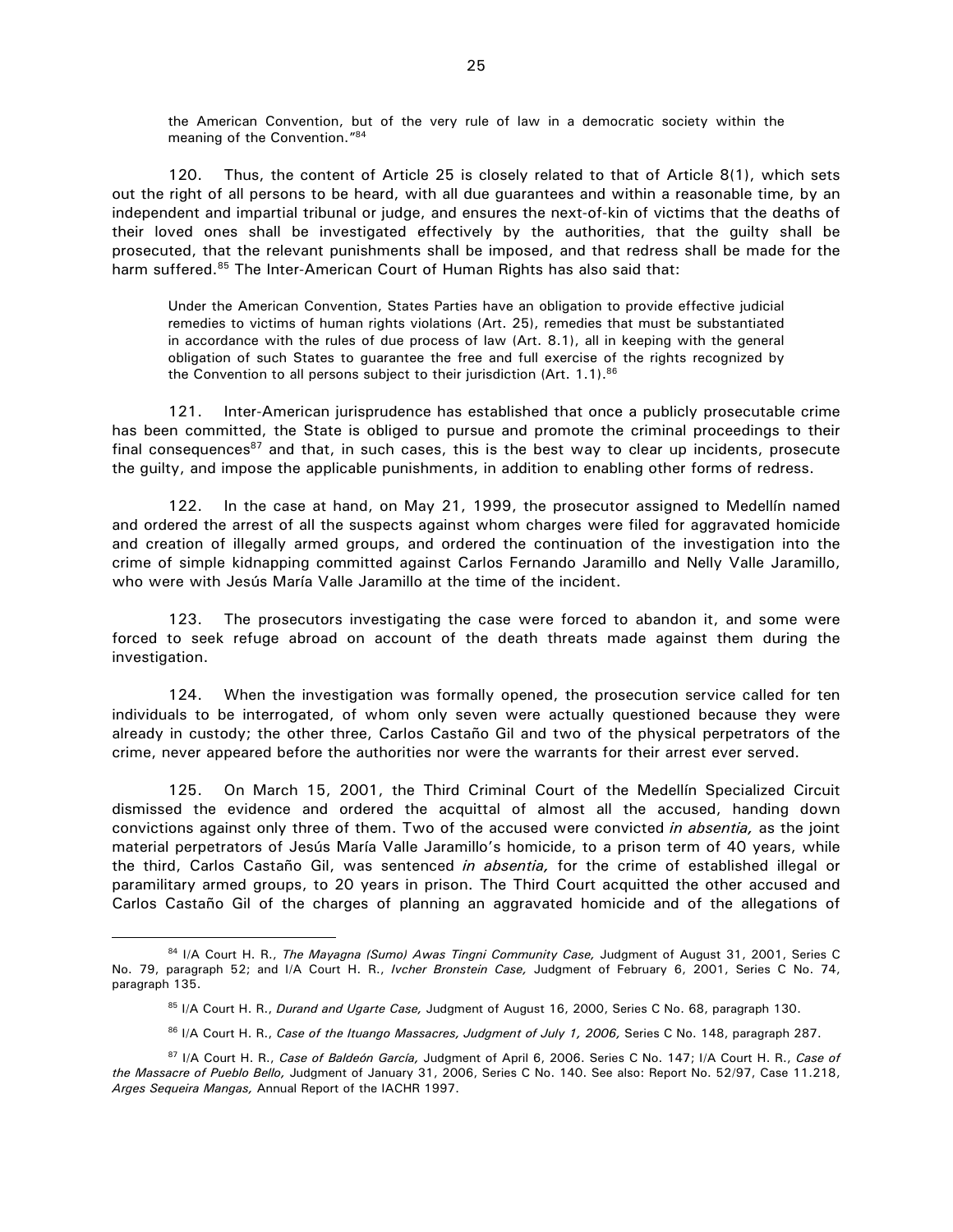the American Convention, but of the very rule of law in a democratic society within the meaning of the Convention."[84]

120. Thus, the content of Article 25 is closely related to that of Article 8(1), which sets out the right of all persons to be heard, with all due guarantees and within a reasonable time, by an independent and impartial tribunal or judge, and ensures the next-of-kin of victims that the deaths of their loved ones shall be investigated effectively by the authorities, that the guilty shall be prosecuted, that the relevant punishments shall be imposed, and that redress shall be made for the harm suffered.[85] The Inter-American Court of Human Rights has also said that:

> Under the American Convention, States Parties have an obligation to provide effective judicial remedies to victims of human rights violations (Art. 25), remedies that must be substantiated in accordance with the rules of due process of law (Art. 8.1), all in keeping with the general obligation of such States to guarantee the free and full exercise of the rights recognized by the Convention to all persons subject to their jurisdiction (Art. 1.1).[86]

121. Inter-American jurisprudence has established that once a publicly prosecutable crime has been committed, the State is obliged to pursue and promote the criminal proceedings to their final consequences[87] and that, in such cases, this is the best way to clear up incidents, prosecute the guilty, and impose the applicable punishments, in addition to enabling other forms of redress.

122. In the case at hand, on May 21, 1999, the prosecutor assigned to Medellín named and ordered the arrest of all the suspects against whom charges were filed for aggravated homicide and creation of illegally armed groups, and ordered the continuation of the investigation into the crime of simple kidnapping committed against Carlos Fernando Jaramillo and Nelly Valle Jaramillo, who were with Jesús María Valle Jaramillo at the time of the incident.

123. The prosecutors investigating the case were forced to abandon it, and some were forced to seek refuge abroad on account of the death threats made against them during the investigation.

124. When the investigation was formally opened, the prosecution service called for ten individuals to be interrogated, of whom only seven were actually questioned because they were already in custody; the other three, Carlos Castaño Gil and two of the physical perpetrators of the crime, never appeared before the authorities nor were the warrants for their arrest ever served.

125. On March 15, 2001, the Third Criminal Court of the Medellín Specialized Circuit dismissed the evidence and ordered the acquittal of almost all the accused, handing down convictions against only three of them. Two of the accused were convicted *in absentia,* as the joint material perpetrators of Jesús María Valle Jaramillo's homicide, to a prison term of 40 years, while the third, Carlos Castaño Gil, was sentenced *in absentia,* for the crime of established illegal or paramilitary armed groups, to 20 years in prison. The Third Court acquitted the other accused and Carlos Castaño Gil of the charges of planning an aggravated homicide and of the allegations of

---

[84] I/A Court H. R., *The Mayagna (Sumo) Awas Tingni Community Case,* Judgment of August 31, 2001, Series C No. 79, paragraph 52; and I/A Court H. R., *Ivcher Bronstein Case,* Judgment of February 6, 2001, Series C No. 74, paragraph 135.

[85] I/A Court H. R., *Durand and Ugarte Case,* Judgment of August 16, 2000, Series C No. 68, paragraph 130.

[86] I/A Court H. R., *Case of the Ituango Massacres, Judgment of July 1, 2006,* Series C No. 148, paragraph 287.

[87] I/A Court H. R., *Case of Baldeón García,* Judgment of April 6, 2006. Series C No. 147; I/A Court H. R., *Case of the Massacre of Pueblo Bello,* Judgment of January 31, 2006, Series C No. 140. See also: Report No. 52/97, Case 11.218, *Arges Sequeira Mangas,* Annual Report of the IACHR 1997.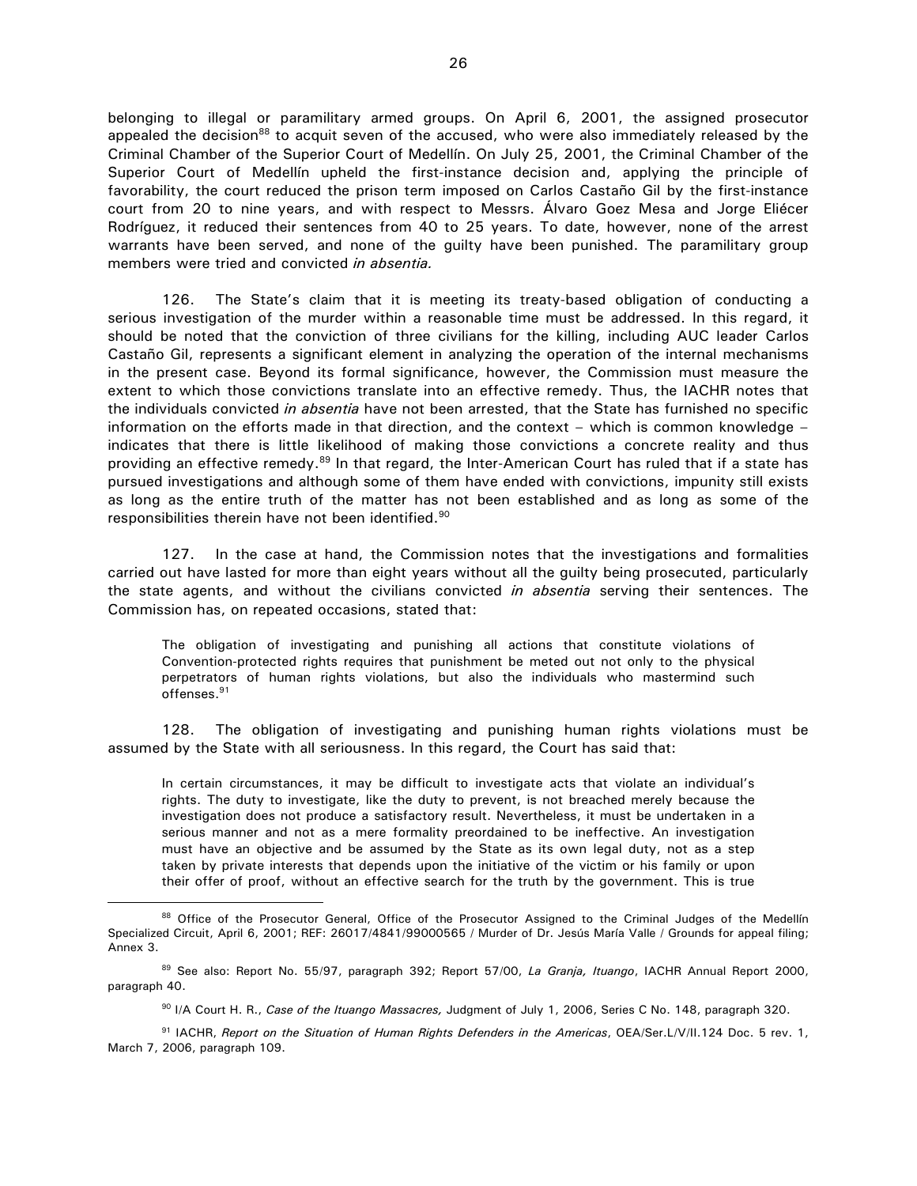belonging to illegal or paramilitary armed groups. On April 6, 2001, the assigned prosecutor appealed the decision[88] to acquit seven of the accused, who were also immediately released by the Criminal Chamber of the Superior Court of Medellín. On July 25, 2001, the Criminal Chamber of the Superior Court of Medellín upheld the first-instance decision and, applying the principle of favorability, the court reduced the prison term imposed on Carlos Castaño Gil by the first-instance court from 20 to nine years, and with respect to Messrs. Álvaro Goez Mesa and Jorge Eliécer Rodríguez, it reduced their sentences from 40 to 25 years. To date, however, none of the arrest warrants have been served, and none of the guilty have been punished. The paramilitary group members were tried and convicted *in absentia.*

126. The State's claim that it is meeting its treaty-based obligation of conducting a serious investigation of the murder within a reasonable time must be addressed. In this regard, it should be noted that the conviction of three civilians for the killing, including AUC leader Carlos Castaño Gil, represents a significant element in analyzing the operation of the internal mechanisms in the present case. Beyond its formal significance, however, the Commission must measure the extent to which those convictions translate into an effective remedy. Thus, the IACHR notes that the individuals convicted *in absentia* have not been arrested, that the State has furnished no specific information on the efforts made in that direction, and the context – which is common knowledge – indicates that there is little likelihood of making those convictions a concrete reality and thus providing an effective remedy.[89] In that regard, the Inter-American Court has ruled that if a state has pursued investigations and although some of them have ended with convictions, impunity still exists as long as the entire truth of the matter has not been established and as long as some of the responsibilities therein have not been identified.[90]

127. In the case at hand, the Commission notes that the investigations and formalities carried out have lasted for more than eight years without all the guilty being prosecuted, particularly the state agents, and without the civilians convicted *in absentia* serving their sentences. The Commission has, on repeated occasions, stated that:

> The obligation of investigating and punishing all actions that constitute violations of Convention-protected rights requires that punishment be meted out not only to the physical perpetrators of human rights violations, but also the individuals who mastermind such offenses.[91]

128. The obligation of investigating and punishing human rights violations must be assumed by the State with all seriousness. In this regard, the Court has said that:

> In certain circumstances, it may be difficult to investigate acts that violate an individual's rights. The duty to investigate, like the duty to prevent, is not breached merely because the investigation does not produce a satisfactory result. Nevertheless, it must be undertaken in a serious manner and not as a mere formality preordained to be ineffective. An investigation must have an objective and be assumed by the State as its own legal duty, not as a step taken by private interests that depends upon the initiative of the victim or his family or upon their offer of proof, without an effective search for the truth by the government. This is true

---

[88] Office of the Prosecutor General, Office of the Prosecutor Assigned to the Criminal Judges of the Medellín Specialized Circuit, April 6, 2001; REF: 26017/4841/99000565 / Murder of Dr. Jesús María Valle / Grounds for appeal filing; Annex 3.

[89] See also: Report No. 55/97, paragraph 392; Report 57/00, *La Granja, Ituango*, IACHR Annual Report 2000, paragraph 40.

[90] I/A Court H. R., *Case of the Ituango Massacres,* Judgment of July 1, 2006, Series C No. 148, paragraph 320.

[91] IACHR, *Report on the Situation of Human Rights Defenders in the Americas*, OEA/Ser.L/V/II.124 Doc. 5 rev. 1, March 7, 2006, paragraph 109.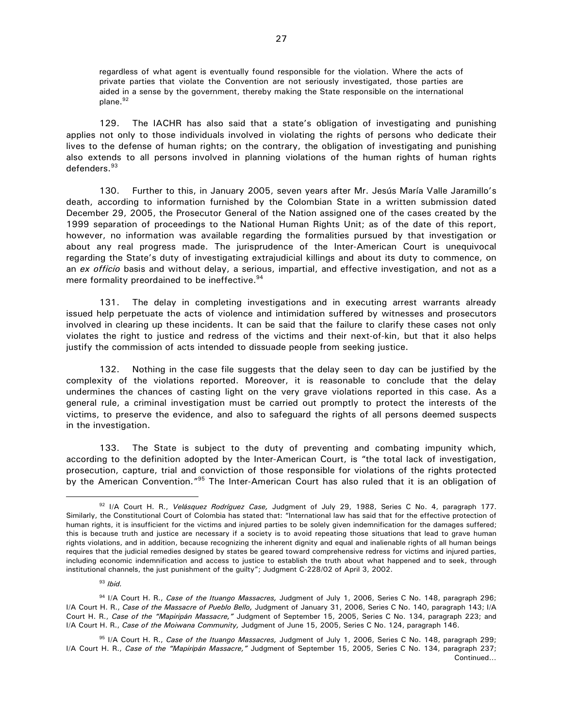regardless of what agent is eventually found responsible for the violation. Where the acts of private parties that violate the Convention are not seriously investigated, those parties are aided in a sense by the government, thereby making the State responsible on the international plane.[92]

129. The IACHR has also said that a state's obligation of investigating and punishing applies not only to those individuals involved in violating the rights of persons who dedicate their lives to the defense of human rights; on the contrary, the obligation of investigating and punishing also extends to all persons involved in planning violations of the human rights of human rights defenders.[93]

130. Further to this, in January 2005, seven years after Mr. Jesús María Valle Jaramillo's death, according to information furnished by the Colombian State in a written submission dated December 29, 2005, the Prosecutor General of the Nation assigned one of the cases created by the 1999 separation of proceedings to the National Human Rights Unit; as of the date of this report, however, no information was available regarding the formalities pursued by that investigation or about any real progress made. The jurisprudence of the Inter-American Court is unequivocal regarding the State's duty of investigating extrajudicial killings and about its duty to commence, on an *ex officio* basis and without delay, a serious, impartial, and effective investigation, and not as a mere formality preordained to be ineffective.[94]

131. The delay in completing investigations and in executing arrest warrants already issued help perpetuate the acts of violence and intimidation suffered by witnesses and prosecutors involved in clearing up these incidents. It can be said that the failure to clarify these cases not only violates the right to justice and redress of the victims and their next-of-kin, but that it also helps justify the commission of acts intended to dissuade people from seeking justice.

132. Nothing in the case file suggests that the delay seen to day can be justified by the complexity of the violations reported. Moreover, it is reasonable to conclude that the delay undermines the chances of casting light on the very grave violations reported in this case. As a general rule, a criminal investigation must be carried out promptly to protect the interests of the victims, to preserve the evidence, and also to safeguard the rights of all persons deemed suspects in the investigation.

133. The State is subject to the duty of preventing and combating impunity which, according to the definition adopted by the Inter-American Court, is "the total lack of investigation, prosecution, capture, trial and conviction of those responsible for violations of the rights protected by the American Convention."[95] The Inter-American Court has also ruled that it is an obligation of

---

[92] I/A Court H. R., *Velásquez Rodríguez Case,* Judgment of July 29, 1988, Series C No. 4, paragraph 177. Similarly, the Constitutional Court of Colombia has stated that: "International law has said that for the effective protection of human rights, it is insufficient for the victims and injured parties to be solely given indemnification for the damages suffered; this is because truth and justice are necessary if a society is to avoid repeating those situations that lead to grave human rights violations, and in addition, because recognizing the inherent dignity and equal and inalienable rights of all human beings requires that the judicial remedies designed by states be geared toward comprehensive redress for victims and injured parties, including economic indemnification and access to justice to establish the truth about what happened and to seek, through institutional channels, the just punishment of the guilty"; Judgment C-228/02 of April 3, 2002.

[93] *Ibid.*

[94] I/A Court H. R., *Case of the Ituango Massacres,* Judgment of July 1, 2006, Series C No. 148, paragraph 296; I/A Court H. R., *Case of the Massacre of Pueblo Bello,* Judgment of January 31, 2006, Series C No. 140, paragraph 143; I/A Court H. R., *Case of the "Mapiripán Massacre,"* Judgment of September 15, 2005, Series C No. 134, paragraph 223; and I/A Court H. R., *Case of the Moiwana Community,* Judgment of June 15, 2005, Series C No. 124, paragraph 146.

[95] I/A Court H. R., *Case of the Ituango Massacres,* Judgment of July 1, 2006, Series C No. 148, paragraph 299; I/A Court H. R., *Case of the "Mapiripán Massacre,"* Judgment of September 15, 2005, Series C No. 134, paragraph 237; Continued…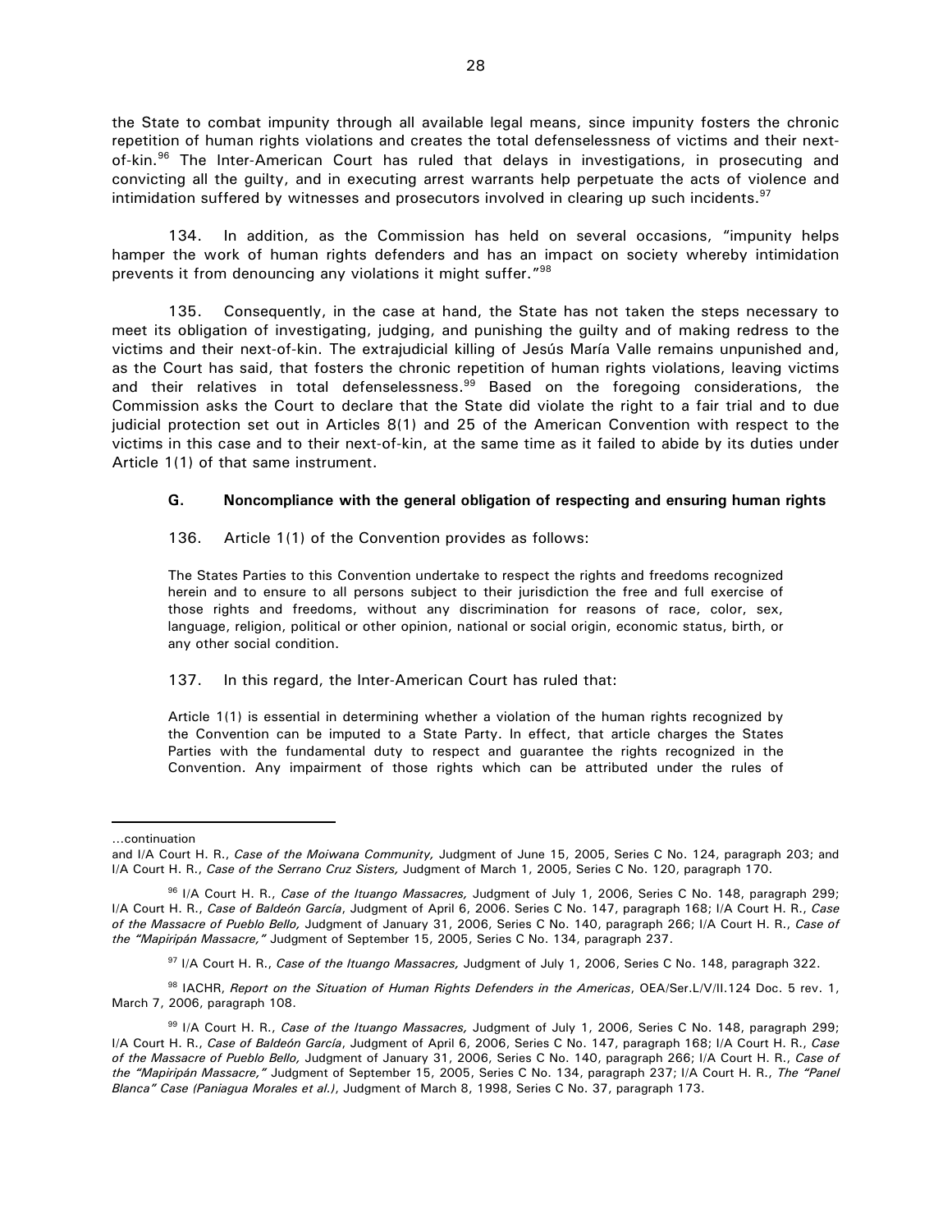the State to combat impunity through all available legal means, since impunity fosters the chronic repetition of human rights violations and creates the total defenselessness of victims and their next-of-kin.[96] The Inter-American Court has ruled that delays in investigations, in prosecuting and convicting all the guilty, and in executing arrest warrants help perpetuate the acts of violence and intimidation suffered by witnesses and prosecutors involved in clearing up such incidents.[97]

134. In addition, as the Commission has held on several occasions, "impunity helps hamper the work of human rights defenders and has an impact on society whereby intimidation prevents it from denouncing any violations it might suffer."[98]

135. Consequently, in the case at hand, the State has not taken the steps necessary to meet its obligation of investigating, judging, and punishing the guilty and of making redress to the victims and their next-of-kin. The extrajudicial killing of Jesús María Valle remains unpunished and, as the Court has said, that fosters the chronic repetition of human rights violations, leaving victims and their relatives in total defenselessness.[99] Based on the foregoing considerations, the Commission asks the Court to declare that the State did violate the right to a fair trial and to due judicial protection set out in Articles 8(1) and 25 of the American Convention with respect to the victims in this case and to their next-of-kin, at the same time as it failed to abide by its duties under Article 1(1) of that same instrument.

### G. Noncompliance with the general obligation of respecting and ensuring human rights

136. Article 1(1) of the Convention provides as follows:

> The States Parties to this Convention undertake to respect the rights and freedoms recognized herein and to ensure to all persons subject to their jurisdiction the free and full exercise of those rights and freedoms, without any discrimination for reasons of race, color, sex, language, religion, political or other opinion, national or social origin, economic status, birth, or any other social condition.

137. In this regard, the Inter-American Court has ruled that:

> Article 1(1) is essential in determining whether a violation of the human rights recognized by the Convention can be imputed to a State Party. In effect, that article charges the States Parties with the fundamental duty to respect and guarantee the rights recognized in the Convention. Any impairment of those rights which can be attributed under the rules of

---

…continuation

and I/A Court H. R., *Case of the Moiwana Community,* Judgment of June 15, 2005, Series C No. 124, paragraph 203; and I/A Court H. R., *Case of the Serrano Cruz Sisters,* Judgment of March 1, 2005, Series C No. 120, paragraph 170.

[96] I/A Court H. R., *Case of the Ituango Massacres,* Judgment of July 1, 2006, Series C No. 148, paragraph 299; I/A Court H. R., *Case of Baldeón García*, Judgment of April 6, 2006. Series C No. 147, paragraph 168; I/A Court H. R., *Case of the Massacre of Pueblo Bello,* Judgment of January 31, 2006, Series C No. 140, paragraph 266; I/A Court H. R., *Case of the "Mapiripán Massacre,"* Judgment of September 15, 2005, Series C No. 134, paragraph 237.

[97] I/A Court H. R., *Case of the Ituango Massacres,* Judgment of July 1, 2006, Series C No. 148, paragraph 322.

[98] IACHR, *Report on the Situation of Human Rights Defenders in the Americas*, OEA/Ser.L/V/II.124 Doc. 5 rev. 1, March 7, 2006, paragraph 108.

[99] I/A Court H. R., *Case of the Ituango Massacres,* Judgment of July 1, 2006, Series C No. 148, paragraph 299; I/A Court H. R., *Case of Baldeón García*, Judgment of April 6, 2006, Series C No. 147, paragraph 168; I/A Court H. R., *Case of the Massacre of Pueblo Bello,* Judgment of January 31, 2006, Series C No. 140, paragraph 266; I/A Court H. R., *Case of the "Mapiripán Massacre,"* Judgment of September 15, 2005, Series C No. 134, paragraph 237; I/A Court H. R., *The "Panel Blanca" Case (Paniagua Morales et al.)*, Judgment of March 8, 1998, Series C No. 37, paragraph 173.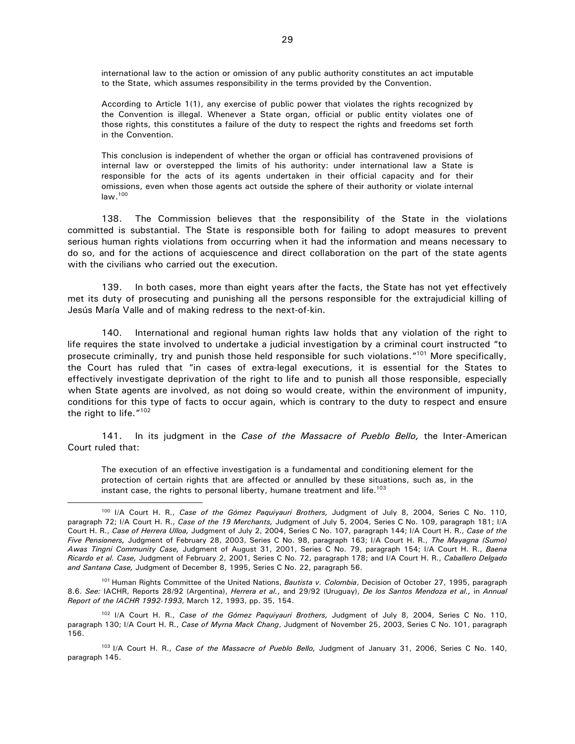> international law to the action or omission of any public authority constitutes an act imputable to the State, which assumes responsibility in the terms provided by the Convention.
>
> According to Article 1(1), any exercise of public power that violates the rights recognized by the Convention is illegal. Whenever a State organ, official or public entity violates one of those rights, this constitutes a failure of the duty to respect the rights and freedoms set forth in the Convention.
>
> This conclusion is independent of whether the organ or official has contravened provisions of internal law or overstepped the limits of his authority: under international law a State is responsible for the acts of its agents undertaken in their official capacity and for their omissions, even when those agents act outside the sphere of their authority or violate internal law.[100]

138. The Commission believes that the responsibility of the State in the violations committed is substantial. The State is responsible both for failing to adopt measures to prevent serious human rights violations from occurring when it had the information and means necessary to do so, and for the actions of acquiescence and direct collaboration on the part of the state agents with the civilians who carried out the execution.

139. In both cases, more than eight years after the facts, the State has not yet effectively met its duty of prosecuting and punishing all the persons responsible for the extrajudicial killing of Jesús María Valle and of making redress to the next-of-kin.

140. International and regional human rights law holds that any violation of the right to life requires the state involved to undertake a judicial investigation by a criminal court instructed "to prosecute criminally, try and punish those held responsible for such violations."[101] More specifically, the Court has ruled that "in cases of extra-legal executions, it is essential for the States to effectively investigate deprivation of the right to life and to punish all those responsible, especially when State agents are involved, as not doing so would create, within the environment of impunity, conditions for this type of facts to occur again, which is contrary to the duty to respect and ensure the right to life."[102]

141. In its judgment in the *Case of the Massacre of Pueblo Bello,* the Inter-American Court ruled that:

> The execution of an effective investigation is a fundamental and conditioning element for the protection of certain rights that are affected or annulled by these situations, such as, in the instant case, the rights to personal liberty, humane treatment and life.[103]

---

[100] I/A Court H. R., *Case of the Gómez Paquiyauri Brothers,* Judgment of July 8, 2004, Series C No. 110, paragraph 72; I/A Court H. R., *Case of the 19 Merchants,* Judgment of July 5, 2004, Series C No. 109, paragraph 181; I/A Court H. R., *Case of Herrera Ulloa,* Judgment of July 2, 2004, Series C No. 107, paragraph 144; I/A Court H. R., *Case of the Five Pensioners,* Judgment of February 28, 2003, Series C No. 98, paragraph 163; I/A Court H. R., *The Mayagna (Sumo) Awas Tingni Community Case,* Judgment of August 31, 2001, Series C No. 79, paragraph 154; I/A Court H. R., *Baena Ricardo et al. Case,* Judgment of February 2, 2001, Series C No. 72, paragraph 178; and I/A Court H. R., *Caballero Delgado and Santana Case,* Judgment of December 8, 1995, Series C No. 22, paragraph 56.

[101] Human Rights Committee of the United Nations, *Bautista v. Colombia*, Decision of October 27, 1995, paragraph 8.6. *See:* IACHR, Reports 28/92 (Argentina), *Herrera et al.*, and 29/92 (Uruguay), *De los Santos Mendoza et al.,* in *Annual Report of the IACHR 1992-1993*, March 12, 1993, pp. 35, 154.

[102] I/A Court H. R., *Case of the Gómez Paquiyauri Brothers,* Judgment of July 8, 2004, Series C No. 110, paragraph 130; I/A Court H. R., *Case of Myrna Mack Chang*, Judgment of November 25, 2003, Series C No. 101, paragraph 156.

[103] I/A Court H. R., *Case of the Massacre of Pueblo Bello,* Judgment of January 31, 2006, Series C No. 140, paragraph 145.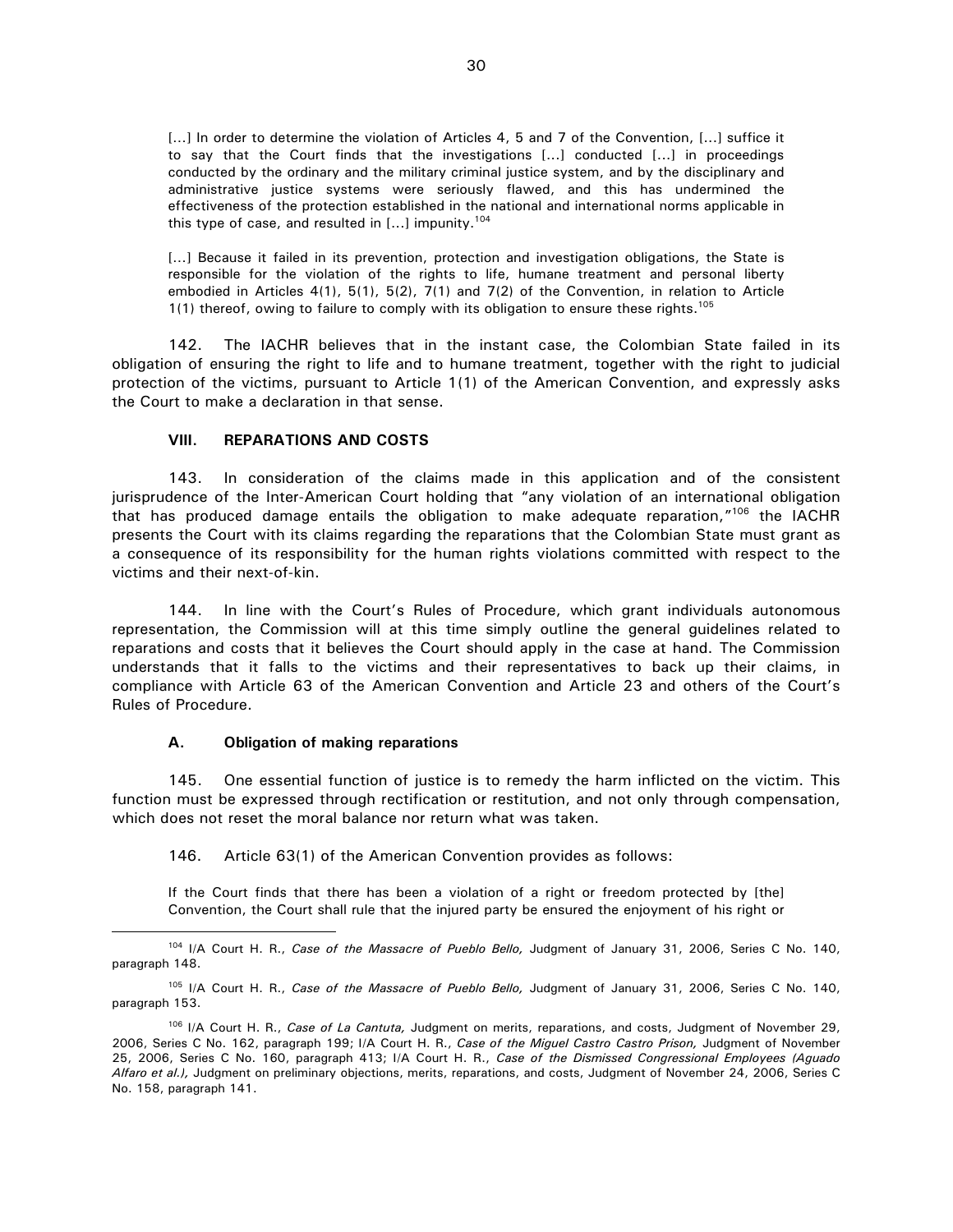> [...] In order to determine the violation of Articles 4, 5 and 7 of the Convention, [...] suffice it to say that the Court finds that the investigations [...] conducted [...] in proceedings conducted by the ordinary and the military criminal justice system, and by the disciplinary and administrative justice systems were seriously flawed, and this has undermined the effectiveness of the protection established in the national and international norms applicable in this type of case, and resulted in [...] impunity.[104]
>
> [...] Because it failed in its prevention, protection and investigation obligations, the State is responsible for the violation of the rights to life, humane treatment and personal liberty embodied in Articles 4(1), 5(1), 5(2), 7(1) and 7(2) of the Convention, in relation to Article 1(1) thereof, owing to failure to comply with its obligation to ensure these rights.[105]

142. The IACHR believes that in the instant case, the Colombian State failed in its obligation of ensuring the right to life and to humane treatment, together with the right to judicial protection of the victims, pursuant to Article 1(1) of the American Convention, and expressly asks the Court to make a declaration in that sense.

## VIII. REPARATIONS AND COSTS

143. In consideration of the claims made in this application and of the consistent jurisprudence of the Inter-American Court holding that "any violation of an international obligation that has produced damage entails the obligation to make adequate reparation,"[106] the IACHR presents the Court with its claims regarding the reparations that the Colombian State must grant as a consequence of its responsibility for the human rights violations committed with respect to the victims and their next-of-kin.

144. In line with the Court's Rules of Procedure, which grant individuals autonomous representation, the Commission will at this time simply outline the general guidelines related to reparations and costs that it believes the Court should apply in the case at hand. The Commission understands that it falls to the victims and their representatives to back up their claims, in compliance with Article 63 of the American Convention and Article 23 and others of the Court's Rules of Procedure.

### A. Obligation of making reparations

145. One essential function of justice is to remedy the harm inflicted on the victim. This function must be expressed through rectification or restitution, and not only through compensation, which does not reset the moral balance nor return what was taken.

146. Article 63(1) of the American Convention provides as follows:

> If the Court finds that there has been a violation of a right or freedom protected by [the] Convention, the Court shall rule that the injured party be ensured the enjoyment of his right or

---

[104] I/A Court H. R., *Case of the Massacre of Pueblo Bello,* Judgment of January 31, 2006, Series C No. 140, paragraph 148.

[105] I/A Court H. R., *Case of the Massacre of Pueblo Bello,* Judgment of January 31, 2006, Series C No. 140, paragraph 153.

[106] I/A Court H. R., *Case of La Cantuta,* Judgment on merits, reparations, and costs, Judgment of November 29, 2006, Series C No. 162, paragraph 199; I/A Court H. R., *Case of the Miguel Castro Castro Prison,* Judgment of November 25, 2006, Series C No. 160, paragraph 413; I/A Court H. R., *Case of the Dismissed Congressional Employees (Aguado Alfaro et al.),* Judgment on preliminary objections, merits, reparations, and costs, Judgment of November 24, 2006, Series C No. 158, paragraph 141.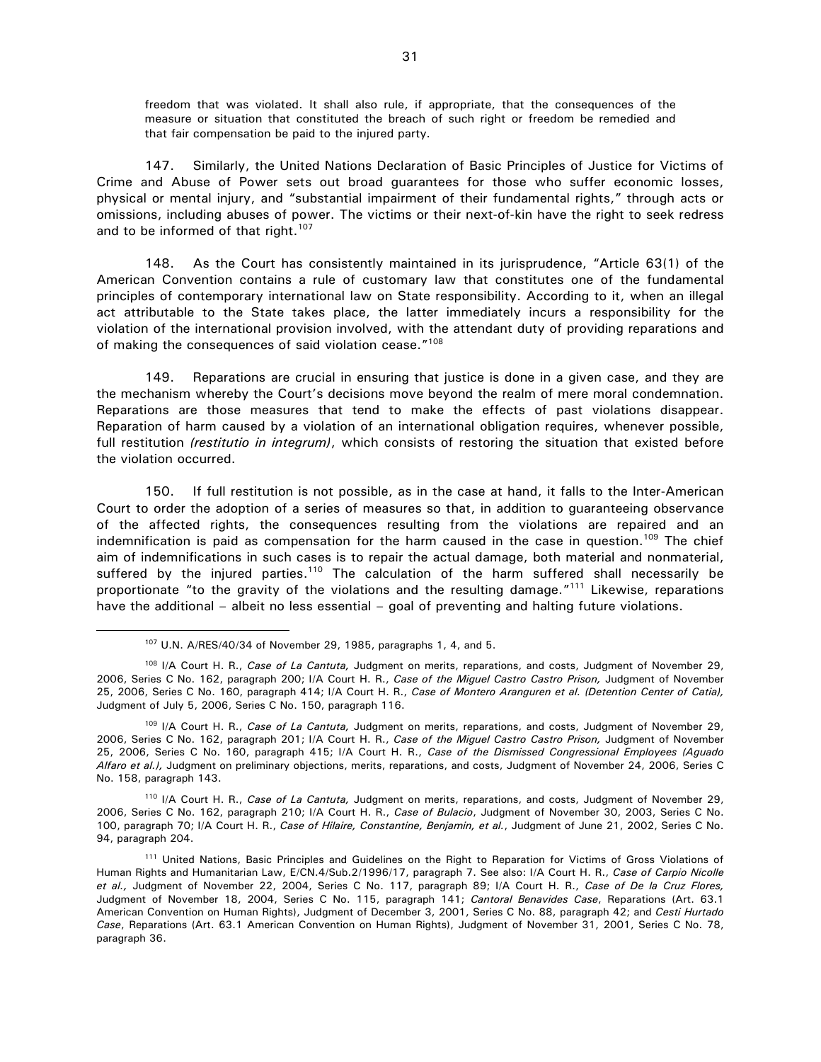> freedom that was violated. It shall also rule, if appropriate, that the consequences of the measure or situation that constituted the breach of such right or freedom be remedied and that fair compensation be paid to the injured party.

147. Similarly, the United Nations Declaration of Basic Principles of Justice for Victims of Crime and Abuse of Power sets out broad guarantees for those who suffer economic losses, physical or mental injury, and "substantial impairment of their fundamental rights," through acts or omissions, including abuses of power. The victims or their next-of-kin have the right to seek redress and to be informed of that right.[107]

148. As the Court has consistently maintained in its jurisprudence, "Article 63(1) of the American Convention contains a rule of customary law that constitutes one of the fundamental principles of contemporary international law on State responsibility. According to it, when an illegal act attributable to the State takes place, the latter immediately incurs a responsibility for the violation of the international provision involved, with the attendant duty of providing reparations and of making the consequences of said violation cease."[108]

149. Reparations are crucial in ensuring that justice is done in a given case, and they are the mechanism whereby the Court's decisions move beyond the realm of mere moral condemnation. Reparations are those measures that tend to make the effects of past violations disappear. Reparation of harm caused by a violation of an international obligation requires, whenever possible, full restitution *(restitutio in integrum)*, which consists of restoring the situation that existed before the violation occurred.

150. If full restitution is not possible, as in the case at hand, it falls to the Inter-American Court to order the adoption of a series of measures so that, in addition to guaranteeing observance of the affected rights, the consequences resulting from the violations are repaired and an indemnification is paid as compensation for the harm caused in the case in question.[109] The chief aim of indemnifications in such cases is to repair the actual damage, both material and nonmaterial, suffered by the injured parties.[110] The calculation of the harm suffered shall necessarily be proportionate "to the gravity of the violations and the resulting damage."[111] Likewise, reparations have the additional – albeit no less essential – goal of preventing and halting future violations.

---

[107] U.N. A/RES/40/34 of November 29, 1985, paragraphs 1, 4, and 5.

[108] I/A Court H. R., *Case of La Cantuta,* Judgment on merits, reparations, and costs, Judgment of November 29, 2006, Series C No. 162, paragraph 200; I/A Court H. R., *Case of the Miguel Castro Castro Prison,* Judgment of November 25, 2006, Series C No. 160, paragraph 414; I/A Court H. R., *Case of Montero Aranguren et al. (Detention Center of Catia),* Judgment of July 5, 2006, Series C No. 150, paragraph 116.

[109] I/A Court H. R., *Case of La Cantuta,* Judgment on merits, reparations, and costs, Judgment of November 29, 2006, Series C No. 162, paragraph 201; I/A Court H. R., *Case of the Miguel Castro Castro Prison,* Judgment of November 25, 2006, Series C No. 160, paragraph 415; I/A Court H. R., *Case of the Dismissed Congressional Employees (Aguado Alfaro et al.),* Judgment on preliminary objections, merits, reparations, and costs, Judgment of November 24, 2006, Series C No. 158, paragraph 143.

[110] I/A Court H. R., *Case of La Cantuta,* Judgment on merits, reparations, and costs, Judgment of November 29, 2006, Series C No. 162, paragraph 210; I/A Court H. R., *Case of Bulacio*, Judgment of November 30, 2003, Series C No. 100, paragraph 70; I/A Court H. R., *Case of Hilaire, Constantine, Benjamin, et al.*, Judgment of June 21, 2002, Series C No. 94, paragraph 204.

[111] United Nations, Basic Principles and Guidelines on the Right to Reparation for Victims of Gross Violations of Human Rights and Humanitarian Law, E/CN.4/Sub.2/1996/17, paragraph 7. See also: I/A Court H. R., *Case of Carpio Nicolle et al.,* Judgment of November 22, 2004, Series C No. 117, paragraph 89; I/A Court H. R., *Case of De la Cruz Flores,* Judgment of November 18, 2004, Series C No. 115, paragraph 141; *Cantoral Benavides Case*, Reparations (Art. 63.1 American Convention on Human Rights), Judgment of December 3, 2001, Series C No. 88, paragraph 42; and *Cesti Hurtado Case*, Reparations (Art. 63.1 American Convention on Human Rights), Judgment of November 31, 2001, Series C No. 78, paragraph 36.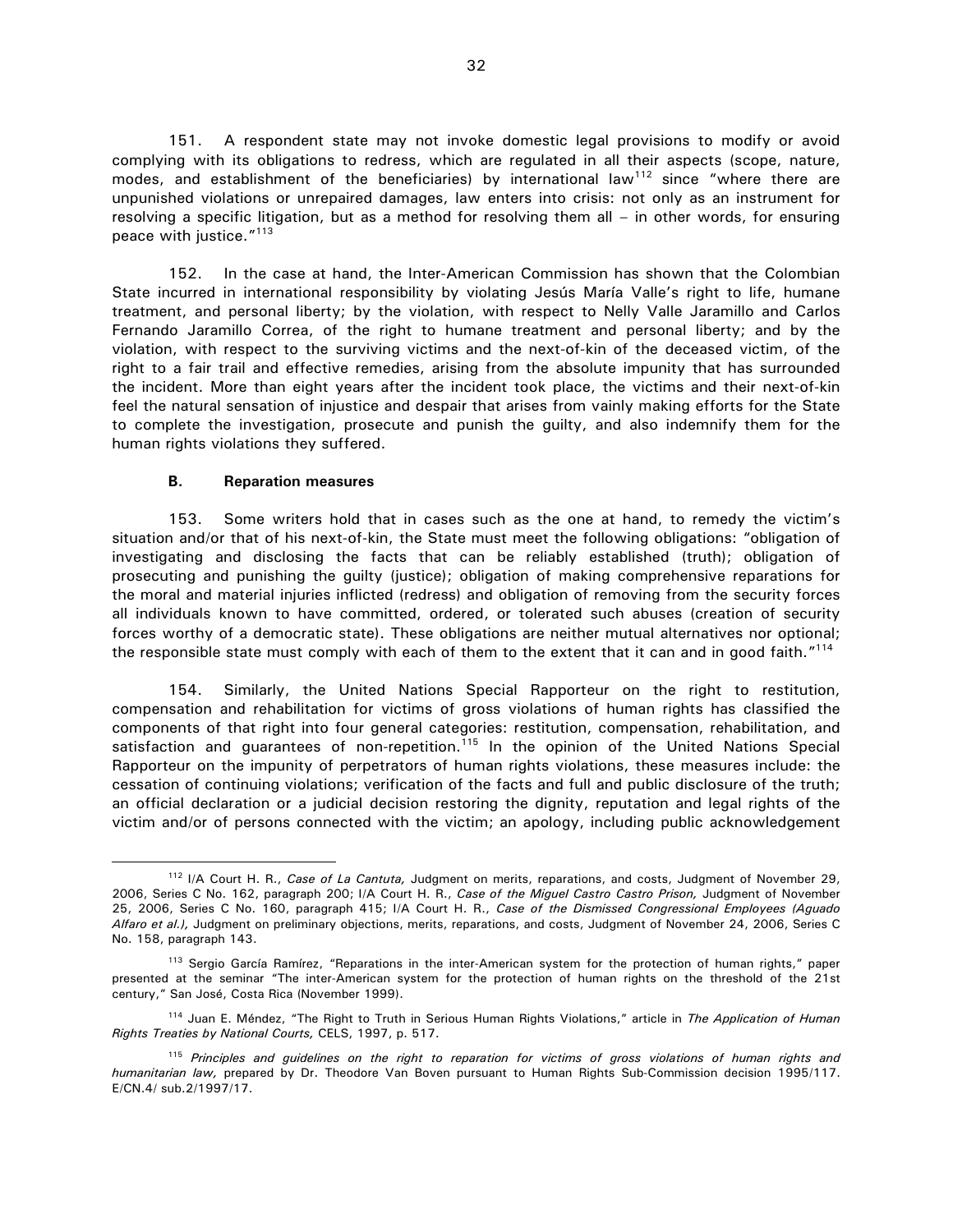151. A respondent state may not invoke domestic legal provisions to modify or avoid complying with its obligations to redress, which are regulated in all their aspects (scope, nature, modes, and establishment of the beneficiaries) by international law[112] since "where there are unpunished violations or unrepaired damages, law enters into crisis: not only as an instrument for resolving a specific litigation, but as a method for resolving them all – in other words, for ensuring peace with justice."[113]

152. In the case at hand, the Inter-American Commission has shown that the Colombian State incurred in international responsibility by violating Jesús María Valle's right to life, humane treatment, and personal liberty; by the violation, with respect to Nelly Valle Jaramillo and Carlos Fernando Jaramillo Correa, of the right to humane treatment and personal liberty; and by the violation, with respect to the surviving victims and the next-of-kin of the deceased victim, of the right to a fair trail and effective remedies, arising from the absolute impunity that has surrounded the incident. More than eight years after the incident took place, the victims and their next-of-kin feel the natural sensation of injustice and despair that arises from vainly making efforts for the State to complete the investigation, prosecute and punish the guilty, and also indemnify them for the human rights violations they suffered.

### B. Reparation measures

153. Some writers hold that in cases such as the one at hand, to remedy the victim's situation and/or that of his next-of-kin, the State must meet the following obligations: "obligation of investigating and disclosing the facts that can be reliably established (truth); obligation of prosecuting and punishing the guilty (justice); obligation of making comprehensive reparations for the moral and material injuries inflicted (redress) and obligation of removing from the security forces all individuals known to have committed, ordered, or tolerated such abuses (creation of security forces worthy of a democratic state). These obligations are neither mutual alternatives nor optional; the responsible state must comply with each of them to the extent that it can and in good faith."[114]

154. Similarly, the United Nations Special Rapporteur on the right to restitution, compensation and rehabilitation for victims of gross violations of human rights has classified the components of that right into four general categories: restitution, compensation, rehabilitation, and satisfaction and guarantees of non-repetition.[115] In the opinion of the United Nations Special Rapporteur on the impunity of perpetrators of human rights violations, these measures include: the cessation of continuing violations; verification of the facts and full and public disclosure of the truth; an official declaration or a judicial decision restoring the dignity, reputation and legal rights of the victim and/or of persons connected with the victim; an apology, including public acknowledgement

---

[112] I/A Court H. R., *Case of La Cantuta,* Judgment on merits, reparations, and costs, Judgment of November 29, 2006, Series C No. 162, paragraph 200; I/A Court H. R., *Case of the Miguel Castro Castro Prison,* Judgment of November 25, 2006, Series C No. 160, paragraph 415; I/A Court H. R., *Case of the Dismissed Congressional Employees (Aguado Alfaro et al.),* Judgment on preliminary objections, merits, reparations, and costs, Judgment of November 24, 2006, Series C No. 158, paragraph 143.

[113] Sergio García Ramírez, "Reparations in the inter-American system for the protection of human rights," paper presented at the seminar "The inter-American system for the protection of human rights on the threshold of the 21st century," San José, Costa Rica (November 1999).

[114] Juan E. Méndez, "The Right to Truth in Serious Human Rights Violations," article in *The Application of Human Rights Treaties by National Courts,* CELS, 1997, p. 517.

[115] *Principles and guidelines on the right to reparation for victims of gross violations of human rights and humanitarian law,* prepared by Dr. Theodore Van Boven pursuant to Human Rights Sub-Commission decision 1995/117. E/CN.4/ sub.2/1997/17.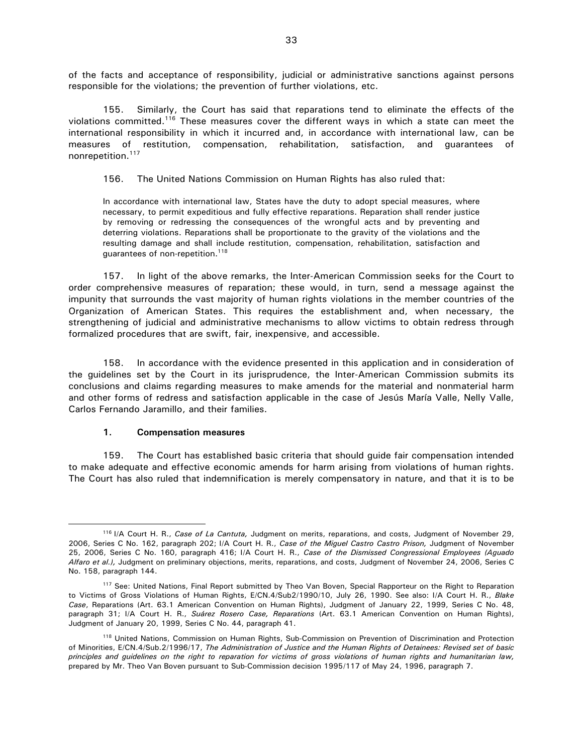of the facts and acceptance of responsibility, judicial or administrative sanctions against persons responsible for the violations; the prevention of further violations, etc.

155. Similarly, the Court has said that reparations tend to eliminate the effects of the violations committed.[116] These measures cover the different ways in which a state can meet the international responsibility in which it incurred and, in accordance with international law, can be measures of restitution, compensation, rehabilitation, satisfaction, and guarantees of nonrepetition.[117]

156. The United Nations Commission on Human Rights has also ruled that:

> In accordance with international law, States have the duty to adopt special measures, where necessary, to permit expeditious and fully effective reparations. Reparation shall render justice by removing or redressing the consequences of the wrongful acts and by preventing and deterring violations. Reparations shall be proportionate to the gravity of the violations and the resulting damage and shall include restitution, compensation, rehabilitation, satisfaction and guarantees of non-repetition.[118]

157. In light of the above remarks, the Inter-American Commission seeks for the Court to order comprehensive measures of reparation; these would, in turn, send a message against the impunity that surrounds the vast majority of human rights violations in the member countries of the Organization of American States. This requires the establishment and, when necessary, the strengthening of judicial and administrative mechanisms to allow victims to obtain redress through formalized procedures that are swift, fair, inexpensive, and accessible.

158. In accordance with the evidence presented in this application and in consideration of the guidelines set by the Court in its jurisprudence, the Inter-American Commission submits its conclusions and claims regarding measures to make amends for the material and nonmaterial harm and other forms of redress and satisfaction applicable in the case of Jesús María Valle, Nelly Valle, Carlos Fernando Jaramillo, and their families.

### 1. Compensation measures

159. The Court has established basic criteria that should guide fair compensation intended to make adequate and effective economic amends for harm arising from violations of human rights. The Court has also ruled that indemnification is merely compensatory in nature, and that it is to be

---

[116] I/A Court H. R., *Case of La Cantuta,* Judgment on merits, reparations, and costs, Judgment of November 29, 2006, Series C No. 162, paragraph 202; I/A Court H. R., *Case of the Miguel Castro Castro Prison,* Judgment of November 25, 2006, Series C No. 160, paragraph 416; I/A Court H. R., *Case of the Dismissed Congressional Employees (Aguado Alfaro et al.),* Judgment on preliminary objections, merits, reparations, and costs, Judgment of November 24, 2006, Series C No. 158, paragraph 144.

[117] See: United Nations, Final Report submitted by Theo Van Boven, Special Rapporteur on the Right to Reparation to Victims of Gross Violations of Human Rights, E/CN.4/Sub2/1990/10, July 26, 1990. See also: I/A Court H. R., *Blake Case*, Reparations (Art. 63.1 American Convention on Human Rights), Judgment of January 22, 1999, Series C No. 48, paragraph 31; I/A Court H. R., *Suárez Rosero Case, Reparations* (Art. 63.1 American Convention on Human Rights), Judgment of January 20, 1999, Series C No. 44, paragraph 41.

[118] United Nations, Commission on Human Rights, Sub-Commission on Prevention of Discrimination and Protection of Minorities, E/CN.4/Sub.2/1996/17, *The Administration of Justice and the Human Rights of Detainees: Revised set of basic principles and guidelines on the right to reparation for victims of gross violations of human rights and humanitarian law,* prepared by Mr. Theo Van Boven pursuant to Sub-Commission decision 1995/117 of May 24, 1996, paragraph 7.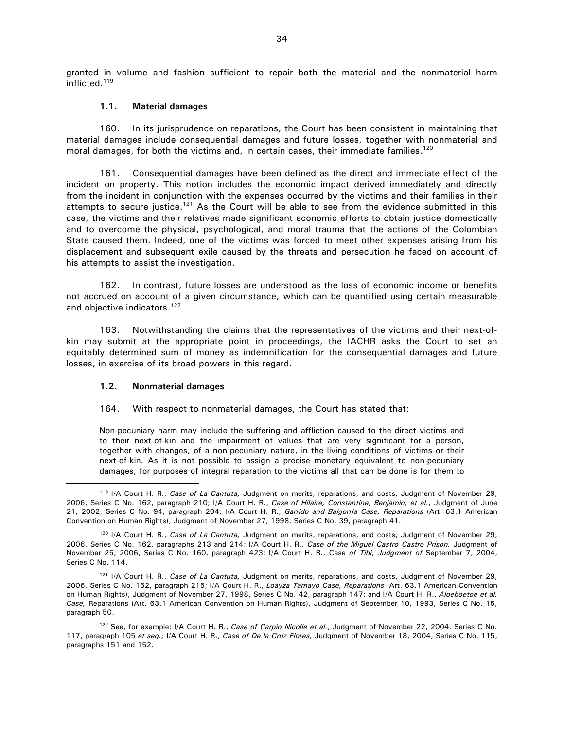granted in volume and fashion sufficient to repair both the material and the nonmaterial harm inflicted.[119]

### 1.1. Material damages

160. In its jurisprudence on reparations, the Court has been consistent in maintaining that material damages include consequential damages and future losses, together with nonmaterial and moral damages, for both the victims and, in certain cases, their immediate families.[120]

161. Consequential damages have been defined as the direct and immediate effect of the incident on property. This notion includes the economic impact derived immediately and directly from the incident in conjunction with the expenses occurred by the victims and their families in their attempts to secure justice.[121] As the Court will be able to see from the evidence submitted in this case, the victims and their relatives made significant economic efforts to obtain justice domestically and to overcome the physical, psychological, and moral trauma that the actions of the Colombian State caused them. Indeed, one of the victims was forced to meet other expenses arising from his displacement and subsequent exile caused by the threats and persecution he faced on account of his attempts to assist the investigation.

162. In contrast, future losses are understood as the loss of economic income or benefits not accrued on account of a given circumstance, which can be quantified using certain measurable and objective indicators.[122]

163. Notwithstanding the claims that the representatives of the victims and their next-of-kin may submit at the appropriate point in proceedings, the IACHR asks the Court to set an equitably determined sum of money as indemnification for the consequential damages and future losses, in exercise of its broad powers in this regard.

### 1.2. Nonmaterial damages

164. With respect to nonmaterial damages, the Court has stated that:

> Non-pecuniary harm may include the suffering and affliction caused to the direct victims and to their next-of-kin and the impairment of values that are very significant for a person, together with changes, of a non-pecuniary nature, in the living conditions of victims or their next-of-kin. As it is not possible to assign a precise monetary equivalent to non-pecuniary damages, for purposes of integral reparation to the victims all that can be done is for them to

---

[119] I/A Court H. R., *Case of La Cantuta,* Judgment on merits, reparations, and costs, Judgment of November 29, 2006, Series C No. 162, paragraph 210; I/A Court H. R., *Case of Hilaire, Constantine, Benjamin, et al.*, Judgment of June 21, 2002, Series C No. 94, paragraph 204; I/A Court H. R., *Garrido and Baigorria Case, Reparations* (Art. 63.1 American Convention on Human Rights), Judgment of November 27, 1998, Series C No. 39, paragraph 41.

[120] I/A Court H. R., *Case of La Cantuta,* Judgment on merits, reparations, and costs, Judgment of November 29, 2006, Series C No. 162, paragraphs 213 and 214; I/A Court H. R., *Case of the Miguel Castro Castro Prison,* Judgment of November 25, 2006, Series C No. 160, paragraph 423; I/A Court H. R., Case *of Tibi, Judgment of* September 7, 2004, Series C No. 114.

[121] I/A Court H. R., *Case of La Cantuta,* Judgment on merits, reparations, and costs, Judgment of November 29, 2006, Series C No. 162, paragraph 215; I/A Court H. R., *Loayza Tamayo Case, Reparations* (Art. 63.1 American Convention on Human Rights), Judgment of November 27, 1998, Series C No. 42, paragraph 147; and I/A Court H. R., *Aloeboetoe et al. Case,* Reparations (Art. 63.1 American Convention on Human Rights), Judgment of September 10, 1993, Series C No. 15, paragraph 50.

[122] See, for example: I/A Court H. R., *Case of Carpio Nicolle et al.*, Judgment of November 22, 2004, Series C No. 117, paragraph 105 *et seq.;* I/A Court H. R., *Case of De la Cruz Flores,* Judgment of November 18, 2004, Series C No. 115, paragraphs 151 and 152.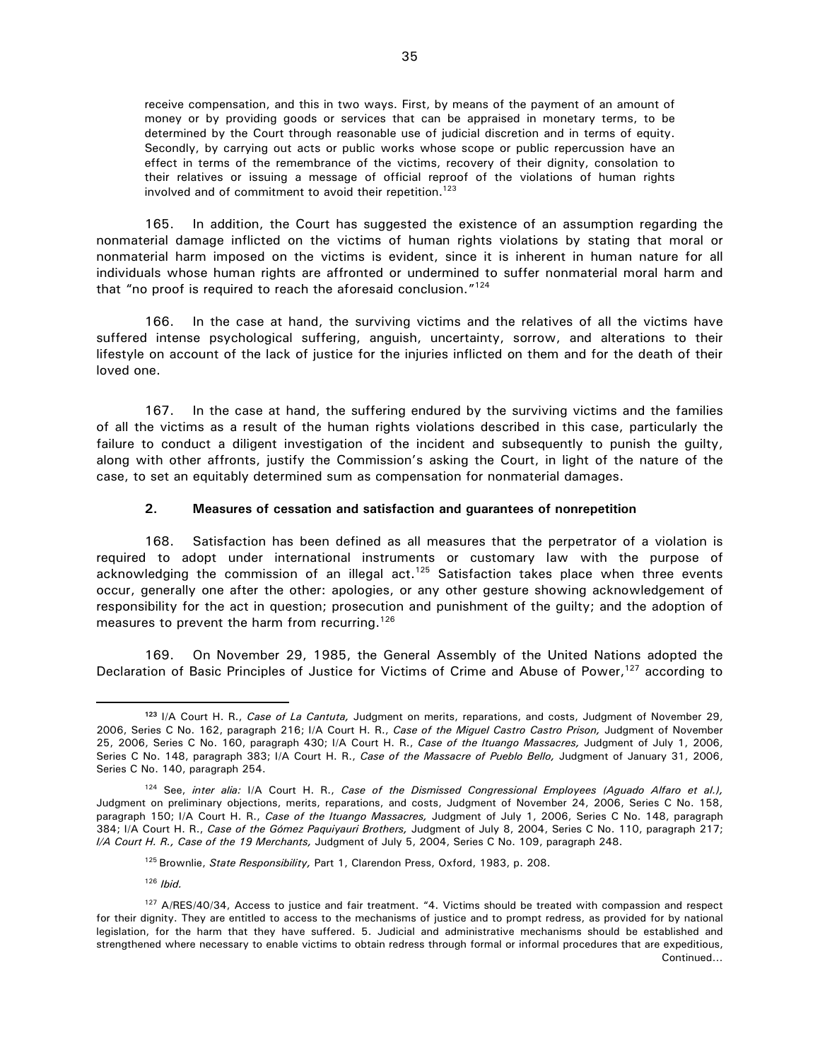receive compensation, and this in two ways. First, by means of the payment of an amount of money or by providing goods or services that can be appraised in monetary terms, to be determined by the Court through reasonable use of judicial discretion and in terms of equity. Secondly, by carrying out acts or public works whose scope or public repercussion have an effect in terms of the remembrance of the victims, recovery of their dignity, consolation to their relatives or issuing a message of official reproof of the violations of human rights involved and of commitment to avoid their repetition.[123]

165. In addition, the Court has suggested the existence of an assumption regarding the nonmaterial damage inflicted on the victims of human rights violations by stating that moral or nonmaterial harm imposed on the victims is evident, since it is inherent in human nature for all individuals whose human rights are affronted or undermined to suffer nonmaterial moral harm and that "no proof is required to reach the aforesaid conclusion."[124]

166. In the case at hand, the surviving victims and the relatives of all the victims have suffered intense psychological suffering, anguish, uncertainty, sorrow, and alterations to their lifestyle on account of the lack of justice for the injuries inflicted on them and for the death of their loved one.

167. In the case at hand, the suffering endured by the surviving victims and the families of all the victims as a result of the human rights violations described in this case, particularly the failure to conduct a diligent investigation of the incident and subsequently to punish the guilty, along with other affronts, justify the Commission's asking the Court, in light of the nature of the case, to set an equitably determined sum as compensation for nonmaterial damages.

**2. Measures of cessation and satisfaction and guarantees of nonrepetition**

168. Satisfaction has been defined as all measures that the perpetrator of a violation is required to adopt under international instruments or customary law with the purpose of acknowledging the commission of an illegal act.[125] Satisfaction takes place when three events occur, generally one after the other: apologies, or any other gesture showing acknowledgement of responsibility for the act in question; prosecution and punishment of the guilty; and the adoption of measures to prevent the harm from recurring.[126]

169. On November 29, 1985, the General Assembly of the United Nations adopted the Declaration of Basic Principles of Justice for Victims of Crime and Abuse of Power,[127] according to

---

[123] I/A Court H. R., *Case of La Cantuta,* Judgment on merits, reparations, and costs, Judgment of November 29, 2006, Series C No. 162, paragraph 216; I/A Court H. R., *Case of the Miguel Castro Castro Prison,* Judgment of November 25, 2006, Series C No. 160, paragraph 430; I/A Court H. R., *Case of the Ituango Massacres,* Judgment of July 1, 2006, Series C No. 148, paragraph 383; I/A Court H. R., *Case of the Massacre of Pueblo Bello,* Judgment of January 31, 2006, Series C No. 140, paragraph 254.

[124] See, *inter alia:* I/A Court H. R., *Case of the Dismissed Congressional Employees (Aguado Alfaro et al.),* Judgment on preliminary objections, merits, reparations, and costs, Judgment of November 24, 2006, Series C No. 158, paragraph 150; I/A Court H. R., *Case of the Ituango Massacres,* Judgment of July 1, 2006, Series C No. 148, paragraph 384; I/A Court H. R., *Case of the Gómez Paquiyauri Brothers,* Judgment of July 8, 2004, Series C No. 110, paragraph 217; *I/A Court H. R., Case of the 19 Merchants,* Judgment of July 5, 2004, Series C No. 109, paragraph 248.

[125] Brownlie, *State Responsibility,* Part 1, Clarendon Press, Oxford, 1983, p. 208.

[126] *Ibid.*

[127] A/RES/40/34, Access to justice and fair treatment. "4. Victims should be treated with compassion and respect for their dignity. They are entitled to access to the mechanisms of justice and to prompt redress, as provided for by national legislation, for the harm that they have suffered. 5. Judicial and administrative mechanisms should be established and strengthened where necessary to enable victims to obtain redress through formal or informal procedures that are expeditious, Continued...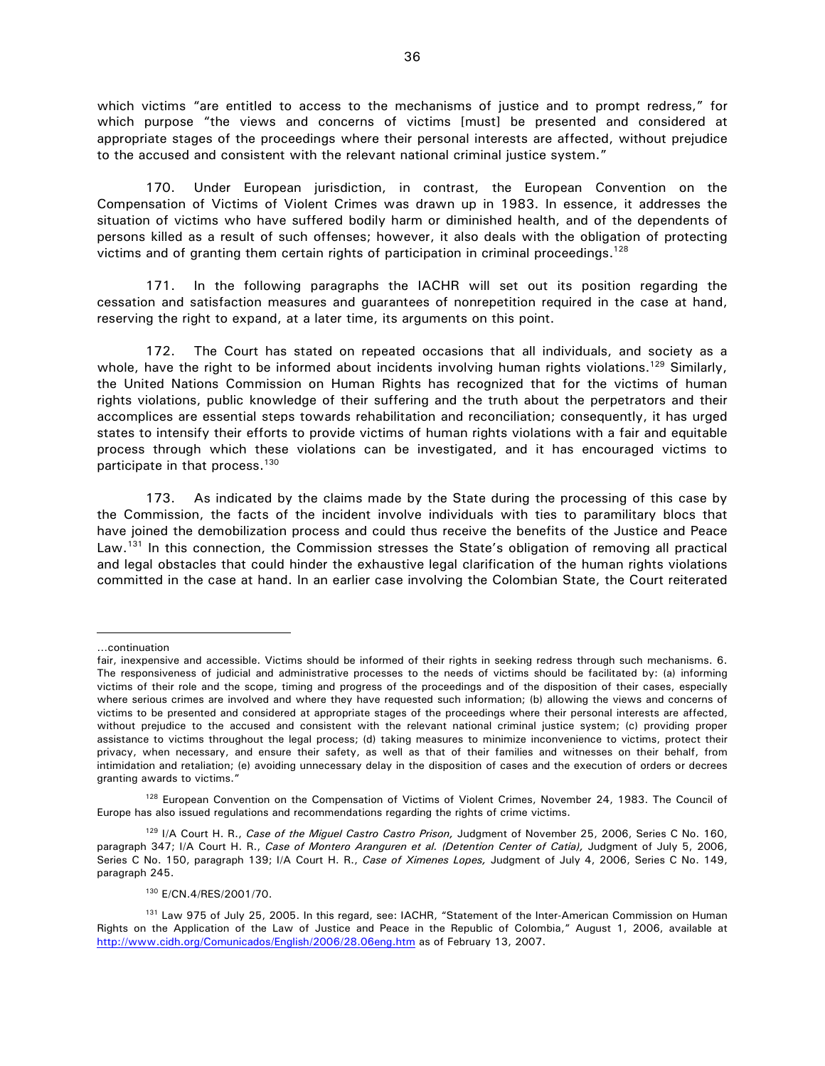which victims "are entitled to access to the mechanisms of justice and to prompt redress," for which purpose "the views and concerns of victims [must] be presented and considered at appropriate stages of the proceedings where their personal interests are affected, without prejudice to the accused and consistent with the relevant national criminal justice system."

170. Under European jurisdiction, in contrast, the European Convention on the Compensation of Victims of Violent Crimes was drawn up in 1983. In essence, it addresses the situation of victims who have suffered bodily harm or diminished health, and of the dependents of persons killed as a result of such offenses; however, it also deals with the obligation of protecting victims and of granting them certain rights of participation in criminal proceedings.[128]

171. In the following paragraphs the IACHR will set out its position regarding the cessation and satisfaction measures and guarantees of nonrepetition required in the case at hand, reserving the right to expand, at a later time, its arguments on this point.

172. The Court has stated on repeated occasions that all individuals, and society as a whole, have the right to be informed about incidents involving human rights violations.[129] Similarly, the United Nations Commission on Human Rights has recognized that for the victims of human rights violations, public knowledge of their suffering and the truth about the perpetrators and their accomplices are essential steps towards rehabilitation and reconciliation; consequently, it has urged states to intensify their efforts to provide victims of human rights violations with a fair and equitable process through which these violations can be investigated, and it has encouraged victims to participate in that process.[130]

173. As indicated by the claims made by the State during the processing of this case by the Commission, the facts of the incident involve individuals with ties to paramilitary blocs that have joined the demobilization process and could thus receive the benefits of the Justice and Peace Law.[131] In this connection, the Commission stresses the State's obligation of removing all practical and legal obstacles that could hinder the exhaustive legal clarification of the human rights violations committed in the case at hand. In an earlier case involving the Colombian State, the Court reiterated

---

...continuation

fair, inexpensive and accessible. Victims should be informed of their rights in seeking redress through such mechanisms. 6. The responsiveness of judicial and administrative processes to the needs of victims should be facilitated by: (a) informing victims of their role and the scope, timing and progress of the proceedings and of the disposition of their cases, especially where serious crimes are involved and where they have requested such information; (b) allowing the views and concerns of victims to be presented and considered at appropriate stages of the proceedings where their personal interests are affected, without prejudice to the accused and consistent with the relevant national criminal justice system; (c) providing proper assistance to victims throughout the legal process; (d) taking measures to minimize inconvenience to victims, protect their privacy, when necessary, and ensure their safety, as well as that of their families and witnesses on their behalf, from intimidation and retaliation; (e) avoiding unnecessary delay in the disposition of cases and the execution of orders or decrees granting awards to victims."

[128] European Convention on the Compensation of Victims of Violent Crimes, November 24, 1983. The Council of Europe has also issued regulations and recommendations regarding the rights of crime victims.

[129] I/A Court H. R., *Case of the Miguel Castro Castro Prison,* Judgment of November 25, 2006, Series C No. 160, paragraph 347; I/A Court H. R., *Case of Montero Aranguren et al. (Detention Center of Catia),* Judgment of July 5, 2006, Series C No. 150, paragraph 139; I/A Court H. R., *Case of Ximenes Lopes,* Judgment of July 4, 2006, Series C No. 149, paragraph 245.

[130] E/CN.4/RES/2001/70.

[131] Law 975 of July 25, 2005. In this regard, see: IACHR, "Statement of the Inter-American Commission on Human Rights on the Application of the Law of Justice and Peace in the Republic of Colombia," August 1, 2006, available at http://www.cidh.org/Comunicados/English/2006/28.06eng.htm as of February 13, 2007.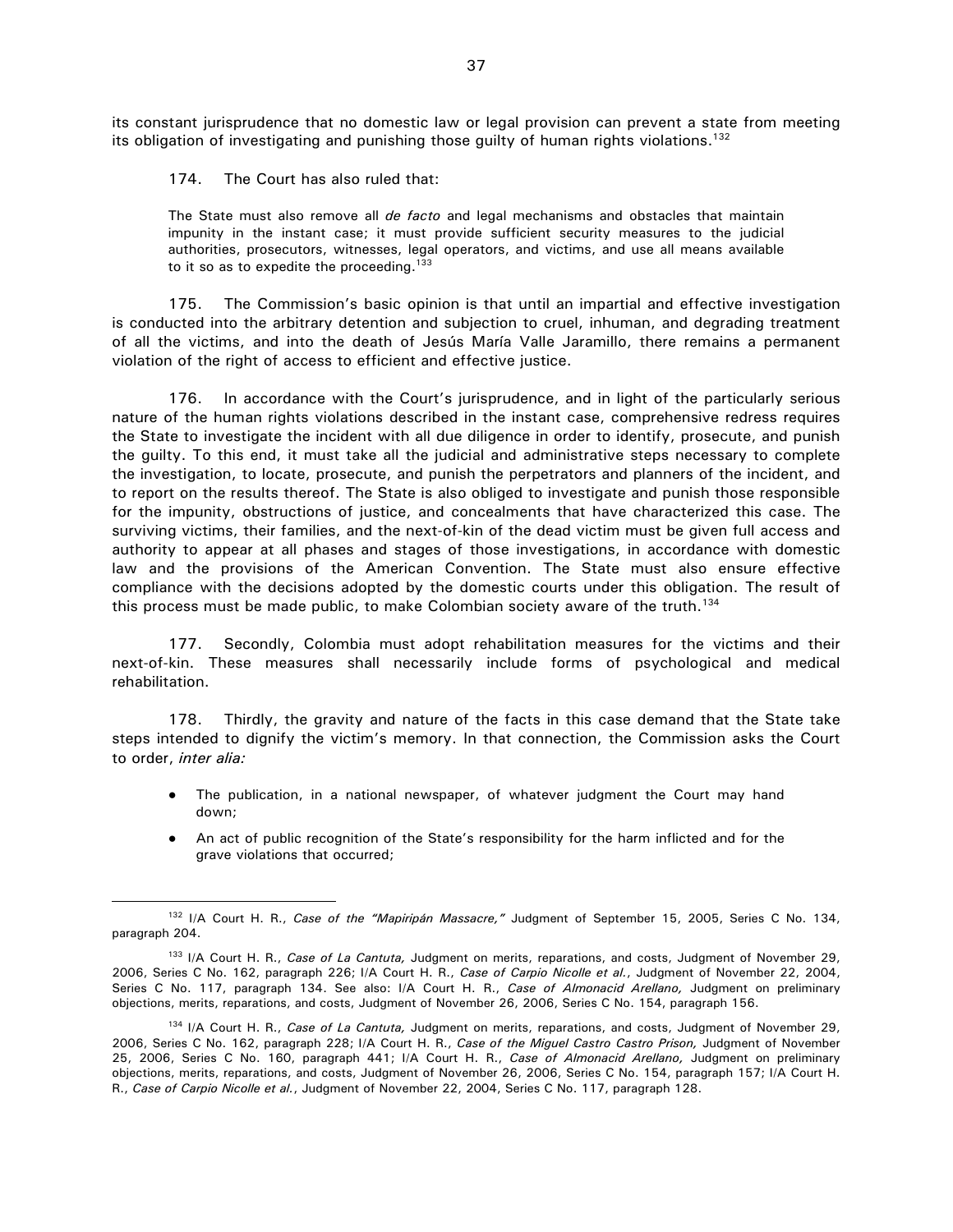its constant jurisprudence that no domestic law or legal provision can prevent a state from meeting its obligation of investigating and punishing those guilty of human rights violations.[132]

174. The Court has also ruled that:

> The State must also remove all *de facto* and legal mechanisms and obstacles that maintain impunity in the instant case; it must provide sufficient security measures to the judicial authorities, prosecutors, witnesses, legal operators, and victims, and use all means available to it so as to expedite the proceeding.[133]

175. The Commission's basic opinion is that until an impartial and effective investigation is conducted into the arbitrary detention and subjection to cruel, inhuman, and degrading treatment of all the victims, and into the death of Jesús María Valle Jaramillo, there remains a permanent violation of the right of access to efficient and effective justice.

176. In accordance with the Court's jurisprudence, and in light of the particularly serious nature of the human rights violations described in the instant case, comprehensive redress requires the State to investigate the incident with all due diligence in order to identify, prosecute, and punish the guilty. To this end, it must take all the judicial and administrative steps necessary to complete the investigation, to locate, prosecute, and punish the perpetrators and planners of the incident, and to report on the results thereof. The State is also obliged to investigate and punish those responsible for the impunity, obstructions of justice, and concealments that have characterized this case. The surviving victims, their families, and the next-of-kin of the dead victim must be given full access and authority to appear at all phases and stages of those investigations, in accordance with domestic law and the provisions of the American Convention. The State must also ensure effective compliance with the decisions adopted by the domestic courts under this obligation. The result of this process must be made public, to make Colombian society aware of the truth.[134]

177. Secondly, Colombia must adopt rehabilitation measures for the victims and their next-of-kin. These measures shall necessarily include forms of psychological and medical rehabilitation.

178. Thirdly, the gravity and nature of the facts in this case demand that the State take steps intended to dignify the victim's memory. In that connection, the Commission asks the Court to order, *inter alia:*

- The publication, in a national newspaper, of whatever judgment the Court may hand down;
- An act of public recognition of the State's responsibility for the harm inflicted and for the grave violations that occurred;

---

[132] I/A Court H. R., *Case of the "Mapiripán Massacre,"* Judgment of September 15, 2005, Series C No. 134, paragraph 204.

[133] I/A Court H. R., *Case of La Cantuta,* Judgment on merits, reparations, and costs, Judgment of November 29, 2006, Series C No. 162, paragraph 226; I/A Court H. R., *Case of Carpio Nicolle et al.*, Judgment of November 22, 2004, Series C No. 117, paragraph 134. See also: I/A Court H. R., *Case of Almonacid Arellano,* Judgment on preliminary objections, merits, reparations, and costs, Judgment of November 26, 2006, Series C No. 154, paragraph 156.

[134] I/A Court H. R., *Case of La Cantuta,* Judgment on merits, reparations, and costs, Judgment of November 29, 2006, Series C No. 162, paragraph 228; I/A Court H. R., *Case of the Miguel Castro Castro Prison,* Judgment of November 25, 2006, Series C No. 160, paragraph 441; I/A Court H. R., *Case of Almonacid Arellano,* Judgment on preliminary objections, merits, reparations, and costs, Judgment of November 26, 2006, Series C No. 154, paragraph 157; I/A Court H. R., *Case of Carpio Nicolle et al.*, Judgment of November 22, 2004, Series C No. 117, paragraph 128.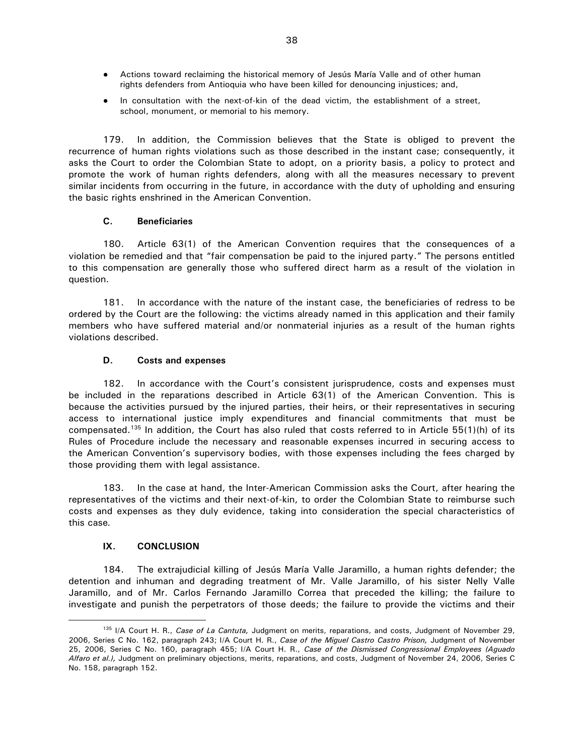- Actions toward reclaiming the historical memory of Jesús María Valle and of other human rights defenders from Antioquia who have been killed for denouncing injustices; and,
- In consultation with the next-of-kin of the dead victim, the establishment of a street, school, monument, or memorial to his memory.

179. In addition, the Commission believes that the State is obliged to prevent the recurrence of human rights violations such as those described in the instant case; consequently, it asks the Court to order the Colombian State to adopt, on a priority basis, a policy to protect and promote the work of human rights defenders, along with all the measures necessary to prevent similar incidents from occurring in the future, in accordance with the duty of upholding and ensuring the basic rights enshrined in the American Convention.

### C. Beneficiaries

180. Article 63(1) of the American Convention requires that the consequences of a violation be remedied and that "fair compensation be paid to the injured party." The persons entitled to this compensation are generally those who suffered direct harm as a result of the violation in question.

181. In accordance with the nature of the instant case, the beneficiaries of redress to be ordered by the Court are the following: the victims already named in this application and their family members who have suffered material and/or nonmaterial injuries as a result of the human rights violations described.

### D. Costs and expenses

182. In accordance with the Court's consistent jurisprudence, costs and expenses must be included in the reparations described in Article 63(1) of the American Convention. This is because the activities pursued by the injured parties, their heirs, or their representatives in securing access to international justice imply expenditures and financial commitments that must be compensated.[135] In addition, the Court has also ruled that costs referred to in Article 55(1)(h) of its Rules of Procedure include the necessary and reasonable expenses incurred in securing access to the American Convention's supervisory bodies, with those expenses including the fees charged by those providing them with legal assistance.

183. In the case at hand, the Inter-American Commission asks the Court, after hearing the representatives of the victims and their next-of-kin, to order the Colombian State to reimburse such costs and expenses as they duly evidence, taking into consideration the special characteristics of this case.

## IX. CONCLUSION

184. The extrajudicial killing of Jesús María Valle Jaramillo, a human rights defender; the detention and inhuman and degrading treatment of Mr. Valle Jaramillo, of his sister Nelly Valle Jaramillo, and of Mr. Carlos Fernando Jaramillo Correa that preceded the killing; the failure to investigate and punish the perpetrators of those deeds; the failure to provide the victims and their

---

[135] I/A Court H. R., *Case of La Cantuta,* Judgment on merits, reparations, and costs, Judgment of November 29, 2006, Series C No. 162, paragraph 243; I/A Court H. R., *Case of the Miguel Castro Castro Prison,* Judgment of November 25, 2006, Series C No. 160, paragraph 455; I/A Court H. R., *Case of the Dismissed Congressional Employees (Aguado Alfaro et al.),* Judgment on preliminary objections, merits, reparations, and costs, Judgment of November 24, 2006, Series C No. 158, paragraph 152.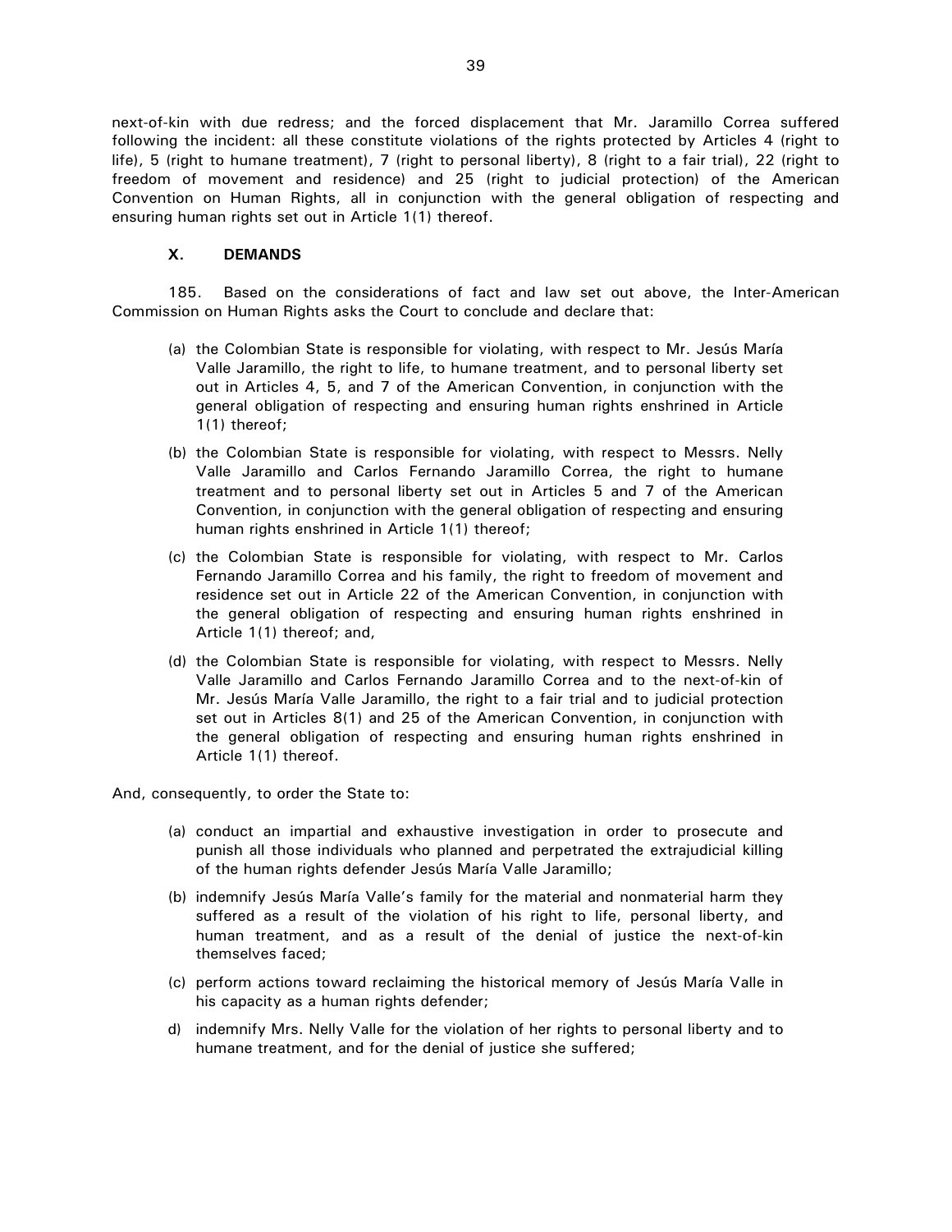next-of-kin with due redress; and the forced displacement that Mr. Jaramillo Correa suffered following the incident: all these constitute violations of the rights protected by Articles 4 (right to life), 5 (right to humane treatment), 7 (right to personal liberty), 8 (right to a fair trial), 22 (right to freedom of movement and residence) and 25 (right to judicial protection) of the American Convention on Human Rights, all in conjunction with the general obligation of respecting and ensuring human rights set out in Article 1(1) thereof.

## X. DEMANDS

185. Based on the considerations of fact and law set out above, the Inter-American Commission on Human Rights asks the Court to conclude and declare that:

(a) the Colombian State is responsible for violating, with respect to Mr. Jesús María Valle Jaramillo, the right to life, to humane treatment, and to personal liberty set out in Articles 4, 5, and 7 of the American Convention, in conjunction with the general obligation of respecting and ensuring human rights enshrined in Article 1(1) thereof;

(b) the Colombian State is responsible for violating, with respect to Messrs. Nelly Valle Jaramillo and Carlos Fernando Jaramillo Correa, the right to humane treatment and to personal liberty set out in Articles 5 and 7 of the American Convention, in conjunction with the general obligation of respecting and ensuring human rights enshrined in Article 1(1) thereof;

(c) the Colombian State is responsible for violating, with respect to Mr. Carlos Fernando Jaramillo Correa and his family, the right to freedom of movement and residence set out in Article 22 of the American Convention, in conjunction with the general obligation of respecting and ensuring human rights enshrined in Article 1(1) thereof; and,

(d) the Colombian State is responsible for violating, with respect to Messrs. Nelly Valle Jaramillo and Carlos Fernando Jaramillo Correa and to the next-of-kin of Mr. Jesús María Valle Jaramillo, the right to a fair trial and to judicial protection set out in Articles 8(1) and 25 of the American Convention, in conjunction with the general obligation of respecting and ensuring human rights enshrined in Article 1(1) thereof.

And, consequently, to order the State to:

(a) conduct an impartial and exhaustive investigation in order to prosecute and punish all those individuals who planned and perpetrated the extrajudicial killing of the human rights defender Jesús María Valle Jaramillo;

(b) indemnify Jesús María Valle's family for the material and nonmaterial harm they suffered as a result of the violation of his right to life, personal liberty, and human treatment, and as a result of the denial of justice the next-of-kin themselves faced;

(c) perform actions toward reclaiming the historical memory of Jesús María Valle in his capacity as a human rights defender;

d) indemnify Mrs. Nelly Valle for the violation of her rights to personal liberty and to humane treatment, and for the denial of justice she suffered;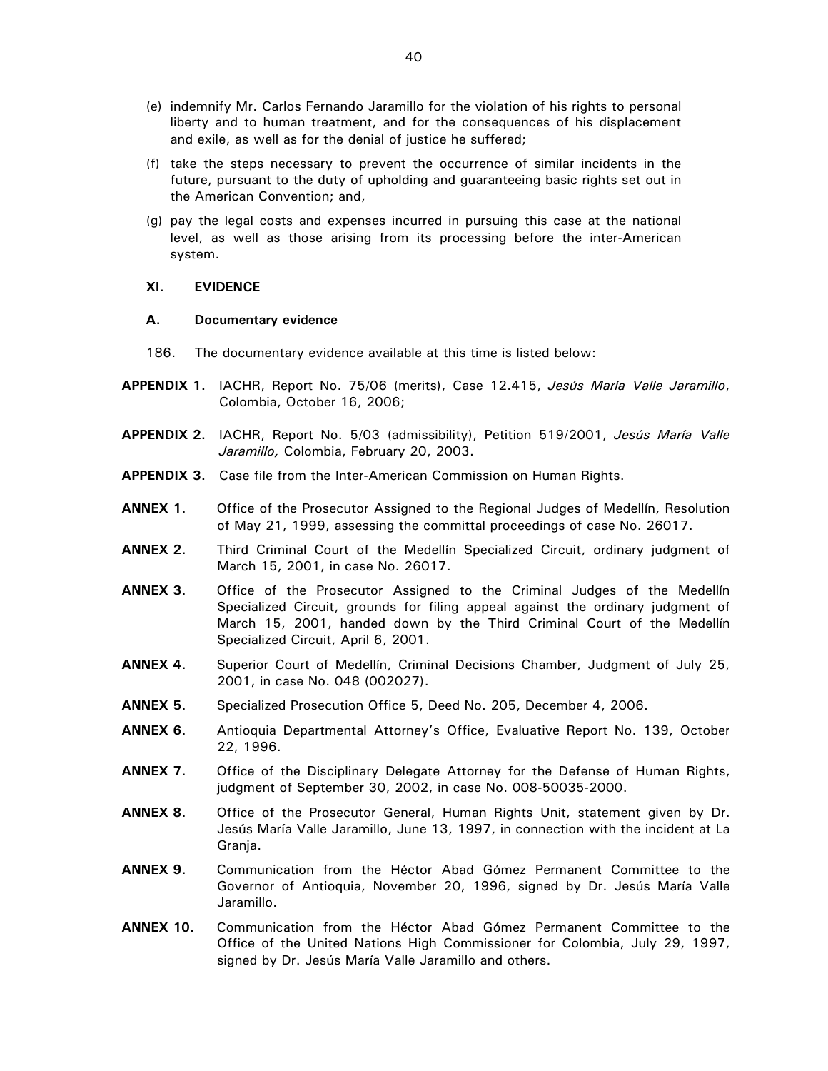(e) indemnify Mr. Carlos Fernando Jaramillo for the violation of his rights to personal liberty and to human treatment, and for the consequences of his displacement and exile, as well as for the denial of justice he suffered;

(f) take the steps necessary to prevent the occurrence of similar incidents in the future, pursuant to the duty of upholding and guaranteeing basic rights set out in the American Convention; and,

(g) pay the legal costs and expenses incurred in pursuing this case at the national level, as well as those arising from its processing before the inter-American system.

## XI. EVIDENCE

### A. Documentary evidence

186. The documentary evidence available at this time is listed below:

**APPENDIX 1.** IACHR, Report No. 75/06 (merits), Case 12.415, *Jesús María Valle Jaramillo*, Colombia, October 16, 2006;

**APPENDIX 2.** IACHR, Report No. 5/03 (admissibility), Petition 519/2001, *Jesús María Valle Jaramillo,* Colombia, February 20, 2003.

**APPENDIX 3.** Case file from the Inter-American Commission on Human Rights.

**ANNEX 1.** Office of the Prosecutor Assigned to the Regional Judges of Medellín, Resolution of May 21, 1999, assessing the committal proceedings of case No. 26017.

**ANNEX 2.** Third Criminal Court of the Medellín Specialized Circuit, ordinary judgment of March 15, 2001, in case No. 26017.

**ANNEX 3.** Office of the Prosecutor Assigned to the Criminal Judges of the Medellín Specialized Circuit, grounds for filing appeal against the ordinary judgment of March 15, 2001, handed down by the Third Criminal Court of the Medellín Specialized Circuit, April 6, 2001.

**ANNEX 4.** Superior Court of Medellín, Criminal Decisions Chamber, Judgment of July 25, 2001, in case No. 048 (002027).

**ANNEX 5.** Specialized Prosecution Office 5, Deed No. 205, December 4, 2006.

**ANNEX 6.** Antioquia Departmental Attorney's Office, Evaluative Report No. 139, October 22, 1996.

**ANNEX 7.** Office of the Disciplinary Delegate Attorney for the Defense of Human Rights, judgment of September 30, 2002, in case No. 008-50035-2000.

**ANNEX 8.** Office of the Prosecutor General, Human Rights Unit, statement given by Dr. Jesús María Valle Jaramillo, June 13, 1997, in connection with the incident at La Granja.

**ANNEX 9.** Communication from the Héctor Abad Gómez Permanent Committee to the Governor of Antioquia, November 20, 1996, signed by Dr. Jesús María Valle Jaramillo.

**ANNEX 10.** Communication from the Héctor Abad Gómez Permanent Committee to the Office of the United Nations High Commissioner for Colombia, July 29, 1997, signed by Dr. Jesús María Valle Jaramillo and others.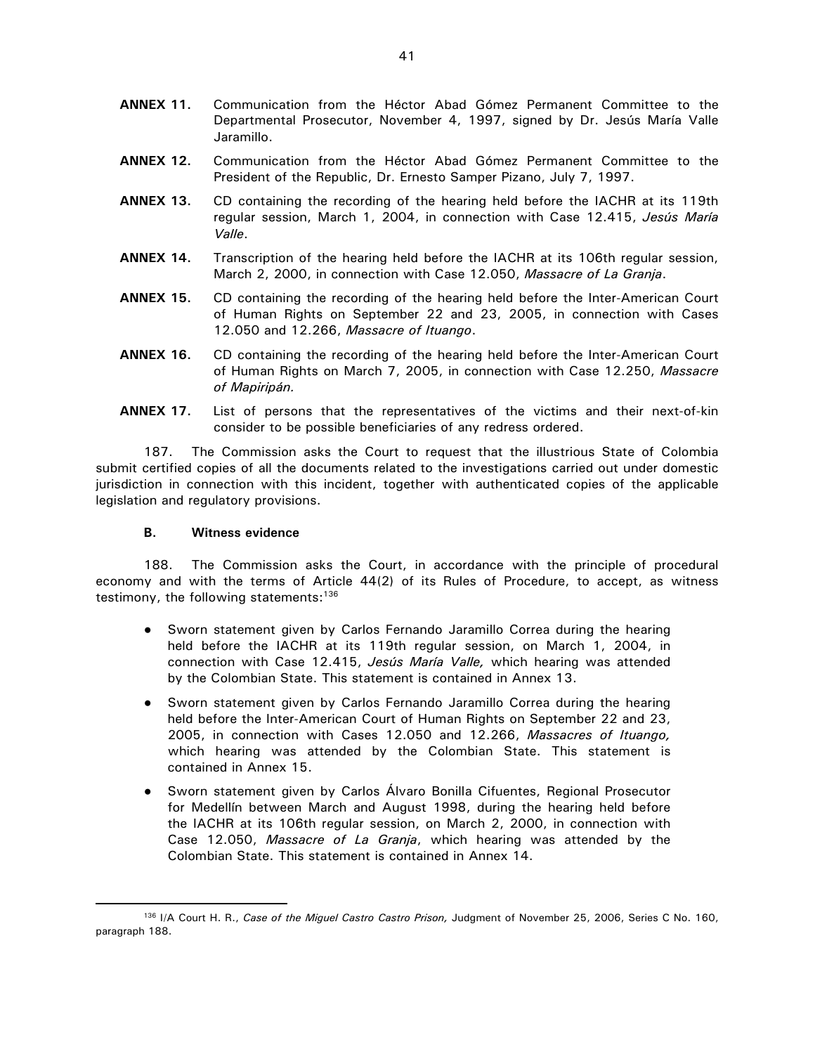**ANNEX 11.** Communication from the Héctor Abad Gómez Permanent Committee to the Departmental Prosecutor, November 4, 1997, signed by Dr. Jesús María Valle Jaramillo.

**ANNEX 12.** Communication from the Héctor Abad Gómez Permanent Committee to the President of the Republic, Dr. Ernesto Samper Pizano, July 7, 1997.

**ANNEX 13.** CD containing the recording of the hearing held before the IACHR at its 119th regular session, March 1, 2004, in connection with Case 12.415, *Jesús María Valle*.

**ANNEX 14.** Transcription of the hearing held before the IACHR at its 106th regular session, March 2, 2000, in connection with Case 12.050, *Massacre of La Granja*.

**ANNEX 15.** CD containing the recording of the hearing held before the Inter-American Court of Human Rights on September 22 and 23, 2005, in connection with Cases 12.050 and 12.266, *Massacre of Ituango*.

**ANNEX 16.** CD containing the recording of the hearing held before the Inter-American Court of Human Rights on March 7, 2005, in connection with Case 12.250, *Massacre of Mapiripán.*

**ANNEX 17.** List of persons that the representatives of the victims and their next-of-kin consider to be possible beneficiaries of any redress ordered.

187. The Commission asks the Court to request that the illustrious State of Colombia submit certified copies of all the documents related to the investigations carried out under domestic jurisdiction in connection with this incident, together with authenticated copies of the applicable legislation and regulatory provisions.

### B. Witness evidence

188. The Commission asks the Court, in accordance with the principle of procedural economy and with the terms of Article 44(2) of its Rules of Procedure, to accept, as witness testimony, the following statements:[136]

- Sworn statement given by Carlos Fernando Jaramillo Correa during the hearing held before the IACHR at its 119th regular session, on March 1, 2004, in connection with Case 12.415, *Jesús María Valle,* which hearing was attended by the Colombian State. This statement is contained in Annex 13.
- Sworn statement given by Carlos Fernando Jaramillo Correa during the hearing held before the Inter-American Court of Human Rights on September 22 and 23, 2005, in connection with Cases 12.050 and 12.266, *Massacres of Ituango,* which hearing was attended by the Colombian State. This statement is contained in Annex 15.
- Sworn statement given by Carlos Álvaro Bonilla Cifuentes, Regional Prosecutor for Medellín between March and August 1998, during the hearing held before the IACHR at its 106th regular session, on March 2, 2000, in connection with Case 12.050, *Massacre of La Granja*, which hearing was attended by the Colombian State. This statement is contained in Annex 14.

---

[136] I/A Court H. R., *Case of the Miguel Castro Castro Prison,* Judgment of November 25, 2006, Series C No. 160, paragraph 188.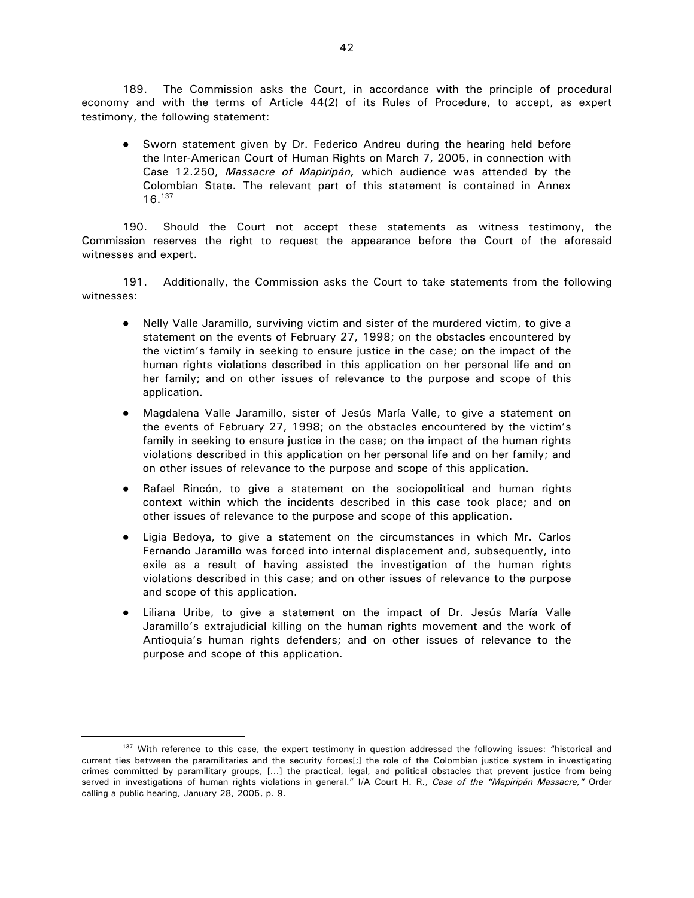189. The Commission asks the Court, in accordance with the principle of procedural economy and with the terms of Article 44(2) of its Rules of Procedure, to accept, as expert testimony, the following statement:

- Sworn statement given by Dr. Federico Andreu during the hearing held before the Inter-American Court of Human Rights on March 7, 2005, in connection with Case 12.250, *Massacre of Mapiripán,* which audience was attended by the Colombian State. The relevant part of this statement is contained in Annex 16.[137]

190. Should the Court not accept these statements as witness testimony, the Commission reserves the right to request the appearance before the Court of the aforesaid witnesses and expert.

191. Additionally, the Commission asks the Court to take statements from the following witnesses:

- Nelly Valle Jaramillo, surviving victim and sister of the murdered victim, to give a statement on the events of February 27, 1998; on the obstacles encountered by the victim's family in seeking to ensure justice in the case; on the impact of the human rights violations described in this application on her personal life and on her family; and on other issues of relevance to the purpose and scope of this application.
- Magdalena Valle Jaramillo, sister of Jesús María Valle, to give a statement on the events of February 27, 1998; on the obstacles encountered by the victim's family in seeking to ensure justice in the case; on the impact of the human rights violations described in this application on her personal life and on her family; and on other issues of relevance to the purpose and scope of this application.
- Rafael Rincón, to give a statement on the sociopolitical and human rights context within which the incidents described in this case took place; and on other issues of relevance to the purpose and scope of this application.
- Ligia Bedoya, to give a statement on the circumstances in which Mr. Carlos Fernando Jaramillo was forced into internal displacement and, subsequently, into exile as a result of having assisted the investigation of the human rights violations described in this case; and on other issues of relevance to the purpose and scope of this application.
- Liliana Uribe, to give a statement on the impact of Dr. Jesús María Valle Jaramillo's extrajudicial killing on the human rights movement and the work of Antioquia's human rights defenders; and on other issues of relevance to the purpose and scope of this application.

---

[137] With reference to this case, the expert testimony in question addressed the following issues: "historical and current ties between the paramilitaries and the security forces[;] the role of the Colombian justice system in investigating crimes committed by paramilitary groups, [...] the practical, legal, and political obstacles that prevent justice from being served in investigations of human rights violations in general." I/A Court H. R., *Case of the "Mapiripán Massacre,"* Order calling a public hearing, January 28, 2005, p. 9.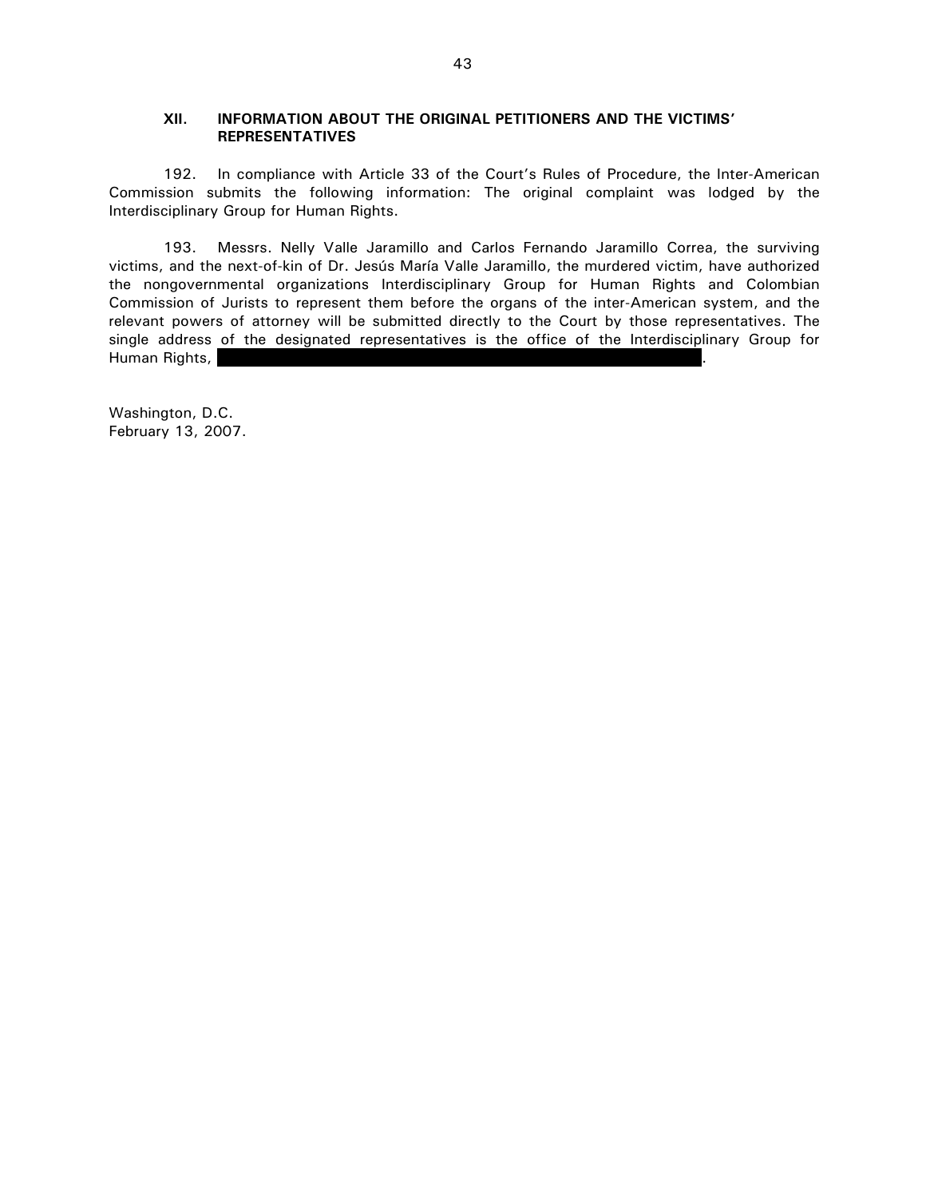## XII. INFORMATION ABOUT THE ORIGINAL PETITIONERS AND THE VICTIMS' REPRESENTATIVES

192. In compliance with Article 33 of the Court's Rules of Procedure, the Inter-American Commission submits the following information: The original complaint was lodged by the Interdisciplinary Group for Human Rights.

193. Messrs. Nelly Valle Jaramillo and Carlos Fernando Jaramillo Correa, the surviving victims, and the next-of-kin of Dr. Jesús María Valle Jaramillo, the murdered victim, have authorized the nongovernmental organizations Interdisciplinary Group for Human Rights and Colombian Commission of Jurists to represent them before the organs of the inter-American system, and the relevant powers of attorney will be submitted directly to the Court by those representatives. The single address of the designated representatives is the office of the Interdisciplinary Group for Human Rights, ████████████████████████████████████████.

Washington, D.C.
February 13, 2007.